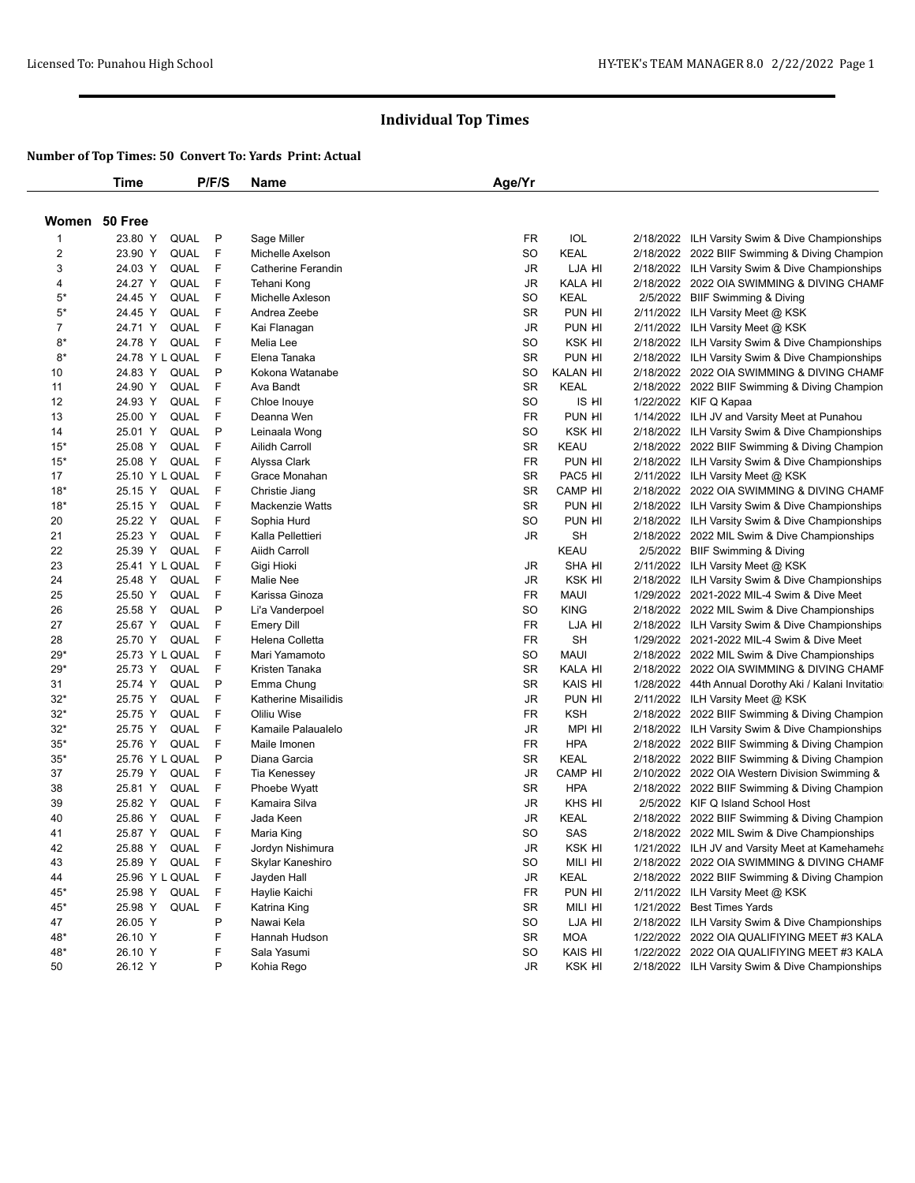# Individual Top Times

**Number of Top Times: 50 Convert To: Yards Print: Actual**

## Women 50 Free

| | Time | | P/F/S | Name | Age/Yr | Team | Date | Meet |
|---|---|---|---|---|---|---|---|---|
| 1 | 23.80 Y | QUAL | P | Sage Miller | FR | IOL | 2/18/2022 | ILH Varsity Swim & Dive Championships |
| 2 | 23.90 Y | QUAL | F | Michelle Axelson | SO | KEAL | 2/18/2022 | 2022 BIIF Swimming & Diving Champion |
| 3 | 24.03 Y | QUAL | F | Catherine Ferandin | JR | LJA HI | 2/18/2022 | ILH Varsity Swim & Dive Championships |
| 4 | 24.27 Y | QUAL | F | Tehani Kong | JR | KALA HI | 2/18/2022 | 2022 OIA SWIMMING & DIVING CHAMF |
| 5* | 24.45 Y | QUAL | F | Michelle Axleson | SO | KEAL | 2/5/2022 | BIIF Swimming & Diving |
| 5* | 24.45 Y | QUAL | F | Andrea Zeebe | SR | PUN HI | 2/11/2022 | ILH Varsity Meet @ KSK |
| 7 | 24.71 Y | QUAL | F | Kai Flanagan | JR | PUN HI | 2/11/2022 | ILH Varsity Meet @ KSK |
| 8* | 24.78 Y | QUAL | F | Melia Lee | SO | KSK HI | 2/18/2022 | ILH Varsity Swim & Dive Championships |
| 8* | 24.78 Y L | QUAL | F | Elena Tanaka | SR | PUN HI | 2/18/2022 | ILH Varsity Swim & Dive Championships |
| 10 | 24.83 Y | QUAL | P | Kokona Watanabe | SO | KALAN HI | 2/18/2022 | 2022 OIA SWIMMING & DIVING CHAMF |
| 11 | 24.90 Y | QUAL | F | Ava Bandt | SR | KEAL | 2/18/2022 | 2022 BIIF Swimming & Diving Champion |
| 12 | 24.93 Y | QUAL | F | Chloe Inouye | SO | IS HI | 1/22/2022 | KIF Q Kapaa |
| 13 | 25.00 Y | QUAL | F | Deanna Wen | FR | PUN HI | 1/14/2022 | ILH JV and Varsity Meet at Punahou |
| 14 | 25.01 Y | QUAL | P | Leinaala Wong | SO | KSK HI | 2/18/2022 | ILH Varsity Swim & Dive Championships |
| 15* | 25.08 Y | QUAL | F | Ailidh Carroll | SR | KEAU | 2/18/2022 | 2022 BIIF Swimming & Diving Champion |
| 15* | 25.08 Y | QUAL | F | Alyssa Clark | FR | PUN HI | 2/18/2022 | ILH Varsity Swim & Dive Championships |
| 17 | 25.10 Y L | QUAL | F | Grace Monahan | SR | PAC5 HI | 2/11/2022 | ILH Varsity Meet @ KSK |
| 18* | 25.15 Y | QUAL | F | Christie Jiang | SR | CAMP HI | 2/18/2022 | 2022 OIA SWIMMING & DIVING CHAMF |
| 18* | 25.15 Y | QUAL | F | Mackenzie Watts | SR | PUN HI | 2/18/2022 | ILH Varsity Swim & Dive Championships |
| 20 | 25.22 Y | QUAL | F | Sophia Hurd | SO | PUN HI | 2/18/2022 | ILH Varsity Swim & Dive Championships |
| 21 | 25.23 Y | QUAL | F | Kalla Pellettieri | JR | SH | 2/18/2022 | 2022 MIL Swim & Dive Championships |
| 22 | 25.39 Y | QUAL | F | Aiidh Carroll | | KEAU | 2/5/2022 | BIIF Swimming & Diving |
| 23 | 25.41 Y L | QUAL | F | Gigi Hioki | JR | SHA HI | 2/11/2022 | ILH Varsity Meet @ KSK |
| 24 | 25.48 Y | QUAL | F | Malie Nee | JR | KSK HI | 2/18/2022 | ILH Varsity Swim & Dive Championships |
| 25 | 25.50 Y | QUAL | F | Karissa Ginoza | FR | MAUI | 1/29/2022 | 2021-2022 MIL-4 Swim & Dive Meet |
| 26 | 25.58 Y | QUAL | P | Li'a Vanderpoel | SO | KING | 2/18/2022 | 2022 MIL Swim & Dive Championships |
| 27 | 25.67 Y | QUAL | F | Emery Dill | FR | LJA HI | 2/18/2022 | ILH Varsity Swim & Dive Championships |
| 28 | 25.70 Y | QUAL | F | Helena Colletta | FR | SH | 1/29/2022 | 2021-2022 MIL-4 Swim & Dive Meet |
| 29* | 25.73 Y L | QUAL | F | Mari Yamamoto | SO | MAUI | 2/18/2022 | 2022 MIL Swim & Dive Championships |
| 29* | 25.73 Y | QUAL | F | Kristen Tanaka | SR | KALA HI | 2/18/2022 | 2022 OIA SWIMMING & DIVING CHAMF |
| 31 | 25.74 Y | QUAL | P | Emma Chung | SR | KAIS HI | 1/28/2022 | 44th Annual Dorothy Aki / Kalani Invitatio |
| 32* | 25.75 Y | QUAL | F | Katherine Misailidis | JR | PUN HI | 2/11/2022 | ILH Varsity Meet @ KSK |
| 32* | 25.75 Y | QUAL | F | Oliliu Wise | FR | KSH | 2/18/2022 | 2022 BIIF Swimming & Diving Champion |
| 32* | 25.75 Y | QUAL | F | Kamaile Palaualelo | JR | MPI HI | 2/18/2022 | ILH Varsity Swim & Dive Championships |
| 35* | 25.76 Y | QUAL | F | Maile Imonen | FR | HPA | 2/18/2022 | 2022 BIIF Swimming & Diving Champion |
| 35* | 25.76 Y L | QUAL | P | Diana Garcia | SR | KEAL | 2/18/2022 | 2022 BIIF Swimming & Diving Champion |
| 37 | 25.79 Y | QUAL | F | Tia Kenessey | JR | CAMP HI | 2/10/2022 | 2022 OIA Western Division Swimming & |
| 38 | 25.81 Y | QUAL | F | Phoebe Wyatt | SR | HPA | 2/18/2022 | 2022 BIIF Swimming & Diving Champion |
| 39 | 25.82 Y | QUAL | F | Kamaira Silva | JR | KHS HI | 2/5/2022 | KIF Q Island School Host |
| 40 | 25.86 Y | QUAL | F | Jada Keen | JR | KEAL | 2/18/2022 | 2022 BIIF Swimming & Diving Champion |
| 41 | 25.87 Y | QUAL | F | Maria King | SO | SAS | 2/18/2022 | 2022 MIL Swim & Dive Championships |
| 42 | 25.88 Y | QUAL | F | Jordyn Nishimura | JR | KSK HI | 1/21/2022 | ILH JV and Varsity Meet at Kamehameha |
| 43 | 25.89 Y | QUAL | F | Skylar Kaneshiro | SO | MILI HI | 2/18/2022 | 2022 OIA SWIMMING & DIVING CHAMF |
| 44 | 25.96 Y L | QUAL | F | Jayden Hall | JR | KEAL | 2/18/2022 | 2022 BIIF Swimming & Diving Champion |
| 45* | 25.98 Y | QUAL | F | Haylie Kaichi | FR | PUN HI | 2/11/2022 | ILH Varsity Meet @ KSK |
| 45* | 25.98 Y | QUAL | F | Katrina King | SR | MILI HI | 1/21/2022 | Best Times Yards |
| 47 | 26.05 Y | | P | Nawai Kela | SO | LJA HI | 2/18/2022 | ILH Varsity Swim & Dive Championships |
| 48* | 26.10 Y | | F | Hannah Hudson | SR | MOA | 1/22/2022 | 2022 OIA QUALIFIYING MEET #3 KALA |
| 48* | 26.10 Y | | F | Sala Yasumi | SO | KAIS HI | 1/22/2022 | 2022 OIA QUALIFIYING MEET #3 KALA |
| 50 | 26.12 Y | | P | Kohia Rego | JR | KSK HI | 2/18/2022 | ILH Varsity Swim & Dive Championships |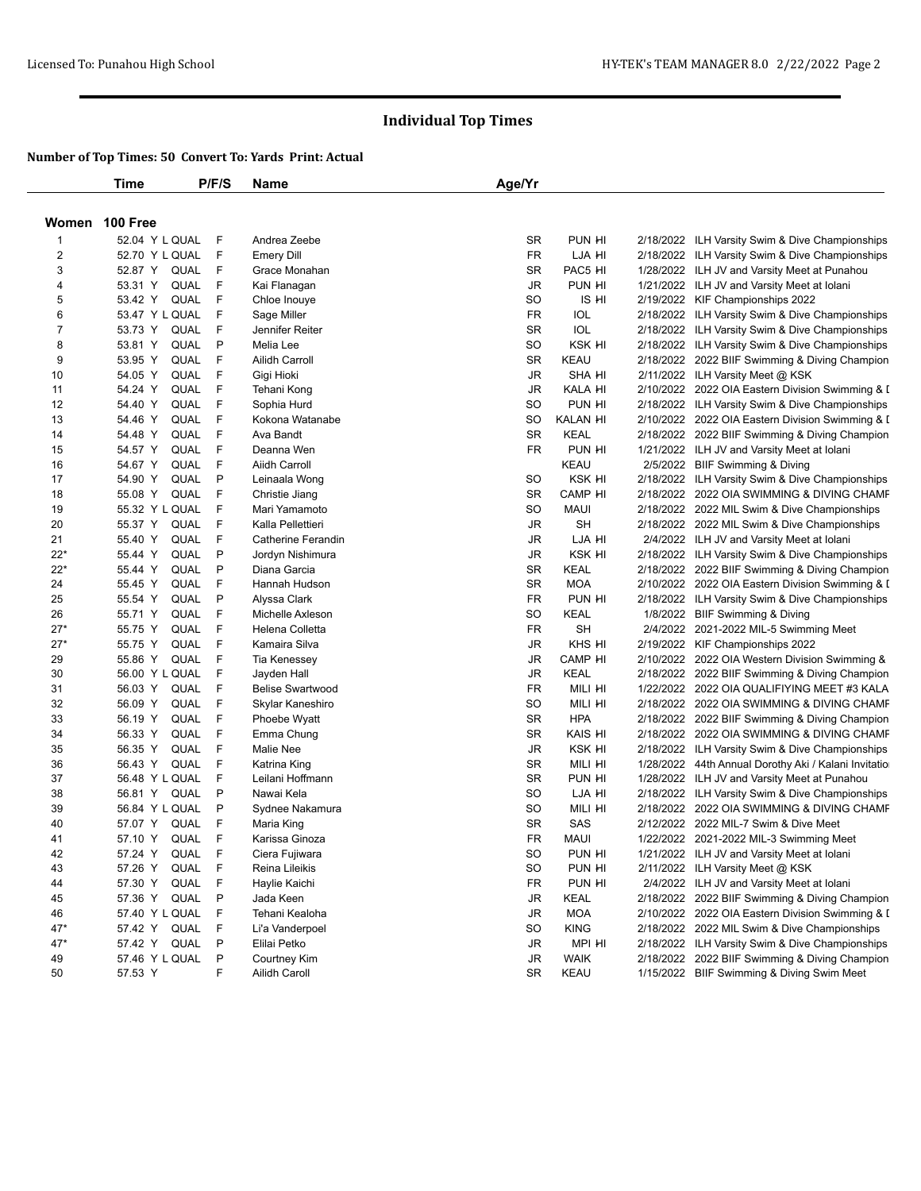## Individual Top Times

**Number of Top Times: 50 Convert To: Yards Print: Actual**

### Women 100 Free

| | Time | P/F/S | Name | Age/Yr | | | |
|---|---|---|---|---|---|---|---|
| 1 | 52.04 Y L QUAL | F | Andrea Zeebe | SR | PUN HI | 2/18/2022 | ILH Varsity Swim & Dive Championships |
| 2 | 52.70 Y L QUAL | F | Emery Dill | FR | LJA HI | 2/18/2022 | ILH Varsity Swim & Dive Championships |
| 3 | 52.87 Y QUAL | F | Grace Monahan | SR | PAC5 HI | 1/28/2022 | ILH JV and Varsity Meet at Punahou |
| 4 | 53.31 Y QUAL | F | Kai Flanagan | JR | PUN HI | 1/21/2022 | ILH JV and Varsity Meet at Iolani |
| 5 | 53.42 Y QUAL | F | Chloe Inouye | SO | IS HI | 2/19/2022 | KIF Championships 2022 |
| 6 | 53.47 Y L QUAL | F | Sage Miller | FR | IOL | 2/18/2022 | ILH Varsity Swim & Dive Championships |
| 7 | 53.73 Y QUAL | F | Jennifer Reiter | SR | IOL | 2/18/2022 | ILH Varsity Swim & Dive Championships |
| 8 | 53.81 Y QUAL | P | Melia Lee | SO | KSK HI | 2/18/2022 | ILH Varsity Swim & Dive Championships |
| 9 | 53.95 Y QUAL | F | Ailidh Carroll | SR | KEAU | 2/18/2022 | 2022 BIIF Swimming & Diving Champion |
| 10 | 54.05 Y QUAL | F | Gigi Hioki | JR | SHA HI | 2/11/2022 | ILH Varsity Meet @ KSK |
| 11 | 54.24 Y QUAL | F | Tehani Kong | JR | KALA HI | 2/10/2022 | 2022 OIA Eastern Division Swimming & I |
| 12 | 54.40 Y QUAL | F | Sophia Hurd | SO | PUN HI | 2/18/2022 | ILH Varsity Swim & Dive Championships |
| 13 | 54.46 Y QUAL | F | Kokona Watanabe | SO | KALAN HI | 2/10/2022 | 2022 OIA Eastern Division Swimming & I |
| 14 | 54.48 Y QUAL | F | Ava Bandt | SR | KEAL | 2/18/2022 | 2022 BIIF Swimming & Diving Champion |
| 15 | 54.57 Y QUAL | F | Deanna Wen | FR | PUN HI | 1/21/2022 | ILH JV and Varsity Meet at Iolani |
| 16 | 54.67 Y QUAL | F | Aiidh Carroll | | KEAU | 2/5/2022 | BIIF Swimming & Diving |
| 17 | 54.90 Y QUAL | P | Leinaala Wong | SO | KSK HI | 2/18/2022 | ILH Varsity Swim & Dive Championships |
| 18 | 55.08 Y QUAL | F | Christie Jiang | SR | CAMP HI | 2/18/2022 | 2022 OIA SWIMMING & DIVING CHAMF |
| 19 | 55.32 Y L QUAL | F | Mari Yamamoto | SO | MAUI | 2/18/2022 | 2022 MIL Swim & Dive Championships |
| 20 | 55.37 Y QUAL | F | Kalla Pellettieri | JR | SH | 2/18/2022 | 2022 MIL Swim & Dive Championships |
| 21 | 55.40 Y QUAL | F | Catherine Ferandin | JR | LJA HI | 2/4/2022 | ILH JV and Varsity Meet at Iolani |
| 22* | 55.44 Y QUAL | P | Jordyn Nishimura | JR | KSK HI | 2/18/2022 | ILH Varsity Swim & Dive Championships |
| 22* | 55.44 Y QUAL | P | Diana Garcia | SR | KEAL | 2/18/2022 | 2022 BIIF Swimming & Diving Champion |
| 24 | 55.45 Y QUAL | F | Hannah Hudson | SR | MOA | 2/10/2022 | 2022 OIA Eastern Division Swimming & I |
| 25 | 55.54 Y QUAL | P | Alyssa Clark | FR | PUN HI | 2/18/2022 | ILH Varsity Swim & Dive Championships |
| 26 | 55.71 Y QUAL | F | Michelle Axleson | SO | KEAL | 1/8/2022 | BIIF Swimming & Diving |
| 27* | 55.75 Y QUAL | F | Helena Colletta | FR | SH | 2/4/2022 | 2021-2022 MIL-5 Swimming Meet |
| 27* | 55.75 Y QUAL | F | Kamaira Silva | JR | KHS HI | 2/19/2022 | KIF Championships 2022 |
| 29 | 55.86 Y QUAL | F | Tia Kenessey | JR | CAMP HI | 2/10/2022 | 2022 OIA Western Division Swimming & |
| 30 | 56.00 Y L QUAL | F | Jayden Hall | JR | KEAL | 2/18/2022 | 2022 BIIF Swimming & Diving Champion |
| 31 | 56.03 Y QUAL | F | Belise Swartwood | FR | MILI HI | 1/22/2022 | 2022 OIA QUALIFIYING MEET #3 KALA |
| 32 | 56.09 Y QUAL | F | Skylar Kaneshiro | SO | MILI HI | 2/18/2022 | 2022 OIA SWIMMING & DIVING CHAMF |
| 33 | 56.19 Y QUAL | F | Phoebe Wyatt | SR | HPA | 2/18/2022 | 2022 BIIF Swimming & Diving Champion |
| 34 | 56.33 Y QUAL | F | Emma Chung | SR | KAIS HI | 2/18/2022 | 2022 OIA SWIMMING & DIVING CHAMF |
| 35 | 56.35 Y QUAL | F | Malie Nee | JR | KSK HI | 2/18/2022 | ILH Varsity Swim & Dive Championships |
| 36 | 56.43 Y QUAL | F | Katrina King | SR | MILI HI | 1/28/2022 | 44th Annual Dorothy Aki / Kalani Invitatio |
| 37 | 56.48 Y L QUAL | F | Leilani Hoffmann | SR | PUN HI | 1/28/2022 | ILH JV and Varsity Meet at Punahou |
| 38 | 56.81 Y QUAL | P | Nawai Kela | SO | LJA HI | 2/18/2022 | ILH Varsity Swim & Dive Championships |
| 39 | 56.84 Y L QUAL | P | Sydnee Nakamura | SO | MILI HI | 2/18/2022 | 2022 OIA SWIMMING & DIVING CHAMF |
| 40 | 57.07 Y QUAL | F | Maria King | SR | SAS | 2/12/2022 | 2022 MIL-7 Swim & Dive Meet |
| 41 | 57.10 Y QUAL | F | Karissa Ginoza | FR | MAUI | 1/22/2022 | 2021-2022 MIL-3 Swimming Meet |
| 42 | 57.24 Y QUAL | F | Ciera Fujiwara | SO | PUN HI | 1/21/2022 | ILH JV and Varsity Meet at Iolani |
| 43 | 57.26 Y QUAL | F | Reina Lileikis | SO | PUN HI | 2/11/2022 | ILH Varsity Meet @ KSK |
| 44 | 57.30 Y QUAL | F | Haylie Kaichi | FR | PUN HI | 2/4/2022 | ILH JV and Varsity Meet at Iolani |
| 45 | 57.36 Y QUAL | P | Jada Keen | JR | KEAL | 2/18/2022 | 2022 BIIF Swimming & Diving Champion |
| 46 | 57.40 Y L QUAL | F | Tehani Kealoha | JR | MOA | 2/10/2022 | 2022 OIA Eastern Division Swimming & I |
| 47* | 57.42 Y QUAL | F | Li'a Vanderpoel | SO | KING | 2/18/2022 | 2022 MIL Swim & Dive Championships |
| 47* | 57.42 Y QUAL | P | Elilai Petko | JR | MPI HI | 2/18/2022 | ILH Varsity Swim & Dive Championships |
| 49 | 57.46 Y L QUAL | P | Courtney Kim | JR | WAIK | 2/18/2022 | 2022 BIIF Swimming & Diving Champion |
| 50 | 57.53 Y | F | Ailidh Caroll | SR | KEAU | 1/15/2022 | BIIF Swimming & Diving Swim Meet |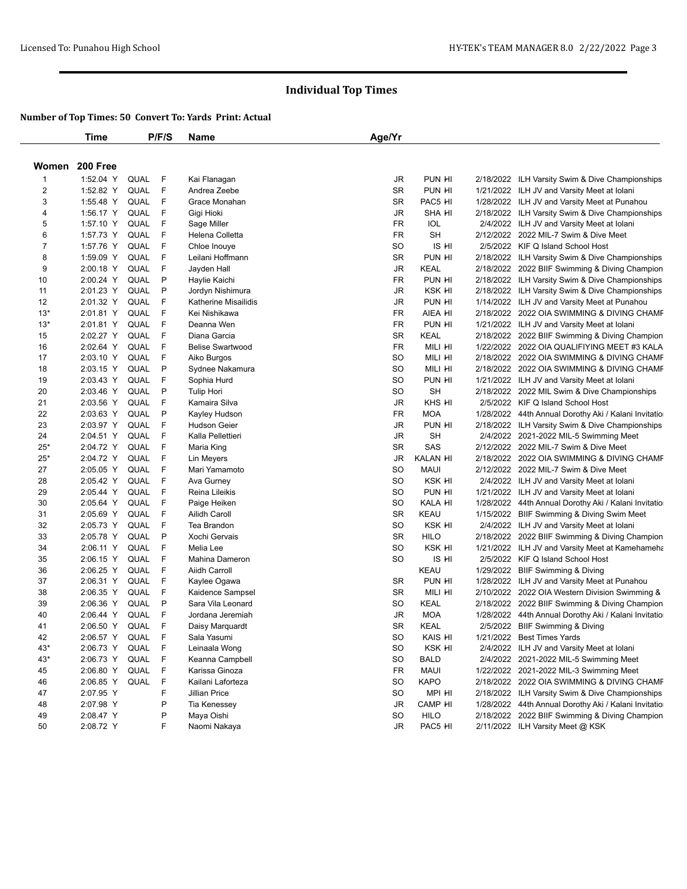# Individual Top Times

**Number of Top Times: 50 Convert To: Yards Print: Actual**

| | Time | | P/F/S | Name | Age/Yr | | | |
|---|---|---|---|---|---|---|---|---|
| **Women** | **200 Free** | | | | | | | |
| 1 | 1:52.04 Y | QUAL | F | Kai Flanagan | JR | PUN HI | 2/18/2022 | ILH Varsity Swim & Dive Championships |
| 2 | 1:52.82 Y | QUAL | F | Andrea Zeebe | SR | PUN HI | 1/21/2022 | ILH JV and Varsity Meet at Iolani |
| 3 | 1:55.48 Y | QUAL | F | Grace Monahan | SR | PAC5 HI | 1/28/2022 | ILH JV and Varsity Meet at Punahou |
| 4 | 1:56.17 Y | QUAL | F | Gigi Hioki | JR | SHA HI | 2/18/2022 | ILH Varsity Swim & Dive Championships |
| 5 | 1:57.10 Y | QUAL | F | Sage Miller | FR | IOL | 2/4/2022 | ILH JV and Varsity Meet at Iolani |
| 6 | 1:57.73 Y | QUAL | F | Helena Colletta | FR | SH | 2/12/2022 | 2022 MIL-7 Swim & Dive Meet |
| 7 | 1:57.76 Y | QUAL | F | Chloe Inouye | SO | IS HI | 2/5/2022 | KIF Q Island School Host |
| 8 | 1:59.09 Y | QUAL | F | Leilani Hoffmann | SR | PUN HI | 2/18/2022 | ILH Varsity Swim & Dive Championships |
| 9 | 2:00.18 Y | QUAL | F | Jayden Hall | JR | KEAL | 2/18/2022 | 2022 BIIF Swimming & Diving Champion |
| 10 | 2:00.24 Y | QUAL | P | Haylie Kaichi | FR | PUN HI | 2/18/2022 | ILH Varsity Swim & Dive Championships |
| 11 | 2:01.23 Y | QUAL | P | Jordyn Nishimura | JR | KSK HI | 2/18/2022 | ILH Varsity Swim & Dive Championships |
| 12 | 2:01.32 Y | QUAL | F | Katherine Misailidis | JR | PUN HI | 1/14/2022 | ILH JV and Varsity Meet at Punahou |
| 13* | 2:01.81 Y | QUAL | F | Kei Nishikawa | FR | AIEA HI | 2/18/2022 | 2022 OIA SWIMMING & DIVING CHAMF |
| 13* | 2:01.81 Y | QUAL | F | Deanna Wen | FR | PUN HI | 1/21/2022 | ILH JV and Varsity Meet at Iolani |
| 15 | 2:02.27 Y | QUAL | F | Diana Garcia | SR | KEAL | 2/18/2022 | 2022 BIIF Swimming & Diving Champion |
| 16 | 2:02.64 Y | QUAL | F | Belise Swartwood | FR | MILI HI | 1/22/2022 | 2022 OIA QUALIFIYING MEET #3 KALA |
| 17 | 2:03.10 Y | QUAL | F | Aiko Burgos | SO | MILI HI | 2/18/2022 | 2022 OIA SWIMMING & DIVING CHAMF |
| 18 | 2:03.15 Y | QUAL | P | Sydnee Nakamura | SO | MILI HI | 2/18/2022 | 2022 OIA SWIMMING & DIVING CHAMF |
| 19 | 2:03.43 Y | QUAL | F | Sophia Hurd | SO | PUN HI | 1/21/2022 | ILH JV and Varsity Meet at Iolani |
| 20 | 2:03.46 Y | QUAL | P | Tulip Hori | SO | SH | 2/18/2022 | 2022 MIL Swim & Dive Championships |
| 21 | 2:03.56 Y | QUAL | F | Kamaira Silva | JR | KHS HI | 2/5/2022 | KIF Q Island School Host |
| 22 | 2:03.63 Y | QUAL | P | Kayley Hudson | FR | MOA | 1/28/2022 | 44th Annual Dorothy Aki / Kalani Invitatio |
| 23 | 2:03.97 Y | QUAL | F | Hudson Geier | JR | PUN HI | 2/18/2022 | ILH Varsity Swim & Dive Championships |
| 24 | 2:04.51 Y | QUAL | F | Kalla Pellettieri | JR | SH | 2/4/2022 | 2021-2022 MIL-5 Swimming Meet |
| 25* | 2:04.72 Y | QUAL | F | Maria King | SR | SAS | 2/12/2022 | 2022 MIL-7 Swim & Dive Meet |
| 25* | 2:04.72 Y | QUAL | F | Lin Meyers | JR | KALAN HI | 2/18/2022 | 2022 OIA SWIMMING & DIVING CHAMF |
| 27 | 2:05.05 Y | QUAL | F | Mari Yamamoto | SO | MAUI | 2/12/2022 | 2022 MIL-7 Swim & Dive Meet |
| 28 | 2:05.42 Y | QUAL | F | Ava Gurney | SO | KSK HI | 2/4/2022 | ILH JV and Varsity Meet at Iolani |
| 29 | 2:05.44 Y | QUAL | F | Reina Lileikis | SO | PUN HI | 1/21/2022 | ILH JV and Varsity Meet at Iolani |
| 30 | 2:05.64 Y | QUAL | F | Paige Heiken | SO | KALA HI | 1/28/2022 | 44th Annual Dorothy Aki / Kalani Invitatio |
| 31 | 2:05.69 Y | QUAL | F | Ailidh Caroll | SR | KEAU | 1/15/2022 | BIIF Swimming & Diving Swim Meet |
| 32 | 2:05.73 Y | QUAL | F | Tea Brandon | SO | KSK HI | 2/4/2022 | ILH JV and Varsity Meet at Iolani |
| 33 | 2:05.78 Y | QUAL | P | Xochi Gervais | SR | HILO | 2/18/2022 | 2022 BIIF Swimming & Diving Champion |
| 34 | 2:06.11 Y | QUAL | F | Melia Lee | SO | KSK HI | 1/21/2022 | ILH JV and Varsity Meet at Kamehameha |
| 35 | 2:06.15 Y | QUAL | F | Mahina Dameron | SO | IS HI | 2/5/2022 | KIF Q Island School Host |
| 36 | 2:06.25 Y | QUAL | F | Aiidh Carroll | | KEAU | 1/29/2022 | BIIF Swimming & Diving |
| 37 | 2:06.31 Y | QUAL | F | Kaylee Ogawa | SR | PUN HI | 1/28/2022 | ILH JV and Varsity Meet at Punahou |
| 38 | 2:06.35 Y | QUAL | F | Kaidence Sampsel | SR | MILI HI | 2/10/2022 | 2022 OIA Western Division Swimming & |
| 39 | 2:06.36 Y | QUAL | P | Sara Vila Leonard | SO | KEAL | 2/18/2022 | 2022 BIIF Swimming & Diving Champion |
| 40 | 2:06.44 Y | QUAL | F | Jordana Jeremiah | JR | MOA | 1/28/2022 | 44th Annual Dorothy Aki / Kalani Invitatio |
| 41 | 2:06.50 Y | QUAL | F | Daisy Marquardt | SR | KEAL | 2/5/2022 | BIIF Swimming & Diving |
| 42 | 2:06.57 Y | QUAL | F | Sala Yasumi | SO | KAIS HI | 1/21/2022 | Best Times Yards |
| 43* | 2:06.73 Y | QUAL | F | Leinaala Wong | SO | KSK HI | 2/4/2022 | ILH JV and Varsity Meet at Iolani |
| 43* | 2:06.73 Y | QUAL | F | Keanna Campbell | SO | BALD | 2/4/2022 | 2021-2022 MIL-5 Swimming Meet |
| 45 | 2:06.80 Y | QUAL | F | Karissa Ginoza | FR | MAUI | 1/22/2022 | 2021-2022 MIL-3 Swimming Meet |
| 46 | 2:06.85 Y | QUAL | F | Kailani Laforteza | SO | KAPO | 2/18/2022 | 2022 OIA SWIMMING & DIVING CHAMF |
| 47 | 2:07.95 Y | | F | Jillian Price | SO | MPI HI | 2/18/2022 | ILH Varsity Swim & Dive Championships |
| 48 | 2:07.98 Y | | P | Tia Kenessey | JR | CAMP HI | 1/28/2022 | 44th Annual Dorothy Aki / Kalani Invitatio |
| 49 | 2:08.47 Y | | P | Maya Oishi | SO | HILO | 2/18/2022 | 2022 BIIF Swimming & Diving Champion |
| 50 | 2:08.72 Y | | F | Naomi Nakaya | JR | PAC5 HI | 2/11/2022 | ILH Varsity Meet @ KSK |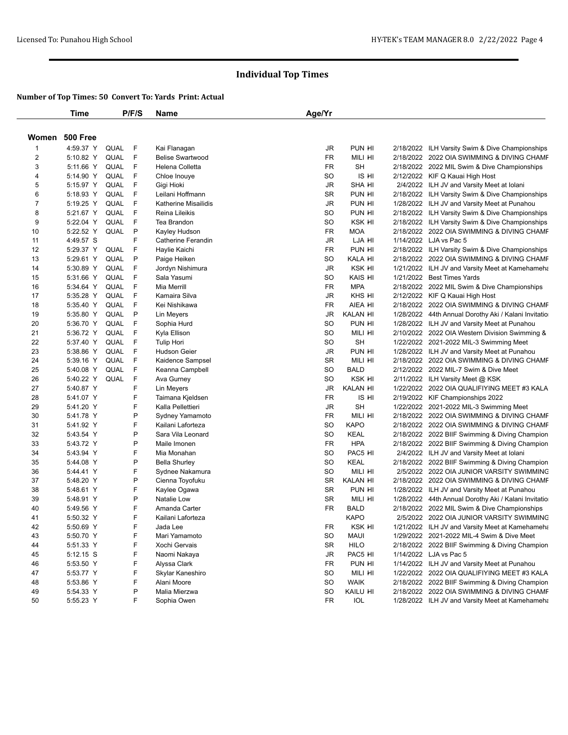# Individual Top Times

**Number of Top Times: 50 Convert To: Yards Print: Actual**

## Women 500 Free

| | Time | | P/F/S | Name | Age/Yr | Team | Date | Meet |
|---|---|---|---|---|---|---|---|---|
| 1 | 4:59.37 Y | QUAL | F | Kai Flanagan | JR | PUN HI | 2/18/2022 | ILH Varsity Swim & Dive Championships |
| 2 | 5:10.82 Y | QUAL | F | Belise Swartwood | FR | MILI HI | 2/18/2022 | 2022 OIA SWIMMING & DIVING CHAMF |
| 3 | 5:11.66 Y | QUAL | F | Helena Colletta | FR | SH | 2/18/2022 | 2022 MIL Swim & Dive Championships |
| 4 | 5:14.90 Y | QUAL | F | Chloe Inouye | SO | IS HI | 2/12/2022 | KIF Q Kauai High Host |
| 5 | 5:15.97 Y | QUAL | F | Gigi Hioki | JR | SHA HI | 2/4/2022 | ILH JV and Varsity Meet at Iolani |
| 6 | 5:18.93 Y | QUAL | F | Leilani Hoffmann | SR | PUN HI | 2/18/2022 | ILH Varsity Swim & Dive Championships |
| 7 | 5:19.25 Y | QUAL | F | Katherine Misailidis | JR | PUN HI | 1/28/2022 | ILH JV and Varsity Meet at Punahou |
| 8 | 5:21.67 Y | QUAL | F | Reina Lileikis | SO | PUN HI | 2/18/2022 | ILH Varsity Swim & Dive Championships |
| 9 | 5:22.04 Y | QUAL | F | Tea Brandon | SO | KSK HI | 2/18/2022 | ILH Varsity Swim & Dive Championships |
| 10 | 5:22.52 Y | QUAL | P | Kayley Hudson | FR | MOA | 2/18/2022 | 2022 OIA SWIMMING & DIVING CHAMF |
| 11 | 4:49.57 S | | F | Catherine Ferandin | JR | LJA HI | 1/14/2022 | LJA vs Pac 5 |
| 12 | 5:29.37 Y | QUAL | F | Haylie Kaichi | FR | PUN HI | 2/18/2022 | ILH Varsity Swim & Dive Championships |
| 13 | 5:29.61 Y | QUAL | P | Paige Heiken | SO | KALA HI | 2/18/2022 | 2022 OIA SWIMMING & DIVING CHAMF |
| 14 | 5:30.89 Y | QUAL | F | Jordyn Nishimura | JR | KSK HI | 1/21/2022 | ILH JV and Varsity Meet at Kamehameha |
| 15 | 5:31.66 Y | QUAL | F | Sala Yasumi | SO | KAIS HI | 1/21/2022 | Best Times Yards |
| 16 | 5:34.64 Y | QUAL | F | Mia Merrill | FR | MPA | 2/18/2022 | 2022 MIL Swim & Dive Championships |
| 17 | 5:35.28 Y | QUAL | F | Kamaira Silva | JR | KHS HI | 2/12/2022 | KIF Q Kauai High Host |
| 18 | 5:35.40 Y | QUAL | F | Kei Nishikawa | FR | AIEA HI | 2/18/2022 | 2022 OIA SWIMMING & DIVING CHAMF |
| 19 | 5:35.80 Y | QUAL | P | Lin Meyers | JR | KALAN HI | 1/28/2022 | 44th Annual Dorothy Aki / Kalani Invitatio |
| 20 | 5:36.70 Y | QUAL | F | Sophia Hurd | SO | PUN HI | 1/28/2022 | ILH JV and Varsity Meet at Punahou |
| 21 | 5:36.72 Y | QUAL | F | Kyla Ellison | SO | MILI HI | 2/10/2022 | 2022 OIA Western Division Swimming & |
| 22 | 5:37.40 Y | QUAL | F | Tulip Hori | SO | SH | 1/22/2022 | 2021-2022 MIL-3 Swimming Meet |
| 23 | 5:38.86 Y | QUAL | F | Hudson Geier | JR | PUN HI | 1/28/2022 | ILH JV and Varsity Meet at Punahou |
| 24 | 5:39.16 Y | QUAL | F | Kaidence Sampsel | SR | MILI HI | 2/18/2022 | 2022 OIA SWIMMING & DIVING CHAMF |
| 25 | 5:40.08 Y | QUAL | F | Keanna Campbell | SO | BALD | 2/12/2022 | 2022 MIL-7 Swim & Dive Meet |
| 26 | 5:40.22 Y | QUAL | F | Ava Gurney | SO | KSK HI | 2/11/2022 | ILH Varsity Meet @ KSK |
| 27 | 5:40.87 Y | | F | Lin Meyers | JR | KALAN HI | 1/22/2022 | 2022 OIA QUALIFIYING MEET #3 KALA |
| 28 | 5:41.07 Y | | F | Taimana Kjeldsen | FR | IS HI | 2/19/2022 | KIF Championships 2022 |
| 29 | 5:41.20 Y | | F | Kalla Pellettieri | JR | SH | 1/22/2022 | 2021-2022 MIL-3 Swimming Meet |
| 30 | 5:41.78 Y | | P | Sydney Yamamoto | FR | MILI HI | 2/18/2022 | 2022 OIA SWIMMING & DIVING CHAMF |
| 31 | 5:41.92 Y | | F | Kailani Laforteza | SO | KAPO | 2/18/2022 | 2022 OIA SWIMMING & DIVING CHAMF |
| 32 | 5:43.54 Y | | P | Sara Vila Leonard | SO | KEAL | 2/18/2022 | 2022 BIIF Swimming & Diving Champion |
| 33 | 5:43.72 Y | | P | Maile Imonen | FR | HPA | 2/18/2022 | 2022 BIIF Swimming & Diving Champion |
| 34 | 5:43.94 Y | | F | Mia Monahan | SO | PAC5 HI | 2/4/2022 | ILH JV and Varsity Meet at Iolani |
| 35 | 5:44.08 Y | | P | Bella Shurley | SO | KEAL | 2/18/2022 | 2022 BIIF Swimming & Diving Champion |
| 36 | 5:44.41 Y | | F | Sydnee Nakamura | SO | MILI HI | 2/5/2022 | 2022 OIA JUNIOR VARSITY SWIMMING |
| 37 | 5:48.20 Y | | P | Cienna Toyofuku | SR | KALAN HI | 2/18/2022 | 2022 OIA SWIMMING & DIVING CHAMF |
| 38 | 5:48.61 Y | | F | Kaylee Ogawa | SR | PUN HI | 1/28/2022 | ILH JV and Varsity Meet at Punahou |
| 39 | 5:48.91 Y | | P | Natalie Low | SR | MILI HI | 1/28/2022 | 44th Annual Dorothy Aki / Kalani Invitatio |
| 40 | 5:49.56 Y | | F | Amanda Carter | FR | BALD | 2/18/2022 | 2022 MIL Swim & Dive Championships |
| 41 | 5:50.32 Y | | F | Kailani Laforteza | | KAPO | 2/5/2022 | 2022 OIA JUNIOR VARSITY SWIMMING |
| 42 | 5:50.69 Y | | F | Jada Lee | FR | KSK HI | 1/21/2022 | ILH JV and Varsity Meet at Kamehameha |
| 43 | 5:50.70 Y | | F | Mari Yamamoto | SO | MAUI | 1/29/2022 | 2021-2022 MIL-4 Swim & Dive Meet |
| 44 | 5:51.33 Y | | F | Xochi Gervais | SR | HILO | 2/18/2022 | 2022 BIIF Swimming & Diving Champion |
| 45 | 5:12.15 S | | F | Naomi Nakaya | JR | PAC5 HI | 1/14/2022 | LJA vs Pac 5 |
| 46 | 5:53.50 Y | | F | Alyssa Clark | FR | PUN HI | 1/14/2022 | ILH JV and Varsity Meet at Punahou |
| 47 | 5:53.77 Y | | F | Skylar Kaneshiro | SO | MILI HI | 1/22/2022 | 2022 OIA QUALIFIYING MEET #3 KALA |
| 48 | 5:53.86 Y | | F | Alani Moore | SO | WAIK | 2/18/2022 | 2022 BIIF Swimming & Diving Champion |
| 49 | 5:54.33 Y | | P | Malia Mierzwa | SO | KAILU HI | 2/18/2022 | 2022 OIA SWIMMING & DIVING CHAMF |
| 50 | 5:55.23 Y | | F | Sophia Owen | FR | IOL | 1/28/2022 | ILH JV and Varsity Meet at Kamehameha |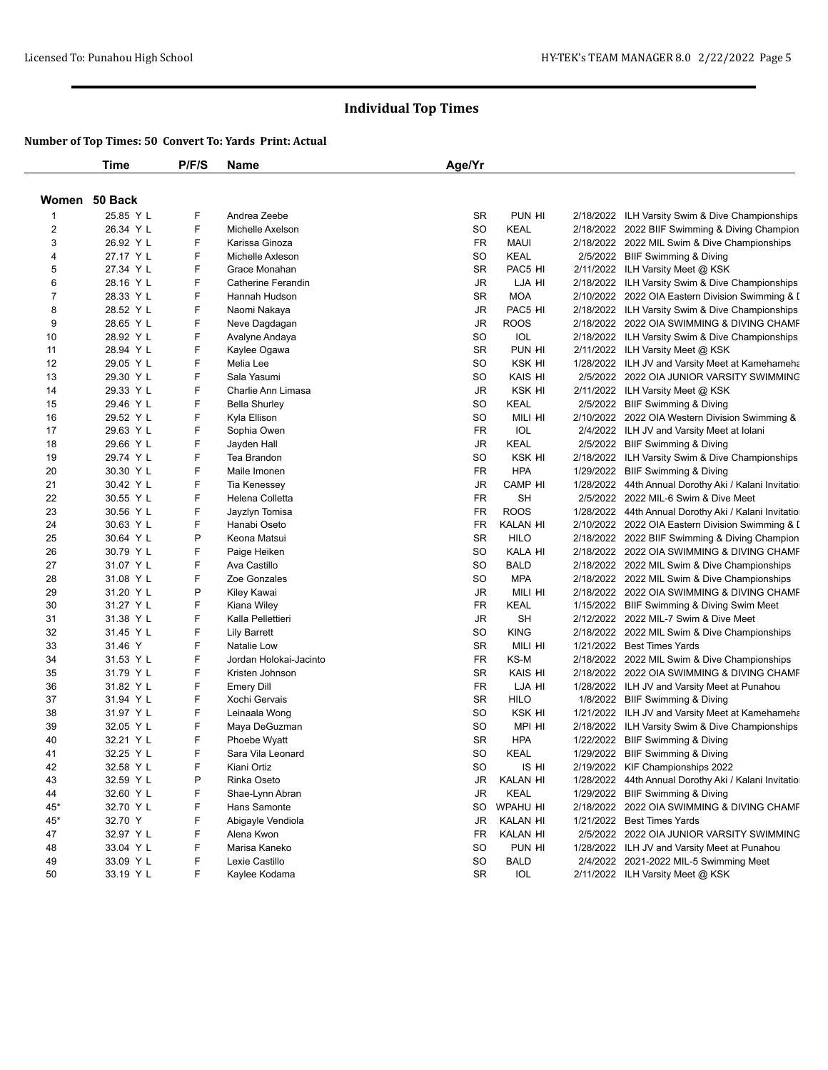# Individual Top Times

**Number of Top Times: 50 Convert To: Yards Print: Actual**

## Women 50 Back

| | Time | P/F/S | Name | Age/Yr | | | |
|---|---|---|---|---|---|---|---|
| 1 | 25.85 Y L | F | Andrea Zeebe | SR | PUN HI | 2/18/2022 | ILH Varsity Swim & Dive Championships |
| 2 | 26.34 Y L | F | Michelle Axelson | SO | KEAL | 2/18/2022 | 2022 BIIF Swimming & Diving Champion |
| 3 | 26.92 Y L | F | Karissa Ginoza | FR | MAUI | 2/18/2022 | 2022 MIL Swim & Dive Championships |
| 4 | 27.17 Y L | F | Michelle Axleson | SO | KEAL | 2/5/2022 | BIIF Swimming & Diving |
| 5 | 27.34 Y L | F | Grace Monahan | SR | PAC5 HI | 2/11/2022 | ILH Varsity Meet @ KSK |
| 6 | 28.16 Y L | F | Catherine Ferandin | JR | LJA HI | 2/18/2022 | ILH Varsity Swim & Dive Championships |
| 7 | 28.33 Y L | F | Hannah Hudson | SR | MOA | 2/10/2022 | 2022 OIA Eastern Division Swimming & I |
| 8 | 28.52 Y L | F | Naomi Nakaya | JR | PAC5 HI | 2/18/2022 | ILH Varsity Swim & Dive Championships |
| 9 | 28.65 Y L | F | Neve Dagdagan | JR | ROOS | 2/18/2022 | 2022 OIA SWIMMING & DIVING CHAMF |
| 10 | 28.92 Y L | F | Avalyne Andaya | SO | IOL | 2/18/2022 | ILH Varsity Swim & Dive Championships |
| 11 | 28.94 Y L | F | Kaylee Ogawa | SR | PUN HI | 2/11/2022 | ILH Varsity Meet @ KSK |
| 12 | 29.05 Y L | F | Melia Lee | SO | KSK HI | 1/28/2022 | ILH JV and Varsity Meet at Kamehameha |
| 13 | 29.30 Y L | F | Sala Yasumi | SO | KAIS HI | 2/5/2022 | 2022 OIA JUNIOR VARSITY SWIMMING |
| 14 | 29.33 Y L | F | Charlie Ann Limasa | JR | KSK HI | 2/11/2022 | ILH Varsity Meet @ KSK |
| 15 | 29.46 Y L | F | Bella Shurley | SO | KEAL | 2/5/2022 | BIIF Swimming & Diving |
| 16 | 29.52 Y L | F | Kyla Ellison | SO | MILI HI | 2/10/2022 | 2022 OIA Western Division Swimming & |
| 17 | 29.63 Y L | F | Sophia Owen | FR | IOL | 2/4/2022 | ILH JV and Varsity Meet at Iolani |
| 18 | 29.66 Y L | F | Jayden Hall | JR | KEAL | 2/5/2022 | BIIF Swimming & Diving |
| 19 | 29.74 Y L | F | Tea Brandon | SO | KSK HI | 2/18/2022 | ILH Varsity Swim & Dive Championships |
| 20 | 30.30 Y L | F | Maile Imonen | FR | HPA | 1/29/2022 | BIIF Swimming & Diving |
| 21 | 30.42 Y L | F | Tia Kenessey | JR | CAMP HI | 1/28/2022 | 44th Annual Dorothy Aki / Kalani Invitatio |
| 22 | 30.55 Y L | F | Helena Colletta | FR | SH | 2/5/2022 | 2022 MIL-6 Swim & Dive Meet |
| 23 | 30.56 Y L | F | Jayzlyn Tomisa | FR | ROOS | 1/28/2022 | 44th Annual Dorothy Aki / Kalani Invitatio |
| 24 | 30.63 Y L | F | Hanabi Oseto | FR | KALAN HI | 2/10/2022 | 2022 OIA Eastern Division Swimming & I |
| 25 | 30.64 Y L | P | Keona Matsui | SR | HILO | 2/18/2022 | 2022 BIIF Swimming & Diving Champion |
| 26 | 30.79 Y L | F | Paige Heiken | SO | KALA HI | 2/18/2022 | 2022 OIA SWIMMING & DIVING CHAMF |
| 27 | 31.07 Y L | F | Ava Castillo | SO | BALD | 2/18/2022 | 2022 MIL Swim & Dive Championships |
| 28 | 31.08 Y L | F | Zoe Gonzales | SO | MPA | 2/18/2022 | 2022 MIL Swim & Dive Championships |
| 29 | 31.20 Y L | P | Kiley Kawai | JR | MILI HI | 2/18/2022 | 2022 OIA SWIMMING & DIVING CHAMF |
| 30 | 31.27 Y L | F | Kiana Wiley | FR | KEAL | 1/15/2022 | BIIF Swimming & Diving Swim Meet |
| 31 | 31.38 Y L | F | Kalla Pellettieri | JR | SH | 2/12/2022 | 2022 MIL-7 Swim & Dive Meet |
| 32 | 31.45 Y L | F | Lily Barrett | SO | KING | 2/18/2022 | 2022 MIL Swim & Dive Championships |
| 33 | 31.46 Y | F | Natalie Low | SR | MILI HI | 1/21/2022 | Best Times Yards |
| 34 | 31.53 Y L | F | Jordan Holokai-Jacinto | FR | KS-M | 2/18/2022 | 2022 MIL Swim & Dive Championships |
| 35 | 31.79 Y L | F | Kristen Johnson | SR | KAIS HI | 2/18/2022 | 2022 OIA SWIMMING & DIVING CHAMF |
| 36 | 31.82 Y L | F | Emery Dill | FR | LJA HI | 1/28/2022 | ILH JV and Varsity Meet at Punahou |
| 37 | 31.94 Y L | F | Xochi Gervais | SR | HILO | 1/8/2022 | BIIF Swimming & Diving |
| 38 | 31.97 Y L | F | Leinaala Wong | SO | KSK HI | 1/21/2022 | ILH JV and Varsity Meet at Kamehameha |
| 39 | 32.05 Y L | F | Maya DeGuzman | SO | MPI HI | 2/18/2022 | ILH Varsity Swim & Dive Championships |
| 40 | 32.21 Y L | F | Phoebe Wyatt | SR | HPA | 1/22/2022 | BIIF Swimming & Diving |
| 41 | 32.25 Y L | F | Sara Vila Leonard | SO | KEAL | 1/29/2022 | BIIF Swimming & Diving |
| 42 | 32.58 Y L | F | Kiani Ortiz | SO | IS HI | 2/19/2022 | KIF Championships 2022 |
| 43 | 32.59 Y L | P | Rinka Oseto | JR | KALAN HI | 1/28/2022 | 44th Annual Dorothy Aki / Kalani Invitatio |
| 44 | 32.60 Y L | F | Shae-Lynn Abran | JR | KEAL | 1/29/2022 | BIIF Swimming & Diving |
| 45* | 32.70 Y L | F | Hans Samonte | SO | WPAHU HI | 2/18/2022 | 2022 OIA SWIMMING & DIVING CHAMF |
| 45* | 32.70 Y | F | Abigayle Vendiola | JR | KALAN HI | 1/21/2022 | Best Times Yards |
| 47 | 32.97 Y L | F | Alena Kwon | FR | KALAN HI | 2/5/2022 | 2022 OIA JUNIOR VARSITY SWIMMING |
| 48 | 33.04 Y L | F | Marisa Kaneko | SO | PUN HI | 1/28/2022 | ILH JV and Varsity Meet at Punahou |
| 49 | 33.09 Y L | F | Lexie Castillo | SO | BALD | 2/4/2022 | 2021-2022 MIL-5 Swimming Meet |
| 50 | 33.19 Y L | F | Kaylee Kodama | SR | IOL | 2/11/2022 | ILH Varsity Meet @ KSK |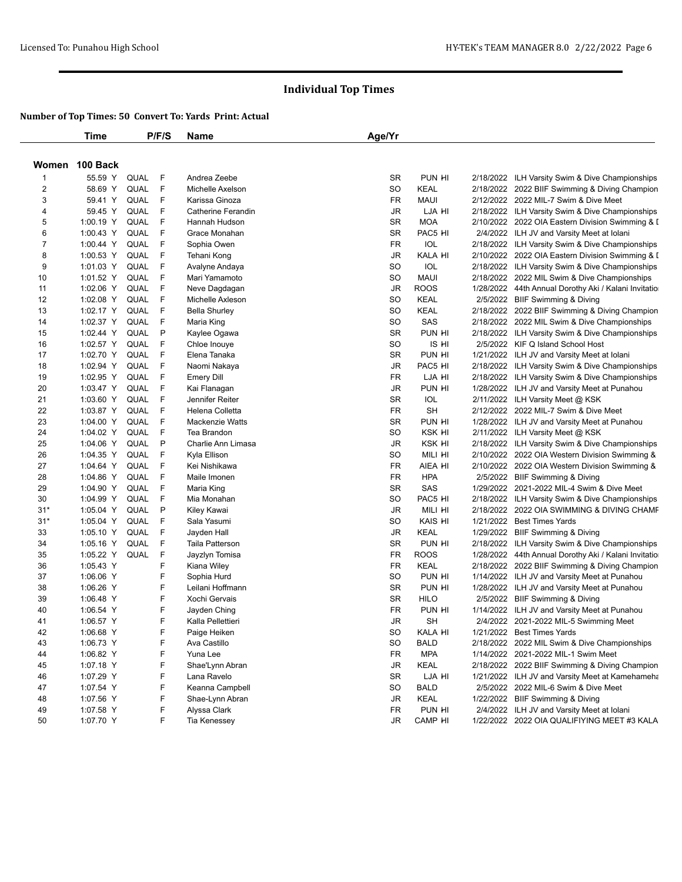# Individual Top Times

**Number of Top Times: 50 Convert To: Yards Print: Actual**

## Women 100 Back

| | Time | | P/F/S | Name | Age/Yr | | | |
|---|---|---|---|---|---|---|---|---|
| 1 | 55.59 Y | QUAL | F | Andrea Zeebe | SR | PUN HI | 2/18/2022 | ILH Varsity Swim & Dive Championships |
| 2 | 58.69 Y | QUAL | F | Michelle Axelson | SO | KEAL | 2/18/2022 | 2022 BIIF Swimming & Diving Champion |
| 3 | 59.41 Y | QUAL | F | Karissa Ginoza | FR | MAUI | 2/12/2022 | 2022 MIL-7 Swim & Dive Meet |
| 4 | 59.45 Y | QUAL | F | Catherine Ferandin | JR | LJA HI | 2/18/2022 | ILH Varsity Swim & Dive Championships |
| 5 | 1:00.19 Y | QUAL | F | Hannah Hudson | SR | MOA | 2/10/2022 | 2022 OIA Eastern Division Swimming & D |
| 6 | 1:00.43 Y | QUAL | F | Grace Monahan | SR | PAC5 HI | 2/4/2022 | ILH JV and Varsity Meet at Iolani |
| 7 | 1:00.44 Y | QUAL | F | Sophia Owen | FR | IOL | 2/18/2022 | ILH Varsity Swim & Dive Championships |
| 8 | 1:00.53 Y | QUAL | F | Tehani Kong | JR | KALA HI | 2/10/2022 | 2022 OIA Eastern Division Swimming & D |
| 9 | 1:01.03 Y | QUAL | F | Avalyne Andaya | SO | IOL | 2/18/2022 | ILH Varsity Swim & Dive Championships |
| 10 | 1:01.52 Y | QUAL | F | Mari Yamamoto | SO | MAUI | 2/18/2022 | 2022 MIL Swim & Dive Championships |
| 11 | 1:02.06 Y | QUAL | F | Neve Dagdagan | JR | ROOS | 1/28/2022 | 44th Annual Dorothy Aki / Kalani Invitatio |
| 12 | 1:02.08 Y | QUAL | F | Michelle Axleson | SO | KEAL | 2/5/2022 | BIIF Swimming & Diving |
| 13 | 1:02.17 Y | QUAL | F | Bella Shurley | SO | KEAL | 2/18/2022 | 2022 BIIF Swimming & Diving Champion |
| 14 | 1:02.37 Y | QUAL | F | Maria King | SO | SAS | 2/18/2022 | 2022 MIL Swim & Dive Championships |
| 15 | 1:02.44 Y | QUAL | P | Kaylee Ogawa | SR | PUN HI | 2/18/2022 | ILH Varsity Swim & Dive Championships |
| 16 | 1:02.57 Y | QUAL | F | Chloe Inouye | SO | IS HI | 2/5/2022 | KIF Q Island School Host |
| 17 | 1:02.70 Y | QUAL | F | Elena Tanaka | SR | PUN HI | 1/21/2022 | ILH JV and Varsity Meet at Iolani |
| 18 | 1:02.94 Y | QUAL | F | Naomi Nakaya | JR | PAC5 HI | 2/18/2022 | ILH Varsity Swim & Dive Championships |
| 19 | 1:02.95 Y | QUAL | F | Emery Dill | FR | LJA HI | 2/18/2022 | ILH Varsity Swim & Dive Championships |
| 20 | 1:03.47 Y | QUAL | F | Kai Flanagan | JR | PUN HI | 1/28/2022 | ILH JV and Varsity Meet at Punahou |
| 21 | 1:03.60 Y | QUAL | F | Jennifer Reiter | SR | IOL | 2/11/2022 | ILH Varsity Meet @ KSK |
| 22 | 1:03.87 Y | QUAL | F | Helena Colletta | FR | SH | 2/12/2022 | 2022 MIL-7 Swim & Dive Meet |
| 23 | 1:04.00 Y | QUAL | F | Mackenzie Watts | SR | PUN HI | 1/28/2022 | ILH JV and Varsity Meet at Punahou |
| 24 | 1:04.02 Y | QUAL | F | Tea Brandon | SO | KSK HI | 2/11/2022 | ILH Varsity Meet @ KSK |
| 25 | 1:04.06 Y | QUAL | P | Charlie Ann Limasa | JR | KSK HI | 2/18/2022 | ILH Varsity Swim & Dive Championships |
| 26 | 1:04.35 Y | QUAL | F | Kyla Ellison | SO | MILI HI | 2/10/2022 | 2022 OIA Western Division Swimming & |
| 27 | 1:04.64 Y | QUAL | F | Kei Nishikawa | FR | AIEA HI | 2/10/2022 | 2022 OIA Western Division Swimming & |
| 28 | 1:04.86 Y | QUAL | F | Maile Imonen | FR | HPA | 2/5/2022 | BIIF Swimming & Diving |
| 29 | 1:04.90 Y | QUAL | F | Maria King | SR | SAS | 1/29/2022 | 2021-2022 MIL-4 Swim & Dive Meet |
| 30 | 1:04.99 Y | QUAL | F | Mia Monahan | SO | PAC5 HI | 2/18/2022 | ILH Varsity Swim & Dive Championships |
| 31* | 1:05.04 Y | QUAL | P | Kiley Kawai | JR | MILI HI | 2/18/2022 | 2022 OIA SWIMMING & DIVING CHAMF |
| 31* | 1:05.04 Y | QUAL | F | Sala Yasumi | SO | KAIS HI | 1/21/2022 | Best Times Yards |
| 33 | 1:05.10 Y | QUAL | F | Jayden Hall | JR | KEAL | 1/29/2022 | BIIF Swimming & Diving |
| 34 | 1:05.16 Y | QUAL | F | Taila Patterson | SR | PUN HI | 2/18/2022 | ILH Varsity Swim & Dive Championships |
| 35 | 1:05.22 Y | QUAL | F | Jayzlyn Tomisa | FR | ROOS | 1/28/2022 | 44th Annual Dorothy Aki / Kalani Invitatio |
| 36 | 1:05.43 Y | | F | Kiana Wiley | FR | KEAL | 2/18/2022 | 2022 BIIF Swimming & Diving Champion |
| 37 | 1:06.06 Y | | F | Sophia Hurd | SO | PUN HI | 1/14/2022 | ILH JV and Varsity Meet at Punahou |
| 38 | 1:06.26 Y | | F | Leilani Hoffmann | SR | PUN HI | 1/28/2022 | ILH JV and Varsity Meet at Punahou |
| 39 | 1:06.48 Y | | F | Xochi Gervais | SR | HILO | 2/5/2022 | BIIF Swimming & Diving |
| 40 | 1:06.54 Y | | F | Jayden Ching | FR | PUN HI | 1/14/2022 | ILH JV and Varsity Meet at Punahou |
| 41 | 1:06.57 Y | | F | Kalla Pellettieri | JR | SH | 2/4/2022 | 2021-2022 MIL-5 Swimming Meet |
| 42 | 1:06.68 Y | | F | Paige Heiken | SO | KALA HI | 1/21/2022 | Best Times Yards |
| 43 | 1:06.73 Y | | F | Ava Castillo | SO | BALD | 2/18/2022 | 2022 MIL Swim & Dive Championships |
| 44 | 1:06.82 Y | | F | Yuna Lee | FR | MPA | 1/14/2022 | 2021-2022 MIL-1 Swim Meet |
| 45 | 1:07.18 Y | | F | Shae'Lynn Abran | JR | KEAL | 2/18/2022 | 2022 BIIF Swimming & Diving Champion |
| 46 | 1:07.29 Y | | F | Lana Ravelo | SR | LJA HI | 1/21/2022 | ILH JV and Varsity Meet at Kamehameha |
| 47 | 1:07.54 Y | | F | Keanna Campbell | SO | BALD | 2/5/2022 | 2022 MIL-6 Swim & Dive Meet |
| 48 | 1:07.56 Y | | F | Shae-Lynn Abran | JR | KEAL | 1/22/2022 | BIIF Swimming & Diving |
| 49 | 1:07.58 Y | | F | Alyssa Clark | FR | PUN HI | 2/4/2022 | ILH JV and Varsity Meet at Iolani |
| 50 | 1:07.70 Y | | F | Tia Kenessey | JR | CAMP HI | 1/22/2022 | 2022 OIA QUALIFIYING MEET #3 KALA |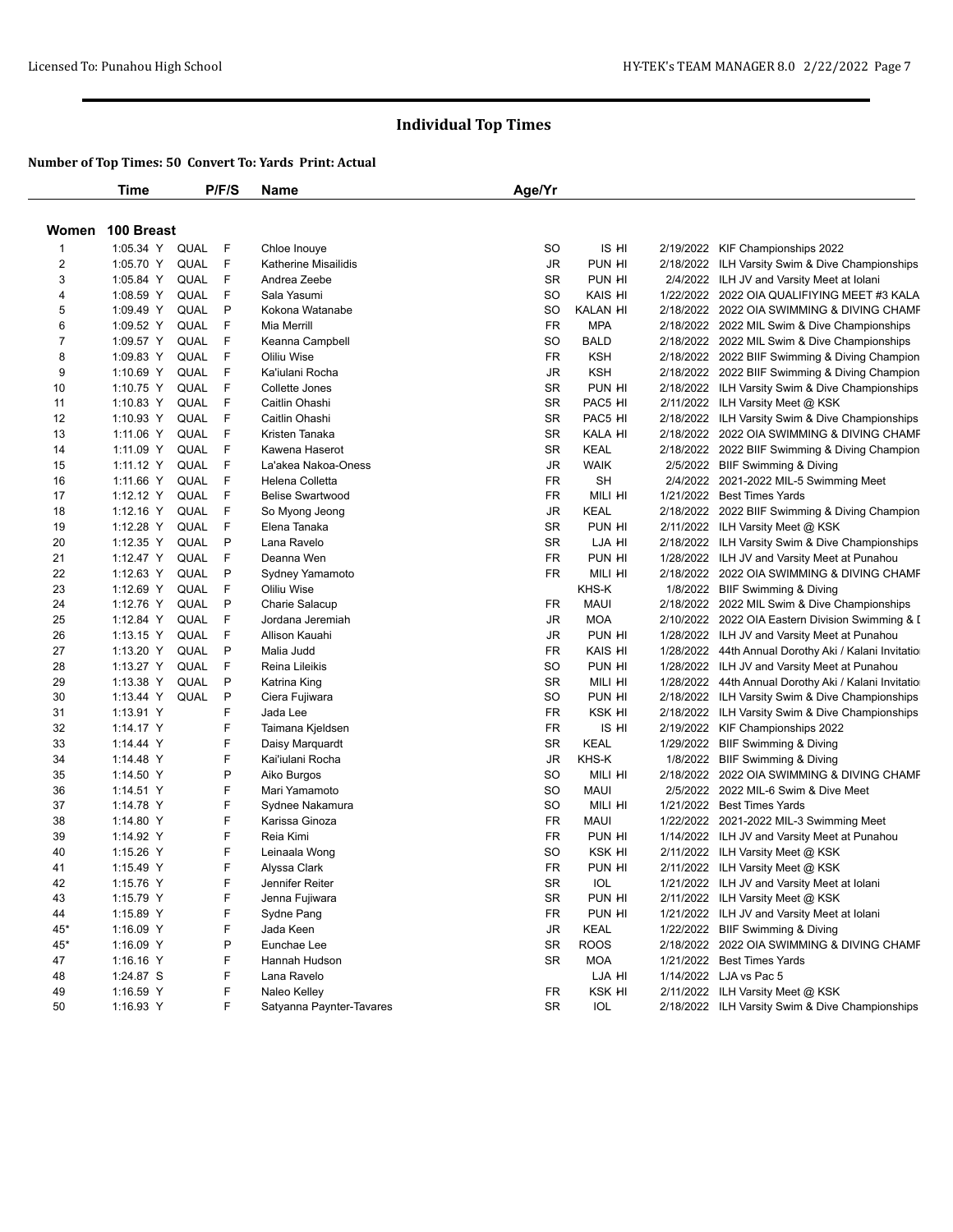# Individual Top Times

**Number of Top Times: 50 Convert To: Yards Print: Actual**

## Women 100 Breast

| | Time | | P/F/S | Name | Age/Yr | | | |
|---|---|---|---|---|---|---|---|---|
| 1 | 1:05.34 Y | QUAL | F | Chloe Inouye | SO | IS HI | 2/19/2022 | KIF Championships 2022 |
| 2 | 1:05.70 Y | QUAL | F | Katherine Misailidis | JR | PUN HI | 2/18/2022 | ILH Varsity Swim & Dive Championships |
| 3 | 1:05.84 Y | QUAL | F | Andrea Zeebe | SR | PUN HI | 2/4/2022 | ILH JV and Varsity Meet at Iolani |
| 4 | 1:08.59 Y | QUAL | F | Sala Yasumi | SO | KAIS HI | 1/22/2022 | 2022 OIA QUALIFIYING MEET #3 KALA |
| 5 | 1:09.49 Y | QUAL | P | Kokona Watanabe | SO | KALAN HI | 2/18/2022 | 2022 OIA SWIMMING & DIVING CHAMF |
| 6 | 1:09.52 Y | QUAL | F | Mia Merrill | FR | MPA | 2/18/2022 | 2022 MIL Swim & Dive Championships |
| 7 | 1:09.57 Y | QUAL | F | Keanna Campbell | SO | BALD | 2/18/2022 | 2022 MIL Swim & Dive Championships |
| 8 | 1:09.83 Y | QUAL | F | Oliliu Wise | FR | KSH | 2/18/2022 | 2022 BIIF Swimming & Diving Champion |
| 9 | 1:10.69 Y | QUAL | F | Ka'iulani Rocha | JR | KSH | 2/18/2022 | 2022 BIIF Swimming & Diving Champion |
| 10 | 1:10.75 Y | QUAL | F | Collette Jones | SR | PUN HI | 2/18/2022 | ILH Varsity Swim & Dive Championships |
| 11 | 1:10.83 Y | QUAL | F | Caitlin Ohashi | SR | PAC5 HI | 2/11/2022 | ILH Varsity Meet @ KSK |
| 12 | 1:10.93 Y | QUAL | F | Caitlin Ohashi | SR | PAC5 HI | 2/18/2022 | ILH Varsity Swim & Dive Championships |
| 13 | 1:11.06 Y | QUAL | F | Kristen Tanaka | SR | KALA HI | 2/18/2022 | 2022 OIA SWIMMING & DIVING CHAMF |
| 14 | 1:11.09 Y | QUAL | F | Kawena Haserot | SR | KEAL | 2/18/2022 | 2022 BIIF Swimming & Diving Champion |
| 15 | 1:11.12 Y | QUAL | F | La'akea Nakoa-Oness | JR | WAIK | 2/5/2022 | BIIF Swimming & Diving |
| 16 | 1:11.66 Y | QUAL | F | Helena Colletta | FR | SH | 2/4/2022 | 2021-2022 MIL-5 Swimming Meet |
| 17 | 1:12.12 Y | QUAL | F | Belise Swartwood | FR | MILI HI | 1/21/2022 | Best Times Yards |
| 18 | 1:12.16 Y | QUAL | F | So Myong Jeong | JR | KEAL | 2/18/2022 | 2022 BIIF Swimming & Diving Champion |
| 19 | 1:12.28 Y | QUAL | F | Elena Tanaka | SR | PUN HI | 2/11/2022 | ILH Varsity Meet @ KSK |
| 20 | 1:12.35 Y | QUAL | P | Lana Ravelo | SR | LJA HI | 2/18/2022 | ILH Varsity Swim & Dive Championships |
| 21 | 1:12.47 Y | QUAL | F | Deanna Wen | FR | PUN HI | 1/28/2022 | ILH JV and Varsity Meet at Punahou |
| 22 | 1:12.63 Y | QUAL | P | Sydney Yamamoto | FR | MILI HI | 2/18/2022 | 2022 OIA SWIMMING & DIVING CHAMF |
| 23 | 1:12.69 Y | QUAL | F | Oliliu Wise | | KHS-K | 1/8/2022 | BIIF Swimming & Diving |
| 24 | 1:12.76 Y | QUAL | P | Charie Salacup | FR | MAUI | 2/18/2022 | 2022 MIL Swim & Dive Championships |
| 25 | 1:12.84 Y | QUAL | F | Jordana Jeremiah | JR | MOA | 2/10/2022 | 2022 OIA Eastern Division Swimming & I |
| 26 | 1:13.15 Y | QUAL | F | Allison Kauahi | JR | PUN HI | 1/28/2022 | ILH JV and Varsity Meet at Punahou |
| 27 | 1:13.20 Y | QUAL | P | Malia Judd | FR | KAIS HI | 1/28/2022 | 44th Annual Dorothy Aki / Kalani Invitatio |
| 28 | 1:13.27 Y | QUAL | F | Reina Lileikis | SO | PUN HI | 1/28/2022 | ILH JV and Varsity Meet at Punahou |
| 29 | 1:13.38 Y | QUAL | P | Katrina King | SR | MILI HI | 1/28/2022 | 44th Annual Dorothy Aki / Kalani Invitatio |
| 30 | 1:13.44 Y | QUAL | P | Ciera Fujiwara | SO | PUN HI | 2/18/2022 | ILH Varsity Swim & Dive Championships |
| 31 | 1:13.91 Y | | F | Jada Lee | FR | KSK HI | 2/18/2022 | ILH Varsity Swim & Dive Championships |
| 32 | 1:14.17 Y | | F | Taimana Kjeldsen | FR | IS HI | 2/19/2022 | KIF Championships 2022 |
| 33 | 1:14.44 Y | | F | Daisy Marquardt | SR | KEAL | 1/29/2022 | BIIF Swimming & Diving |
| 34 | 1:14.48 Y | | F | Kai'iulani Rocha | JR | KHS-K | 1/8/2022 | BIIF Swimming & Diving |
| 35 | 1:14.50 Y | | P | Aiko Burgos | SO | MILI HI | 2/18/2022 | 2022 OIA SWIMMING & DIVING CHAMF |
| 36 | 1:14.51 Y | | F | Mari Yamamoto | SO | MAUI | 2/5/2022 | 2022 MIL-6 Swim & Dive Meet |
| 37 | 1:14.78 Y | | F | Sydnee Nakamura | SO | MILI HI | 1/21/2022 | Best Times Yards |
| 38 | 1:14.80 Y | | F | Karissa Ginoza | FR | MAUI | 1/22/2022 | 2021-2022 MIL-3 Swimming Meet |
| 39 | 1:14.92 Y | | F | Reia Kimi | FR | PUN HI | 1/14/2022 | ILH JV and Varsity Meet at Punahou |
| 40 | 1:15.26 Y | | F | Leinaala Wong | SO | KSK HI | 2/11/2022 | ILH Varsity Meet @ KSK |
| 41 | 1:15.49 Y | | F | Alyssa Clark | FR | PUN HI | 2/11/2022 | ILH Varsity Meet @ KSK |
| 42 | 1:15.76 Y | | F | Jennifer Reiter | SR | IOL | 1/21/2022 | ILH JV and Varsity Meet at Iolani |
| 43 | 1:15.79 Y | | F | Jenna Fujiwara | SR | PUN HI | 2/11/2022 | ILH Varsity Meet @ KSK |
| 44 | 1:15.89 Y | | F | Sydne Pang | FR | PUN HI | 1/21/2022 | ILH JV and Varsity Meet at Iolani |
| 45* | 1:16.09 Y | | F | Jada Keen | JR | KEAL | 1/22/2022 | BIIF Swimming & Diving |
| 45* | 1:16.09 Y | | P | Eunchae Lee | SR | ROOS | 2/18/2022 | 2022 OIA SWIMMING & DIVING CHAMF |
| 47 | 1:16.16 Y | | F | Hannah Hudson | SR | MOA | 1/21/2022 | Best Times Yards |
| 48 | 1:24.87 S | | F | Lana Ravelo | | LJA HI | 1/14/2022 | LJA vs Pac 5 |
| 49 | 1:16.59 Y | | F | Naleo Kelley | FR | KSK HI | 2/11/2022 | ILH Varsity Meet @ KSK |
| 50 | 1:16.93 Y | | F | Satyanna Paynter-Tavares | SR | IOL | 2/18/2022 | ILH Varsity Swim & Dive Championships |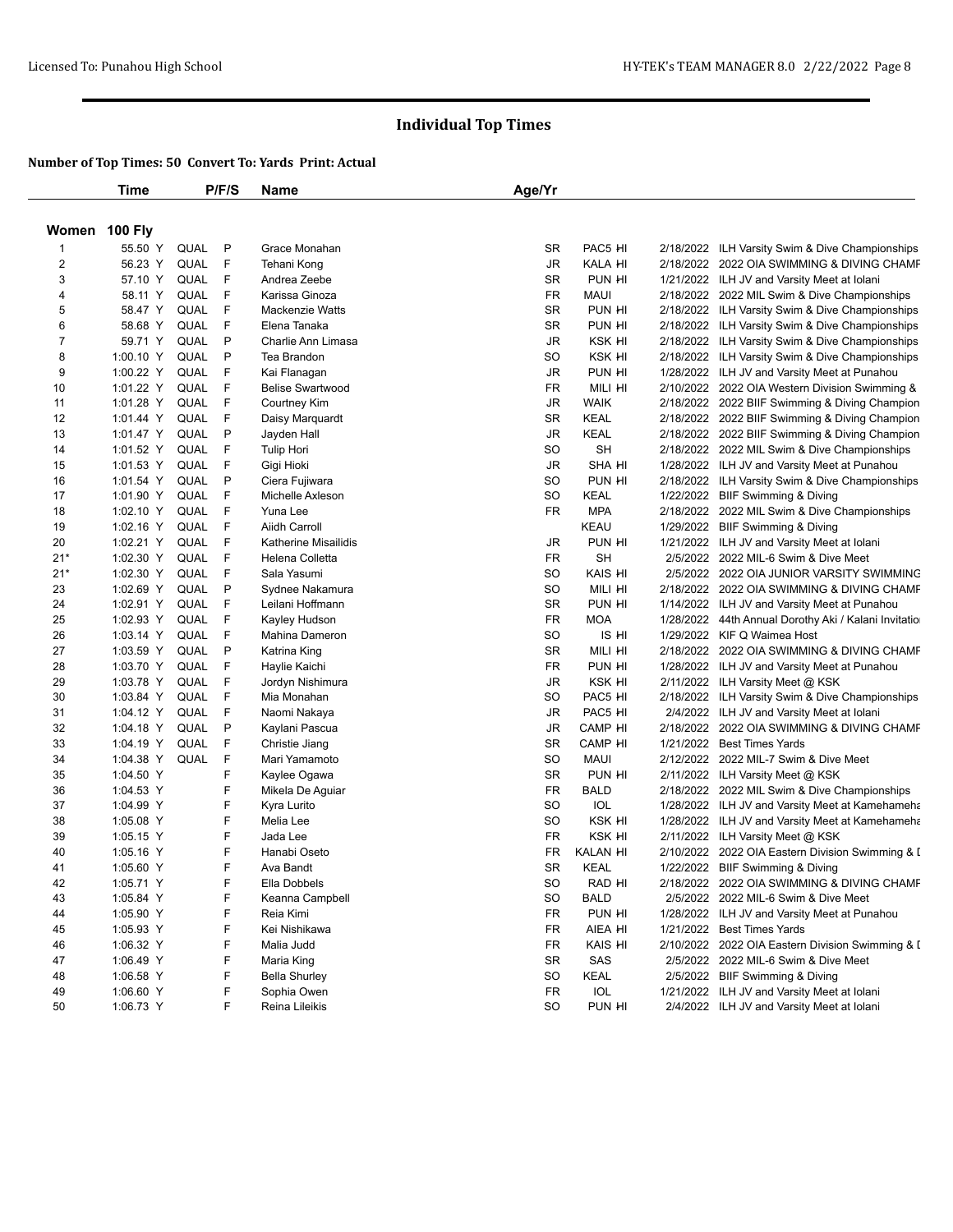# Individual Top Times

**Number of Top Times: 50 Convert To: Yards Print: Actual**

## Women 100 Fly

| | Time | | P/F/S | Name | Age/Yr | Team | Date | Meet |
|---|---|---|---|---|---|---|---|---|
| 1 | 55.50 Y | QUAL | P | Grace Monahan | SR | PAC5 HI | 2/18/2022 | ILH Varsity Swim & Dive Championships |
| 2 | 56.23 Y | QUAL | F | Tehani Kong | JR | KALA HI | 2/18/2022 | 2022 OIA SWIMMING & DIVING CHAMF |
| 3 | 57.10 Y | QUAL | F | Andrea Zeebe | SR | PUN HI | 1/21/2022 | ILH JV and Varsity Meet at Iolani |
| 4 | 58.11 Y | QUAL | F | Karissa Ginoza | FR | MAUI | 2/18/2022 | 2022 MIL Swim & Dive Championships |
| 5 | 58.47 Y | QUAL | F | Mackenzie Watts | SR | PUN HI | 2/18/2022 | ILH Varsity Swim & Dive Championships |
| 6 | 58.68 Y | QUAL | F | Elena Tanaka | SR | PUN HI | 2/18/2022 | ILH Varsity Swim & Dive Championships |
| 7 | 59.71 Y | QUAL | P | Charlie Ann Limasa | JR | KSK HI | 2/18/2022 | ILH Varsity Swim & Dive Championships |
| 8 | 1:00.10 Y | QUAL | P | Tea Brandon | SO | KSK HI | 2/18/2022 | ILH Varsity Swim & Dive Championships |
| 9 | 1:00.22 Y | QUAL | F | Kai Flanagan | JR | PUN HI | 1/28/2022 | ILH JV and Varsity Meet at Punahou |
| 10 | 1:01.22 Y | QUAL | F | Belise Swartwood | FR | MILI HI | 2/10/2022 | 2022 OIA Western Division Swimming & |
| 11 | 1:01.28 Y | QUAL | F | Courtney Kim | JR | WAIK | 2/18/2022 | 2022 BIIF Swimming & Diving Champion |
| 12 | 1:01.44 Y | QUAL | F | Daisy Marquardt | SR | KEAL | 2/18/2022 | 2022 BIIF Swimming & Diving Champion |
| 13 | 1:01.47 Y | QUAL | P | Jayden Hall | JR | KEAL | 2/18/2022 | 2022 BIIF Swimming & Diving Champion |
| 14 | 1:01.52 Y | QUAL | F | Tulip Hori | SO | SH | 2/18/2022 | 2022 MIL Swim & Dive Championships |
| 15 | 1:01.53 Y | QUAL | F | Gigi Hioki | JR | SHA HI | 1/28/2022 | ILH JV and Varsity Meet at Punahou |
| 16 | 1:01.54 Y | QUAL | P | Ciera Fujiwara | SO | PUN HI | 2/18/2022 | ILH Varsity Swim & Dive Championships |
| 17 | 1:01.90 Y | QUAL | F | Michelle Axleson | SO | KEAL | 1/22/2022 | BIIF Swimming & Diving |
| 18 | 1:02.10 Y | QUAL | F | Yuna Lee | FR | MPA | 2/18/2022 | 2022 MIL Swim & Dive Championships |
| 19 | 1:02.16 Y | QUAL | F | Aiidh Carroll | | KEAU | 1/29/2022 | BIIF Swimming & Diving |
| 20 | 1:02.21 Y | QUAL | F | Katherine Misailidis | JR | PUN HI | 1/21/2022 | ILH JV and Varsity Meet at Iolani |
| 21* | 1:02.30 Y | QUAL | F | Helena Colletta | FR | SH | 2/5/2022 | 2022 MIL-6 Swim & Dive Meet |
| 21* | 1:02.30 Y | QUAL | F | Sala Yasumi | SO | KAIS HI | 2/5/2022 | 2022 OIA JUNIOR VARSITY SWIMMING |
| 23 | 1:02.69 Y | QUAL | P | Sydnee Nakamura | SO | MILI HI | 2/18/2022 | 2022 OIA SWIMMING & DIVING CHAMF |
| 24 | 1:02.91 Y | QUAL | F | Leilani Hoffmann | SR | PUN HI | 1/14/2022 | ILH JV and Varsity Meet at Punahou |
| 25 | 1:02.93 Y | QUAL | F | Kayley Hudson | FR | MOA | 1/28/2022 | 44th Annual Dorothy Aki / Kalani Invitatio |
| 26 | 1:03.14 Y | QUAL | F | Mahina Dameron | SO | IS HI | 1/29/2022 | KIF Q Waimea Host |
| 27 | 1:03.59 Y | QUAL | P | Katrina King | SR | MILI HI | 2/18/2022 | 2022 OIA SWIMMING & DIVING CHAMF |
| 28 | 1:03.70 Y | QUAL | F | Haylie Kaichi | FR | PUN HI | 1/28/2022 | ILH JV and Varsity Meet at Punahou |
| 29 | 1:03.78 Y | QUAL | F | Jordyn Nishimura | JR | KSK HI | 2/11/2022 | ILH Varsity Meet @ KSK |
| 30 | 1:03.84 Y | QUAL | F | Mia Monahan | SO | PAC5 HI | 2/18/2022 | ILH Varsity Swim & Dive Championships |
| 31 | 1:04.12 Y | QUAL | F | Naomi Nakaya | JR | PAC5 HI | 2/4/2022 | ILH JV and Varsity Meet at Iolani |
| 32 | 1:04.18 Y | QUAL | P | Kaylani Pascua | JR | CAMP HI | 2/18/2022 | 2022 OIA SWIMMING & DIVING CHAMF |
| 33 | 1:04.19 Y | QUAL | F | Christie Jiang | SR | CAMP HI | 1/21/2022 | Best Times Yards |
| 34 | 1:04.38 Y | QUAL | F | Mari Yamamoto | SO | MAUI | 2/12/2022 | 2022 MIL-7 Swim & Dive Meet |
| 35 | 1:04.50 Y | | F | Kaylee Ogawa | SR | PUN HI | 2/11/2022 | ILH Varsity Meet @ KSK |
| 36 | 1:04.53 Y | | F | Mikela De Aguiar | FR | BALD | 2/18/2022 | 2022 MIL Swim & Dive Championships |
| 37 | 1:04.99 Y | | F | Kyra Lurito | SO | IOL | 1/28/2022 | ILH JV and Varsity Meet at Kamehameha |
| 38 | 1:05.08 Y | | F | Melia Lee | SO | KSK HI | 1/28/2022 | ILH JV and Varsity Meet at Kamehameha |
| 39 | 1:05.15 Y | | F | Jada Lee | FR | KSK HI | 2/11/2022 | ILH Varsity Meet @ KSK |
| 40 | 1:05.16 Y | | F | Hanabi Oseto | FR | KALAN HI | 2/10/2022 | 2022 OIA Eastern Division Swimming & I |
| 41 | 1:05.60 Y | | F | Ava Bandt | SR | KEAL | 1/22/2022 | BIIF Swimming & Diving |
| 42 | 1:05.71 Y | | F | Ella Dobbels | SO | RAD HI | 2/18/2022 | 2022 OIA SWIMMING & DIVING CHAMF |
| 43 | 1:05.84 Y | | F | Keanna Campbell | SO | BALD | 2/5/2022 | 2022 MIL-6 Swim & Dive Meet |
| 44 | 1:05.90 Y | | F | Reia Kimi | FR | PUN HI | 1/28/2022 | ILH JV and Varsity Meet at Punahou |
| 45 | 1:05.93 Y | | F | Kei Nishikawa | FR | AIEA HI | 1/21/2022 | Best Times Yards |
| 46 | 1:06.32 Y | | F | Malia Judd | FR | KAIS HI | 2/10/2022 | 2022 OIA Eastern Division Swimming & I |
| 47 | 1:06.49 Y | | F | Maria King | SR | SAS | 2/5/2022 | 2022 MIL-6 Swim & Dive Meet |
| 48 | 1:06.58 Y | | F | Bella Shurley | SO | KEAL | 2/5/2022 | BIIF Swimming & Diving |
| 49 | 1:06.60 Y | | F | Sophia Owen | FR | IOL | 1/21/2022 | ILH JV and Varsity Meet at Iolani |
| 50 | 1:06.73 Y | | F | Reina Lileikis | SO | PUN HI | 2/4/2022 | ILH JV and Varsity Meet at Iolani |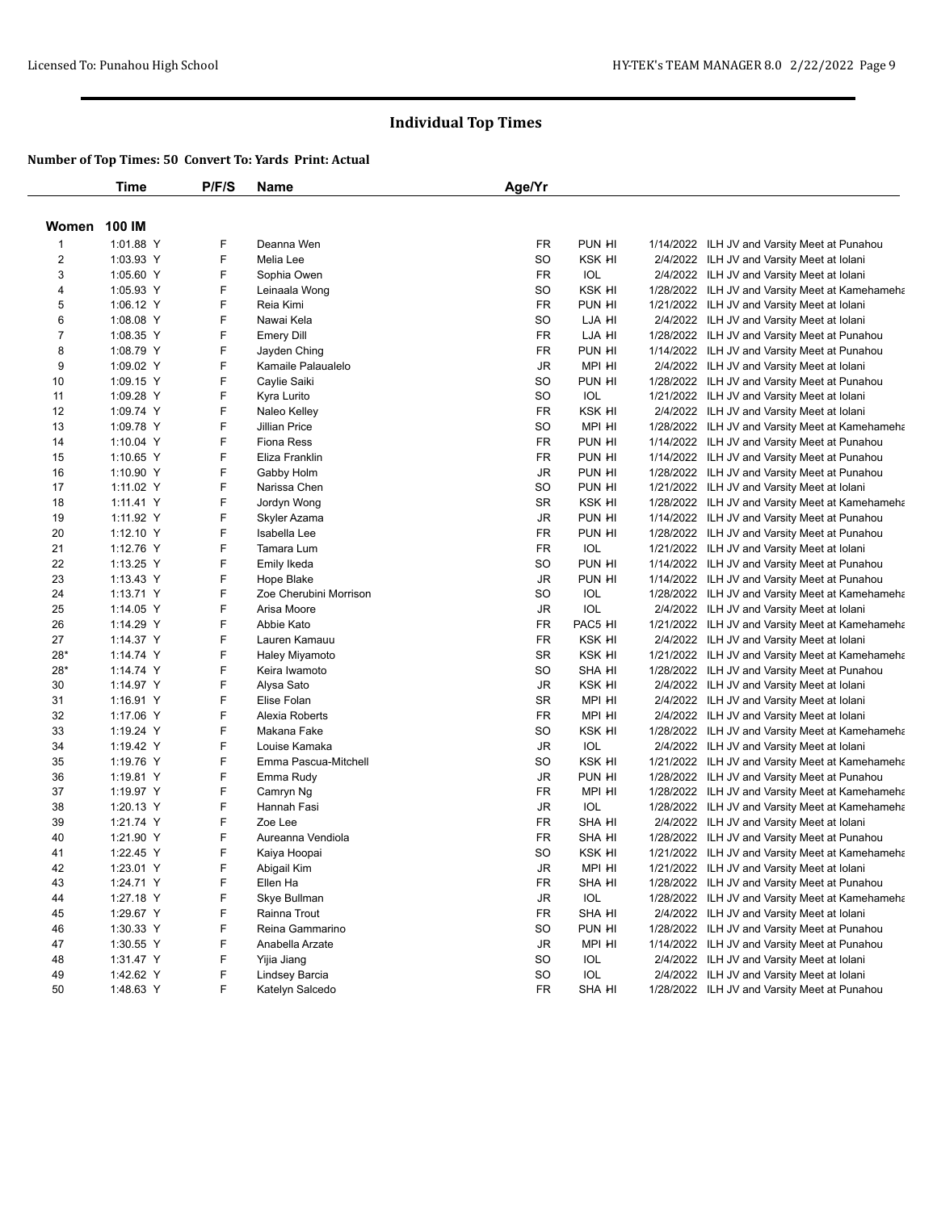# Individual Top Times

**Number of Top Times: 50 Convert To: Yards Print: Actual**

| | Time | P/F/S | Name | Age/Yr | | | |
|---|---|---|---|---|---|---|---|
| **Women 100 IM** | | | | | | | |
| 1 | 1:01.88 Y | F | Deanna Wen | FR | PUN HI | 1/14/2022 | ILH JV and Varsity Meet at Punahou |
| 2 | 1:03.93 Y | F | Melia Lee | SO | KSK HI | 2/4/2022 | ILH JV and Varsity Meet at Iolani |
| 3 | 1:05.60 Y | F | Sophia Owen | FR | IOL | 2/4/2022 | ILH JV and Varsity Meet at Iolani |
| 4 | 1:05.93 Y | F | Leinaala Wong | SO | KSK HI | 1/28/2022 | ILH JV and Varsity Meet at Kamehameha |
| 5 | 1:06.12 Y | F | Reia Kimi | FR | PUN HI | 1/21/2022 | ILH JV and Varsity Meet at Iolani |
| 6 | 1:08.08 Y | F | Nawai Kela | SO | LJA HI | 2/4/2022 | ILH JV and Varsity Meet at Iolani |
| 7 | 1:08.35 Y | F | Emery Dill | FR | LJA HI | 1/28/2022 | ILH JV and Varsity Meet at Punahou |
| 8 | 1:08.79 Y | F | Jayden Ching | FR | PUN HI | 1/14/2022 | ILH JV and Varsity Meet at Punahou |
| 9 | 1:09.02 Y | F | Kamaile Palaualelo | JR | MPI HI | 2/4/2022 | ILH JV and Varsity Meet at Iolani |
| 10 | 1:09.15 Y | F | Caylie Saiki | SO | PUN HI | 1/28/2022 | ILH JV and Varsity Meet at Punahou |
| 11 | 1:09.28 Y | F | Kyra Lurito | SO | IOL | 1/21/2022 | ILH JV and Varsity Meet at Iolani |
| 12 | 1:09.74 Y | F | Naleo Kelley | FR | KSK HI | 2/4/2022 | ILH JV and Varsity Meet at Iolani |
| 13 | 1:09.78 Y | F | Jillian Price | SO | MPI HI | 1/28/2022 | ILH JV and Varsity Meet at Kamehameha |
| 14 | 1:10.04 Y | F | Fiona Ress | FR | PUN HI | 1/14/2022 | ILH JV and Varsity Meet at Punahou |
| 15 | 1:10.65 Y | F | Eliza Franklin | FR | PUN HI | 1/14/2022 | ILH JV and Varsity Meet at Punahou |
| 16 | 1:10.90 Y | F | Gabby Holm | JR | PUN HI | 1/28/2022 | ILH JV and Varsity Meet at Punahou |
| 17 | 1:11.02 Y | F | Narissa Chen | SO | PUN HI | 1/21/2022 | ILH JV and Varsity Meet at Iolani |
| 18 | 1:11.41 Y | F | Jordyn Wong | SR | KSK HI | 1/28/2022 | ILH JV and Varsity Meet at Kamehameha |
| 19 | 1:11.92 Y | F | Skyler Azama | JR | PUN HI | 1/14/2022 | ILH JV and Varsity Meet at Punahou |
| 20 | 1:12.10 Y | F | Isabella Lee | FR | PUN HI | 1/28/2022 | ILH JV and Varsity Meet at Punahou |
| 21 | 1:12.76 Y | F | Tamara Lum | FR | IOL | 1/21/2022 | ILH JV and Varsity Meet at Iolani |
| 22 | 1:13.25 Y | F | Emily Ikeda | SO | PUN HI | 1/14/2022 | ILH JV and Varsity Meet at Punahou |
| 23 | 1:13.43 Y | F | Hope Blake | JR | PUN HI | 1/14/2022 | ILH JV and Varsity Meet at Punahou |
| 24 | 1:13.71 Y | F | Zoe Cherubini Morrison | SO | IOL | 1/28/2022 | ILH JV and Varsity Meet at Kamehameha |
| 25 | 1:14.05 Y | F | Arisa Moore | JR | IOL | 2/4/2022 | ILH JV and Varsity Meet at Iolani |
| 26 | 1:14.29 Y | F | Abbie Kato | FR | PAC5 HI | 1/21/2022 | ILH JV and Varsity Meet at Kamehameha |
| 27 | 1:14.37 Y | F | Lauren Kamauu | FR | KSK HI | 2/4/2022 | ILH JV and Varsity Meet at Iolani |
| 28* | 1:14.74 Y | F | Haley Miyamoto | SR | KSK HI | 1/21/2022 | ILH JV and Varsity Meet at Kamehameha |
| 28* | 1:14.74 Y | F | Keira Iwamoto | SO | SHA HI | 1/28/2022 | ILH JV and Varsity Meet at Punahou |
| 30 | 1:14.97 Y | F | Alysa Sato | JR | KSK HI | 2/4/2022 | ILH JV and Varsity Meet at Iolani |
| 31 | 1:16.91 Y | F | Elise Folan | SR | MPI HI | 2/4/2022 | ILH JV and Varsity Meet at Iolani |
| 32 | 1:17.06 Y | F | Alexia Roberts | FR | MPI HI | 2/4/2022 | ILH JV and Varsity Meet at Iolani |
| 33 | 1:19.24 Y | F | Makana Fake | SO | KSK HI | 1/28/2022 | ILH JV and Varsity Meet at Kamehameha |
| 34 | 1:19.42 Y | F | Louise Kamaka | JR | IOL | 2/4/2022 | ILH JV and Varsity Meet at Iolani |
| 35 | 1:19.76 Y | F | Emma Pascua-Mitchell | SO | KSK HI | 1/21/2022 | ILH JV and Varsity Meet at Kamehameha |
| 36 | 1:19.81 Y | F | Emma Rudy | JR | PUN HI | 1/28/2022 | ILH JV and Varsity Meet at Punahou |
| 37 | 1:19.97 Y | F | Camryn Ng | FR | MPI HI | 1/28/2022 | ILH JV and Varsity Meet at Kamehameha |
| 38 | 1:20.13 Y | F | Hannah Fasi | JR | IOL | 1/28/2022 | ILH JV and Varsity Meet at Kamehameha |
| 39 | 1:21.74 Y | F | Zoe Lee | FR | SHA HI | 2/4/2022 | ILH JV and Varsity Meet at Iolani |
| 40 | 1:21.90 Y | F | Aureanna Vendiola | FR | SHA HI | 1/28/2022 | ILH JV and Varsity Meet at Punahou |
| 41 | 1:22.45 Y | F | Kaiya Hoopai | SO | KSK HI | 1/21/2022 | ILH JV and Varsity Meet at Kamehameha |
| 42 | 1:23.01 Y | F | Abigail Kim | JR | MPI HI | 1/21/2022 | ILH JV and Varsity Meet at Iolani |
| 43 | 1:24.71 Y | F | Ellen Ha | FR | SHA HI | 1/28/2022 | ILH JV and Varsity Meet at Punahou |
| 44 | 1:27.18 Y | F | Skye Bullman | JR | IOL | 1/28/2022 | ILH JV and Varsity Meet at Kamehameha |
| 45 | 1:29.67 Y | F | Rainna Trout | FR | SHA HI | 2/4/2022 | ILH JV and Varsity Meet at Iolani |
| 46 | 1:30.33 Y | F | Reina Gammarino | SO | PUN HI | 1/28/2022 | ILH JV and Varsity Meet at Punahou |
| 47 | 1:30.55 Y | F | Anabella Arzate | JR | MPI HI | 1/14/2022 | ILH JV and Varsity Meet at Punahou |
| 48 | 1:31.47 Y | F | Yijia Jiang | SO | IOL | 2/4/2022 | ILH JV and Varsity Meet at Iolani |
| 49 | 1:42.62 Y | F | Lindsey Barcia | SO | IOL | 2/4/2022 | ILH JV and Varsity Meet at Iolani |
| 50 | 1:48.63 Y | F | Katelyn Salcedo | FR | SHA HI | 1/28/2022 | ILH JV and Varsity Meet at Punahou |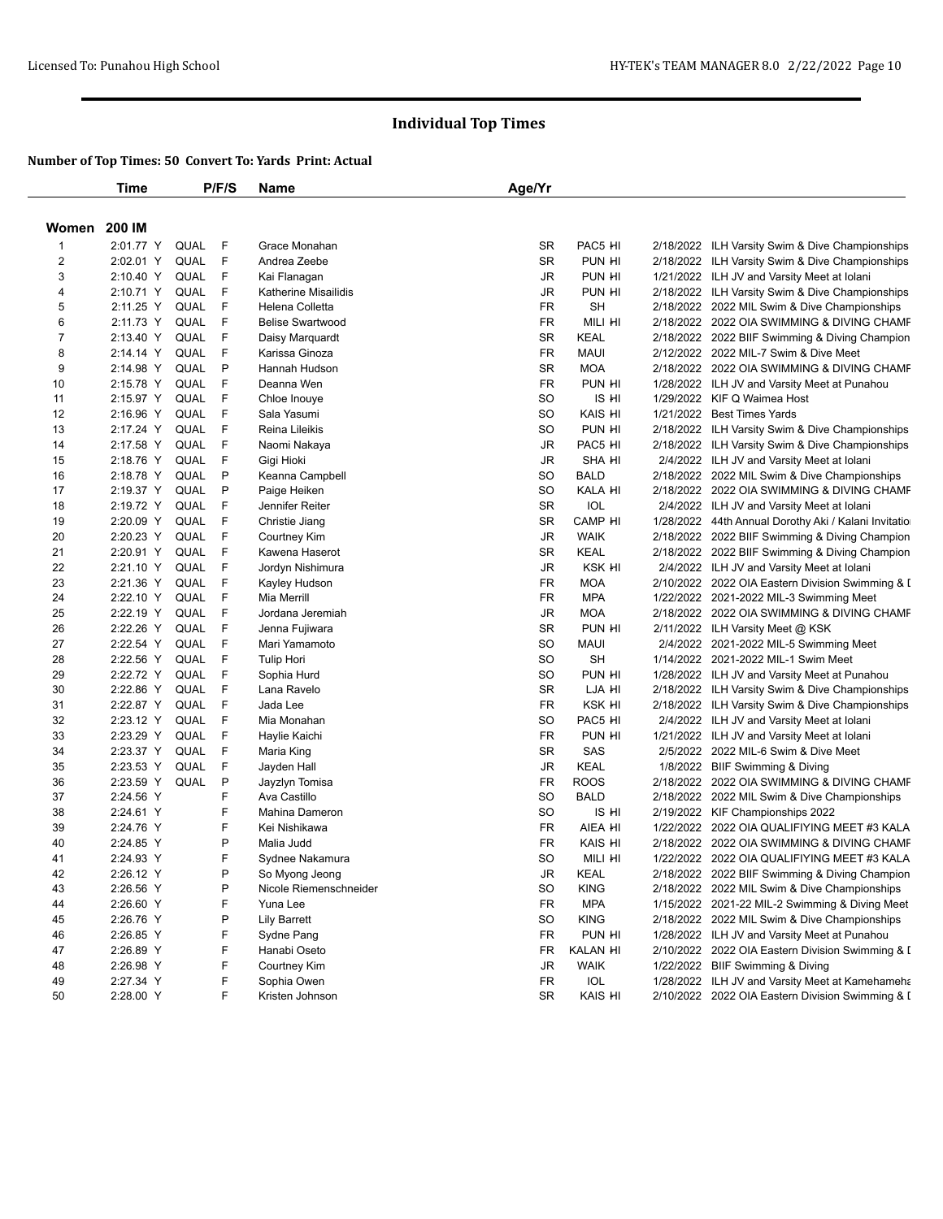# Individual Top Times

**Number of Top Times: 50 Convert To: Yards Print: Actual**

## Women 200 IM

| | Time | | P/F/S | Name | Age/Yr | | | |
|---|---|---|---|---|---|---|---|---|
| 1 | 2:01.77 Y | QUAL | F | Grace Monahan | SR | PAC5 HI | 2/18/2022 | ILH Varsity Swim & Dive Championships |
| 2 | 2:02.01 Y | QUAL | F | Andrea Zeebe | SR | PUN HI | 2/18/2022 | ILH Varsity Swim & Dive Championships |
| 3 | 2:10.40 Y | QUAL | F | Kai Flanagan | JR | PUN HI | 1/21/2022 | ILH JV and Varsity Meet at Iolani |
| 4 | 2:10.71 Y | QUAL | F | Katherine Misailidis | JR | PUN HI | 2/18/2022 | ILH Varsity Swim & Dive Championships |
| 5 | 2:11.25 Y | QUAL | F | Helena Colletta | FR | SH | 2/18/2022 | 2022 MIL Swim & Dive Championships |
| 6 | 2:11.73 Y | QUAL | F | Belise Swartwood | FR | MILI HI | 2/18/2022 | 2022 OIA SWIMMING & DIVING CHAMF |
| 7 | 2:13.40 Y | QUAL | F | Daisy Marquardt | SR | KEAL | 2/18/2022 | 2022 BIIF Swimming & Diving Champion |
| 8 | 2:14.14 Y | QUAL | F | Karissa Ginoza | FR | MAUI | 2/12/2022 | 2022 MIL-7 Swim & Dive Meet |
| 9 | 2:14.98 Y | QUAL | P | Hannah Hudson | SR | MOA | 2/18/2022 | 2022 OIA SWIMMING & DIVING CHAMF |
| 10 | 2:15.78 Y | QUAL | F | Deanna Wen | FR | PUN HI | 1/28/2022 | ILH JV and Varsity Meet at Punahou |
| 11 | 2:15.97 Y | QUAL | F | Chloe Inouye | SO | IS HI | 1/29/2022 | KIF Q Waimea Host |
| 12 | 2:16.96 Y | QUAL | F | Sala Yasumi | SO | KAIS HI | 1/21/2022 | Best Times Yards |
| 13 | 2:17.24 Y | QUAL | F | Reina Lileikis | SO | PUN HI | 2/18/2022 | ILH Varsity Swim & Dive Championships |
| 14 | 2:17.58 Y | QUAL | F | Naomi Nakaya | JR | PAC5 HI | 2/18/2022 | ILH Varsity Swim & Dive Championships |
| 15 | 2:18.76 Y | QUAL | F | Gigi Hioki | JR | SHA HI | 2/4/2022 | ILH JV and Varsity Meet at Iolani |
| 16 | 2:18.78 Y | QUAL | P | Keanna Campbell | SO | BALD | 2/18/2022 | 2022 MIL Swim & Dive Championships |
| 17 | 2:19.37 Y | QUAL | P | Paige Heiken | SO | KALA HI | 2/18/2022 | 2022 OIA SWIMMING & DIVING CHAMF |
| 18 | 2:19.72 Y | QUAL | F | Jennifer Reiter | SR | IOL | 2/4/2022 | ILH JV and Varsity Meet at Iolani |
| 19 | 2:20.09 Y | QUAL | F | Christie Jiang | SR | CAMP HI | 1/28/2022 | 44th Annual Dorothy Aki / Kalani Invitatio |
| 20 | 2:20.23 Y | QUAL | F | Courtney Kim | JR | WAIK | 2/18/2022 | 2022 BIIF Swimming & Diving Champion |
| 21 | 2:20.91 Y | QUAL | F | Kawena Haserot | SR | KEAL | 2/18/2022 | 2022 BIIF Swimming & Diving Champion |
| 22 | 2:21.10 Y | QUAL | F | Jordyn Nishimura | JR | KSK HI | 2/4/2022 | ILH JV and Varsity Meet at Iolani |
| 23 | 2:21.36 Y | QUAL | F | Kayley Hudson | FR | MOA | 2/10/2022 | 2022 OIA Eastern Division Swimming & I |
| 24 | 2:22.10 Y | QUAL | F | Mia Merrill | FR | MPA | 1/22/2022 | 2021-2022 MIL-3 Swimming Meet |
| 25 | 2:22.19 Y | QUAL | F | Jordana Jeremiah | JR | MOA | 2/18/2022 | 2022 OIA SWIMMING & DIVING CHAMF |
| 26 | 2:22.26 Y | QUAL | F | Jenna Fujiwara | SR | PUN HI | 2/11/2022 | ILH Varsity Meet @ KSK |
| 27 | 2:22.54 Y | QUAL | F | Mari Yamamoto | SO | MAUI | 2/4/2022 | 2021-2022 MIL-5 Swimming Meet |
| 28 | 2:22.56 Y | QUAL | F | Tulip Hori | SO | SH | 1/14/2022 | 2021-2022 MIL-1 Swim Meet |
| 29 | 2:22.72 Y | QUAL | F | Sophia Hurd | SO | PUN HI | 1/28/2022 | ILH JV and Varsity Meet at Punahou |
| 30 | 2:22.86 Y | QUAL | F | Lana Ravelo | SR | LJA HI | 2/18/2022 | ILH Varsity Swim & Dive Championships |
| 31 | 2:22.87 Y | QUAL | F | Jada Lee | FR | KSK HI | 2/18/2022 | ILH Varsity Swim & Dive Championships |
| 32 | 2:23.12 Y | QUAL | F | Mia Monahan | SO | PAC5 HI | 2/4/2022 | ILH JV and Varsity Meet at Iolani |
| 33 | 2:23.29 Y | QUAL | F | Haylie Kaichi | FR | PUN HI | 1/21/2022 | ILH JV and Varsity Meet at Iolani |
| 34 | 2:23.37 Y | QUAL | F | Maria King | SR | SAS | 2/5/2022 | 2022 MIL-6 Swim & Dive Meet |
| 35 | 2:23.53 Y | QUAL | F | Jayden Hall | JR | KEAL | 1/8/2022 | BIIF Swimming & Diving |
| 36 | 2:23.59 Y | QUAL | P | Jayzlyn Tomisa | FR | ROOS | 2/18/2022 | 2022 OIA SWIMMING & DIVING CHAMF |
| 37 | 2:24.56 Y | | F | Ava Castillo | SO | BALD | 2/18/2022 | 2022 MIL Swim & Dive Championships |
| 38 | 2:24.61 Y | | F | Mahina Dameron | SO | IS HI | 2/19/2022 | KIF Championships 2022 |
| 39 | 2:24.76 Y | | F | Kei Nishikawa | FR | AIEA HI | 1/22/2022 | 2022 OIA QUALIFIYING MEET #3 KALA |
| 40 | 2:24.85 Y | | P | Malia Judd | FR | KAIS HI | 2/18/2022 | 2022 OIA SWIMMING & DIVING CHAMF |
| 41 | 2:24.93 Y | | F | Sydnee Nakamura | SO | MILI HI | 1/22/2022 | 2022 OIA QUALIFIYING MEET #3 KALA |
| 42 | 2:26.12 Y | | P | So Myong Jeong | JR | KEAL | 2/18/2022 | 2022 BIIF Swimming & Diving Champion |
| 43 | 2:26.56 Y | | P | Nicole Riemenschneider | SO | KING | 2/18/2022 | 2022 MIL Swim & Dive Championships |
| 44 | 2:26.60 Y | | F | Yuna Lee | FR | MPA | 1/15/2022 | 2021-22 MIL-2 Swimming & Diving Meet |
| 45 | 2:26.76 Y | | P | Lily Barrett | SO | KING | 2/18/2022 | 2022 MIL Swim & Dive Championships |
| 46 | 2:26.85 Y | | F | Sydne Pang | FR | PUN HI | 1/28/2022 | ILH JV and Varsity Meet at Punahou |
| 47 | 2:26.89 Y | | F | Hanabi Oseto | FR | KALAN HI | 2/10/2022 | 2022 OIA Eastern Division Swimming & I |
| 48 | 2:26.98 Y | | F | Courtney Kim | JR | WAIK | 1/22/2022 | BIIF Swimming & Diving |
| 49 | 2:27.34 Y | | F | Sophia Owen | FR | IOL | 1/28/2022 | ILH JV and Varsity Meet at Kamehameha |
| 50 | 2:28.00 Y | | F | Kristen Johnson | SR | KAIS HI | 2/10/2022 | 2022 OIA Eastern Division Swimming & I |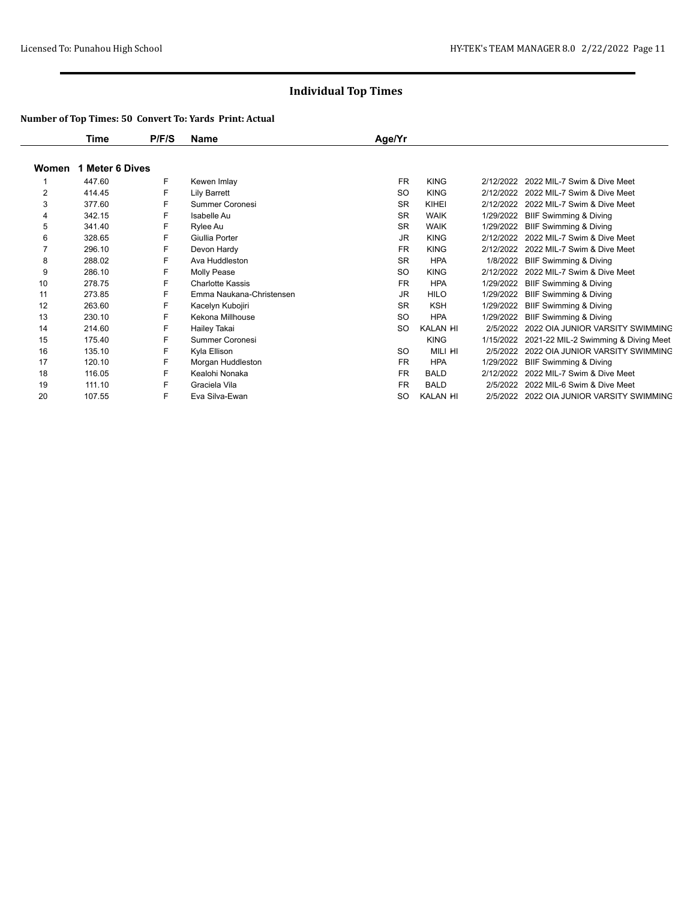# Individual Top Times

**Number of Top Times: 50 Convert To: Yards Print: Actual**

| | Time | P/F/S | Name | Age/Yr | | | |
|---|---|---|---|---|---|---|---|
| **Women** | **1 Meter 6 Dives** | | | | | | |
| 1 | 447.60 | F | Kewen Imlay | FR | KING | 2/12/2022 | 2022 MIL-7 Swim & Dive Meet |
| 2 | 414.45 | F | Lily Barrett | SO | KING | 2/12/2022 | 2022 MIL-7 Swim & Dive Meet |
| 3 | 377.60 | F | Summer Coronesi | SR | KIHEI | 2/12/2022 | 2022 MIL-7 Swim & Dive Meet |
| 4 | 342.15 | F | Isabelle Au | SR | WAIK | 1/29/2022 | BIIF Swimming & Diving |
| 5 | 341.40 | F | Rylee Au | SR | WAIK | 1/29/2022 | BIIF Swimming & Diving |
| 6 | 328.65 | F | Giullia Porter | JR | KING | 2/12/2022 | 2022 MIL-7 Swim & Dive Meet |
| 7 | 296.10 | F | Devon Hardy | FR | KING | 2/12/2022 | 2022 MIL-7 Swim & Dive Meet |
| 8 | 288.02 | F | Ava Huddleston | SR | HPA | 1/8/2022 | BIIF Swimming & Diving |
| 9 | 286.10 | F | Molly Pease | SO | KING | 2/12/2022 | 2022 MIL-7 Swim & Dive Meet |
| 10 | 278.75 | F | Charlotte Kassis | FR | HPA | 1/29/2022 | BIIF Swimming & Diving |
| 11 | 273.85 | F | Emma Naukana-Christensen | JR | HILO | 1/29/2022 | BIIF Swimming & Diving |
| 12 | 263.60 | F | Kacelyn Kubojiri | SR | KSH | 1/29/2022 | BIIF Swimming & Diving |
| 13 | 230.10 | F | Kekona Millhouse | SO | HPA | 1/29/2022 | BIIF Swimming & Diving |
| 14 | 214.60 | F | Hailey Takai | SO | KALAN HI | 2/5/2022 | 2022 OIA JUNIOR VARSITY SWIMMING |
| 15 | 175.40 | F | Summer Coronesi | | KING | 1/15/2022 | 2021-22 MIL-2 Swimming & Diving Meet |
| 16 | 135.10 | F | Kyla Ellison | SO | MILI HI | 2/5/2022 | 2022 OIA JUNIOR VARSITY SWIMMING |
| 17 | 120.10 | F | Morgan Huddleston | FR | HPA | 1/29/2022 | BIIF Swimming & Diving |
| 18 | 116.05 | F | Kealohi Nonaka | FR | BALD | 2/12/2022 | 2022 MIL-7 Swim & Dive Meet |
| 19 | 111.10 | F | Graciela Vila | FR | BALD | 2/5/2022 | 2022 MIL-6 Swim & Dive Meet |
| 20 | 107.55 | F | Eva Silva-Ewan | SO | KALAN HI | 2/5/2022 | 2022 OIA JUNIOR VARSITY SWIMMING |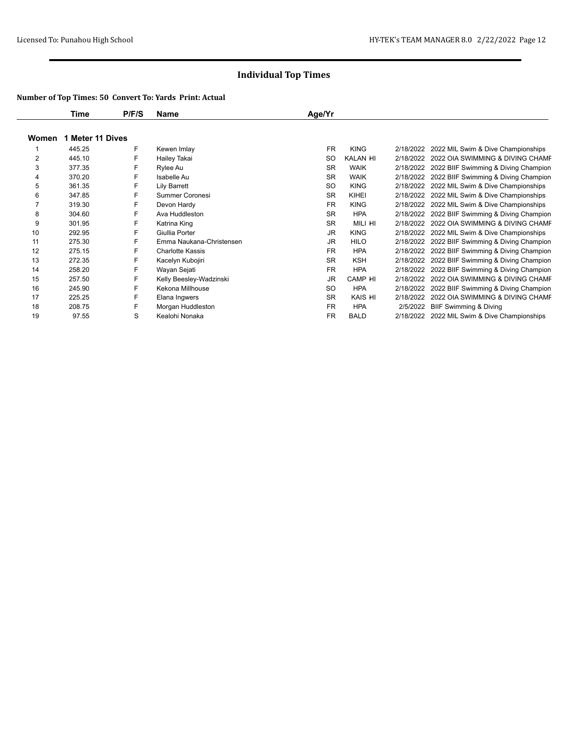## Individual Top Times

**Number of Top Times: 50 Convert To: Yards Print: Actual**

| | Time | P/F/S | Name | Age/Yr | | | |
|---|---|---|---|---|---|---|---|
| **Women 1 Meter 11 Dives** | | | | | | | |
| 1 | 445.25 | F | Kewen Imlay | FR | KING | 2/18/2022 | 2022 MIL Swim & Dive Championships |
| 2 | 445.10 | F | Hailey Takai | SO | KALAN HI | 2/18/2022 | 2022 OIA SWIMMING & DIVING CHAMP |
| 3 | 377.35 | F | Rylee Au | SR | WAIK | 2/18/2022 | 2022 BIIF Swimming & Diving Champion |
| 4 | 370.20 | F | Isabelle Au | SR | WAIK | 2/18/2022 | 2022 BIIF Swimming & Diving Champion |
| 5 | 361.35 | F | Lily Barrett | SO | KING | 2/18/2022 | 2022 MIL Swim & Dive Championships |
| 6 | 347.85 | F | Summer Coronesi | SR | KIHEI | 2/18/2022 | 2022 MIL Swim & Dive Championships |
| 7 | 319.30 | F | Devon Hardy | FR | KING | 2/18/2022 | 2022 MIL Swim & Dive Championships |
| 8 | 304.60 | F | Ava Huddleston | SR | HPA | 2/18/2022 | 2022 BIIF Swimming & Diving Champion |
| 9 | 301.95 | F | Katrina King | SR | MILI HI | 2/18/2022 | 2022 OIA SWIMMING & DIVING CHAMP |
| 10 | 292.95 | F | Giullia Porter | JR | KING | 2/18/2022 | 2022 MIL Swim & Dive Championships |
| 11 | 275.30 | F | Emma Naukana-Christensen | JR | HILO | 2/18/2022 | 2022 BIIF Swimming & Diving Champion |
| 12 | 275.15 | F | Charlotte Kassis | FR | HPA | 2/18/2022 | 2022 BIIF Swimming & Diving Champion |
| 13 | 272.35 | F | Kacelyn Kubojiri | SR | KSH | 2/18/2022 | 2022 BIIF Swimming & Diving Champion |
| 14 | 258.20 | F | Wayan Sejati | FR | HPA | 2/18/2022 | 2022 BIIF Swimming & Diving Champion |
| 15 | 257.50 | F | Kelly Beesley-Wadzinski | JR | CAMP HI | 2/18/2022 | 2022 OIA SWIMMING & DIVING CHAMP |
| 16 | 245.90 | F | Kekona Millhouse | SO | HPA | 2/18/2022 | 2022 BIIF Swimming & Diving Champion |
| 17 | 225.25 | F | Elana Ingwers | SR | KAIS HI | 2/18/2022 | 2022 OIA SWIMMING & DIVING CHAMP |
| 18 | 208.75 | F | Morgan Huddleston | FR | HPA | 2/5/2022 | BIIF Swimming & Diving |
| 19 | 97.55 | S | Kealohi Nonaka | FR | BALD | 2/18/2022 | 2022 MIL Swim & Dive Championships |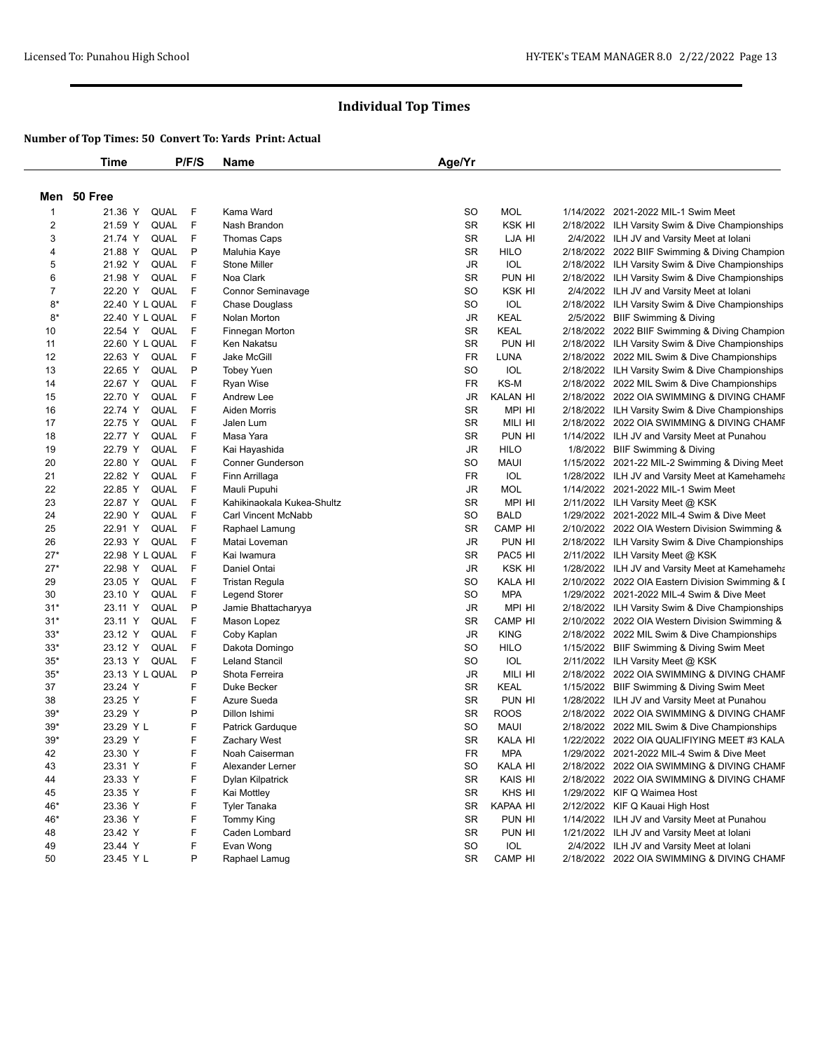# Individual Top Times

**Number of Top Times: 50 Convert To: Yards Print: Actual**

## Men 50 Free

| | Time | | P/F/S | Name | Age/Yr | | | |
|---|---|---|---|---|---|---|---|---|
| 1 | 21.36 Y | QUAL | F | Kama Ward | SO | MOL | 1/14/2022 | 2021-2022 MIL-1 Swim Meet |
| 2 | 21.59 Y | QUAL | F | Nash Brandon | SR | KSK HI | 2/18/2022 | ILH Varsity Swim & Dive Championships |
| 3 | 21.74 Y | QUAL | F | Thomas Caps | SR | LJA HI | 2/4/2022 | ILH JV and Varsity Meet at Iolani |
| 4 | 21.88 Y | QUAL | P | Maluhia Kaye | SR | HILO | 2/18/2022 | 2022 BIIF Swimming & Diving Champion |
| 5 | 21.92 Y | QUAL | F | Stone Miller | JR | IOL | 2/18/2022 | ILH Varsity Swim & Dive Championships |
| 6 | 21.98 Y | QUAL | F | Noa Clark | SR | PUN HI | 2/18/2022 | ILH Varsity Swim & Dive Championships |
| 7 | 22.20 Y | QUAL | F | Connor Seminavage | SO | KSK HI | 2/4/2022 | ILH JV and Varsity Meet at Iolani |
| 8* | 22.40 Y L | QUAL | F | Chase Douglass | SO | IOL | 2/18/2022 | ILH Varsity Swim & Dive Championships |
| 8* | 22.40 Y L | QUAL | F | Nolan Morton | JR | KEAL | 2/5/2022 | BIIF Swimming & Diving |
| 10 | 22.54 Y | QUAL | F | Finnegan Morton | SR | KEAL | 2/18/2022 | 2022 BIIF Swimming & Diving Champion |
| 11 | 22.60 Y L | QUAL | F | Ken Nakatsu | SR | PUN HI | 2/18/2022 | ILH Varsity Swim & Dive Championships |
| 12 | 22.63 Y | QUAL | F | Jake McGill | FR | LUNA | 2/18/2022 | 2022 MIL Swim & Dive Championships |
| 13 | 22.65 Y | QUAL | P | Tobey Yuen | SO | IOL | 2/18/2022 | ILH Varsity Swim & Dive Championships |
| 14 | 22.67 Y | QUAL | F | Ryan Wise | FR | KS-M | 2/18/2022 | 2022 MIL Swim & Dive Championships |
| 15 | 22.70 Y | QUAL | F | Andrew Lee | JR | KALAN HI | 2/18/2022 | 2022 OIA SWIMMING & DIVING CHAMF |
| 16 | 22.74 Y | QUAL | F | Aiden Morris | SR | MPI HI | 2/18/2022 | ILH Varsity Swim & Dive Championships |
| 17 | 22.75 Y | QUAL | F | Jalen Lum | SR | MILI HI | 2/18/2022 | 2022 OIA SWIMMING & DIVING CHAMF |
| 18 | 22.77 Y | QUAL | F | Masa Yara | SR | PUN HI | 1/14/2022 | ILH JV and Varsity Meet at Punahou |
| 19 | 22.79 Y | QUAL | F | Kai Hayashida | JR | HILO | 1/8/2022 | BIIF Swimming & Diving |
| 20 | 22.80 Y | QUAL | F | Conner Gunderson | SO | MAUI | 1/15/2022 | 2021-22 MIL-2 Swimming & Diving Meet |
| 21 | 22.82 Y | QUAL | F | Finn Arrillaga | FR | IOL | 1/28/2022 | ILH JV and Varsity Meet at Kamehameha |
| 22 | 22.85 Y | QUAL | F | Mauli Pupuhi | JR | MOL | 1/14/2022 | 2021-2022 MIL-1 Swim Meet |
| 23 | 22.87 Y | QUAL | F | Kahikinaokala Kukea-Shultz | SR | MPI HI | 2/11/2022 | ILH Varsity Meet @ KSK |
| 24 | 22.90 Y | QUAL | F | Carl Vincent McNabb | SO | BALD | 1/29/2022 | 2021-2022 MIL-4 Swim & Dive Meet |
| 25 | 22.91 Y | QUAL | F | Raphael Lamung | SR | CAMP HI | 2/10/2022 | 2022 OIA Western Division Swimming & |
| 26 | 22.93 Y | QUAL | F | Matai Loveman | JR | PUN HI | 2/18/2022 | ILH Varsity Swim & Dive Championships |
| 27* | 22.98 Y L | QUAL | F | Kai Iwamura | SR | PAC5 HI | 2/11/2022 | ILH Varsity Meet @ KSK |
| 27* | 22.98 Y | QUAL | F | Daniel Ontai | JR | KSK HI | 1/28/2022 | ILH JV and Varsity Meet at Kamehameha |
| 29 | 23.05 Y | QUAL | F | Tristan Regula | SO | KALA HI | 2/10/2022 | 2022 OIA Eastern Division Swimming & I |
| 30 | 23.10 Y | QUAL | F | Legend Storer | SO | MPA | 1/29/2022 | 2021-2022 MIL-4 Swim & Dive Meet |
| 31* | 23.11 Y | QUAL | P | Jamie Bhattacharyya | JR | MPI HI | 2/18/2022 | ILH Varsity Swim & Dive Championships |
| 31* | 23.11 Y | QUAL | F | Mason Lopez | SR | CAMP HI | 2/10/2022 | 2022 OIA Western Division Swimming & |
| 33* | 23.12 Y | QUAL | F | Coby Kaplan | JR | KING | 2/18/2022 | 2022 MIL Swim & Dive Championships |
| 33* | 23.12 Y | QUAL | F | Dakota Domingo | SO | HILO | 1/15/2022 | BIIF Swimming & Diving Swim Meet |
| 35* | 23.13 Y | QUAL | F | Leland Stancil | SO | IOL | 2/11/2022 | ILH Varsity Meet @ KSK |
| 35* | 23.13 Y L | QUAL | P | Shota Ferreira | JR | MILI HI | 2/18/2022 | 2022 OIA SWIMMING & DIVING CHAMF |
| 37 | 23.24 Y | | F | Duke Becker | SR | KEAL | 1/15/2022 | BIIF Swimming & Diving Swim Meet |
| 38 | 23.25 Y | | F | Azure Sueda | SR | PUN HI | 1/28/2022 | ILH JV and Varsity Meet at Punahou |
| 39* | 23.29 Y | | P | Dillon Ishimi | SR | ROOS | 2/18/2022 | 2022 OIA SWIMMING & DIVING CHAMF |
| 39* | 23.29 Y L | | F | Patrick Garduque | SO | MAUI | 2/18/2022 | 2022 MIL Swim & Dive Championships |
| 39* | 23.29 Y | | F | Zachary West | SR | KALA HI | 1/22/2022 | 2022 OIA QUALIFIYING MEET #3 KALA |
| 42 | 23.30 Y | | F | Noah Caiserman | FR | MPA | 1/29/2022 | 2021-2022 MIL-4 Swim & Dive Meet |
| 43 | 23.31 Y | | F | Alexander Lerner | SO | KALA HI | 2/18/2022 | 2022 OIA SWIMMING & DIVING CHAMF |
| 44 | 23.33 Y | | F | Dylan Kilpatrick | SR | KAIS HI | 2/18/2022 | 2022 OIA SWIMMING & DIVING CHAMF |
| 45 | 23.35 Y | | F | Kai Mottley | SR | KHS HI | 1/29/2022 | KIF Q Waimea Host |
| 46* | 23.36 Y | | F | Tyler Tanaka | SR | KAPAA HI | 2/12/2022 | KIF Q Kauai High Host |
| 46* | 23.36 Y | | F | Tommy King | SR | PUN HI | 1/14/2022 | ILH JV and Varsity Meet at Punahou |
| 48 | 23.42 Y | | F | Caden Lombard | SR | PUN HI | 1/21/2022 | ILH JV and Varsity Meet at Iolani |
| 49 | 23.44 Y | | F | Evan Wong | SO | IOL | 2/4/2022 | ILH JV and Varsity Meet at Iolani |
| 50 | 23.45 Y L | | P | Raphael Lamug | SR | CAMP HI | 2/18/2022 | 2022 OIA SWIMMING & DIVING CHAMF |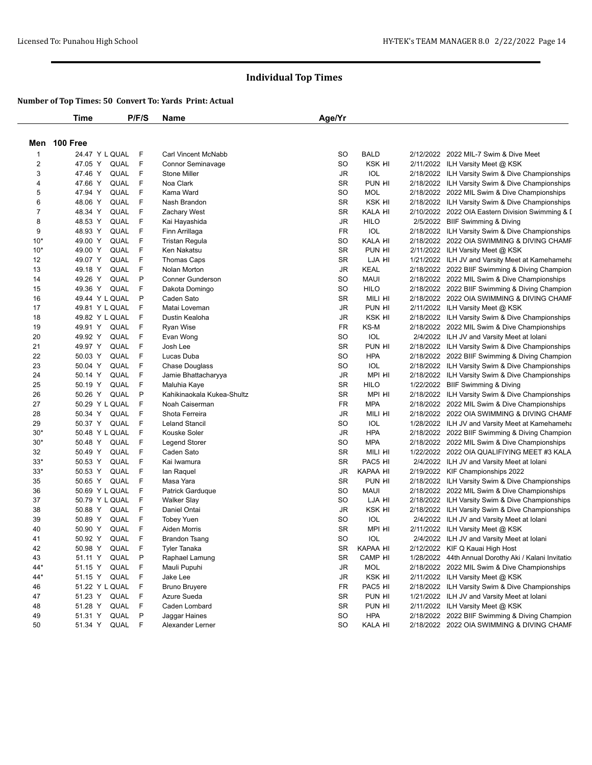# Individual Top Times

**Number of Top Times: 50 Convert To: Yards Print: Actual**

## Men 100 Free

| | Time | | P/F/S | Name | Age/Yr | | | |
|---|---|---|---|---|---|---|---|---|
| 1 | 24.47 Y L | QUAL | F | Carl Vincent McNabb | SO | BALD | 2/12/2022 | 2022 MIL-7 Swim & Dive Meet |
| 2 | 47.05 Y | QUAL | F | Connor Seminavage | SO | KSK HI | 2/11/2022 | ILH Varsity Meet @ KSK |
| 3 | 47.46 Y | QUAL | F | Stone Miller | JR | IOL | 2/18/2022 | ILH Varsity Swim & Dive Championships |
| 4 | 47.66 Y | QUAL | F | Noa Clark | SR | PUN HI | 2/18/2022 | ILH Varsity Swim & Dive Championships |
| 5 | 47.94 Y | QUAL | F | Kama Ward | SO | MOL | 2/18/2022 | 2022 MIL Swim & Dive Championships |
| 6 | 48.06 Y | QUAL | F | Nash Brandon | SR | KSK HI | 2/18/2022 | ILH Varsity Swim & Dive Championships |
| 7 | 48.34 Y | QUAL | F | Zachary West | SR | KALA HI | 2/10/2022 | 2022 OIA Eastern Division Swimming & I |
| 8 | 48.53 Y | QUAL | F | Kai Hayashida | JR | HILO | 2/5/2022 | BIIF Swimming & Diving |
| 9 | 48.93 Y | QUAL | F | Finn Arrillaga | FR | IOL | 2/18/2022 | ILH Varsity Swim & Dive Championships |
| 10* | 49.00 Y | QUAL | F | Tristan Regula | SO | KALA HI | 2/18/2022 | 2022 OIA SWIMMING & DIVING CHAMF |
| 10* | 49.00 Y | QUAL | F | Ken Nakatsu | SR | PUN HI | 2/11/2022 | ILH Varsity Meet @ KSK |
| 12 | 49.07 Y | QUAL | F | Thomas Caps | SR | LJA HI | 1/21/2022 | ILH JV and Varsity Meet at Kamehameha |
| 13 | 49.18 Y | QUAL | F | Nolan Morton | JR | KEAL | 2/18/2022 | 2022 BIIF Swimming & Diving Champion |
| 14 | 49.26 Y | QUAL | P | Conner Gunderson | SO | MAUI | 2/18/2022 | 2022 MIL Swim & Dive Championships |
| 15 | 49.36 Y | QUAL | F | Dakota Domingo | SO | HILO | 2/18/2022 | 2022 BIIF Swimming & Diving Champion |
| 16 | 49.44 Y L | QUAL | P | Caden Sato | SR | MILI HI | 2/18/2022 | 2022 OIA SWIMMING & DIVING CHAMF |
| 17 | 49.81 Y L | QUAL | F | Matai Loveman | JR | PUN HI | 2/11/2022 | ILH Varsity Meet @ KSK |
| 18 | 49.82 Y L | QUAL | F | Dustin Kealoha | JR | KSK HI | 2/18/2022 | ILH Varsity Swim & Dive Championships |
| 19 | 49.91 Y | QUAL | F | Ryan Wise | FR | KS-M | 2/18/2022 | 2022 MIL Swim & Dive Championships |
| 20 | 49.92 Y | QUAL | F | Evan Wong | SO | IOL | 2/4/2022 | ILH JV and Varsity Meet at Iolani |
| 21 | 49.97 Y | QUAL | F | Josh Lee | SR | PUN HI | 2/18/2022 | ILH Varsity Swim & Dive Championships |
| 22 | 50.03 Y | QUAL | F | Lucas Duba | SO | HPA | 2/18/2022 | 2022 BIIF Swimming & Diving Champion |
| 23 | 50.04 Y | QUAL | F | Chase Douglass | SO | IOL | 2/18/2022 | ILH Varsity Swim & Dive Championships |
| 24 | 50.14 Y | QUAL | F | Jamie Bhattacharyya | JR | MPI HI | 2/18/2022 | ILH Varsity Swim & Dive Championships |
| 25 | 50.19 Y | QUAL | F | Maluhia Kaye | SR | HILO | 1/22/2022 | BIIF Swimming & Diving |
| 26 | 50.26 Y | QUAL | P | Kahikinaokala Kukea-Shultz | SR | MPI HI | 2/18/2022 | ILH Varsity Swim & Dive Championships |
| 27 | 50.29 Y L | QUAL | F | Noah Caiserman | FR | MPA | 2/18/2022 | 2022 MIL Swim & Dive Championships |
| 28 | 50.34 Y | QUAL | F | Shota Ferreira | JR | MILI HI | 2/18/2022 | 2022 OIA SWIMMING & DIVING CHAMF |
| 29 | 50.37 Y | QUAL | F | Leland Stancil | SO | IOL | 1/28/2022 | ILH JV and Varsity Meet at Kamehameha |
| 30* | 50.48 Y L | QUAL | F | Kouske Soler | JR | HPA | 2/18/2022 | 2022 BIIF Swimming & Diving Champion |
| 30* | 50.48 Y | QUAL | F | Legend Storer | SO | MPA | 2/18/2022 | 2022 MIL Swim & Dive Championships |
| 32 | 50.49 Y | QUAL | F | Caden Sato | SR | MILI HI | 1/22/2022 | 2022 OIA QUALIFIYING MEET #3 KALA |
| 33* | 50.53 Y | QUAL | F | Kai Iwamura | SR | PAC5 HI | 2/4/2022 | ILH JV and Varsity Meet at Iolani |
| 33* | 50.53 Y | QUAL | F | Ian Raquel | JR | KAPAA HI | 2/19/2022 | KIF Championships 2022 |
| 35 | 50.65 Y | QUAL | F | Masa Yara | SR | PUN HI | 2/18/2022 | ILH Varsity Swim & Dive Championships |
| 36 | 50.69 Y L | QUAL | F | Patrick Garduque | SO | MAUI | 2/18/2022 | 2022 MIL Swim & Dive Championships |
| 37 | 50.79 Y L | QUAL | F | Walker Slay | SO | LJA HI | 2/18/2022 | ILH Varsity Swim & Dive Championships |
| 38 | 50.88 Y | QUAL | F | Daniel Ontai | JR | KSK HI | 2/18/2022 | ILH Varsity Swim & Dive Championships |
| 39 | 50.89 Y | QUAL | F | Tobey Yuen | SO | IOL | 2/4/2022 | ILH JV and Varsity Meet at Iolani |
| 40 | 50.90 Y | QUAL | F | Aiden Morris | SR | MPI HI | 2/11/2022 | ILH Varsity Meet @ KSK |
| 41 | 50.92 Y | QUAL | F | Brandon Tsang | SO | IOL | 2/4/2022 | ILH JV and Varsity Meet at Iolani |
| 42 | 50.98 Y | QUAL | F | Tyler Tanaka | SR | KAPAA HI | 2/12/2022 | KIF Q Kauai High Host |
| 43 | 51.11 Y | QUAL | P | Raphael Lamung | SR | CAMP HI | 1/28/2022 | 44th Annual Dorothy Aki / Kalani Invitatio |
| 44* | 51.15 Y | QUAL | F | Mauli Pupuhi | JR | MOL | 2/18/2022 | 2022 MIL Swim & Dive Championships |
| 44* | 51.15 Y | QUAL | F | Jake Lee | JR | KSK HI | 2/11/2022 | ILH Varsity Meet @ KSK |
| 46 | 51.22 Y L | QUAL | F | Bruno Bruyere | FR | PAC5 HI | 2/18/2022 | ILH Varsity Swim & Dive Championships |
| 47 | 51.23 Y | QUAL | F | Azure Sueda | SR | PUN HI | 1/21/2022 | ILH JV and Varsity Meet at Iolani |
| 48 | 51.28 Y | QUAL | F | Caden Lombard | SR | PUN HI | 2/11/2022 | ILH Varsity Meet @ KSK |
| 49 | 51.31 Y | QUAL | P | Jaggar Haines | SO | HPA | 2/18/2022 | 2022 BIIF Swimming & Diving Champion |
| 50 | 51.34 Y | QUAL | F | Alexander Lerner | SO | KALA HI | 2/18/2022 | 2022 OIA SWIMMING & DIVING CHAMF |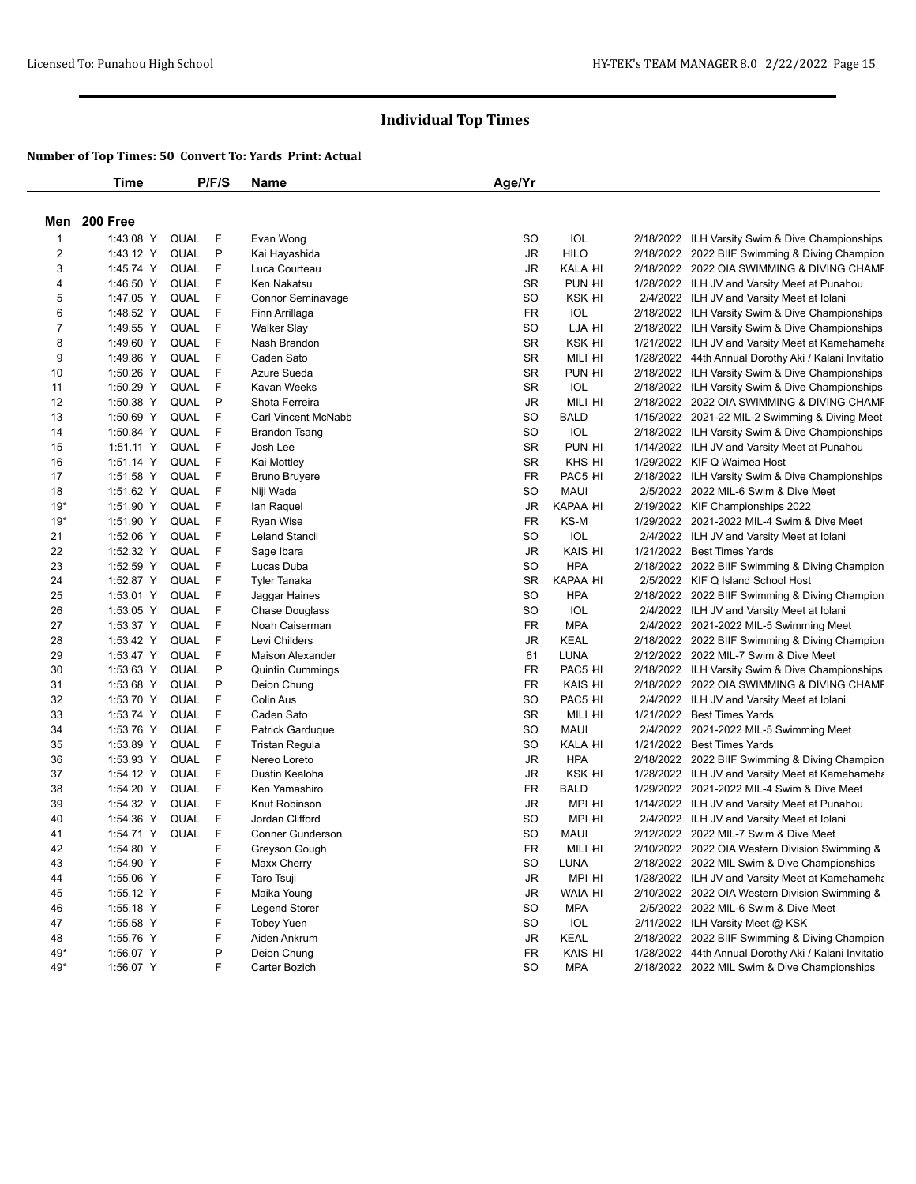# Individual Top Times

### Number of Top Times: 50 Convert To: Yards Print: Actual

## Men 200 Free

| | Time | | P/F/S | Name | Age/Yr | | | |
|---|---|---|---|---|---|---|---|---|
| 1 | 1:43.08 Y | QUAL | F | Evan Wong | SO | IOL | 2/18/2022 | ILH Varsity Swim & Dive Championships |
| 2 | 1:43.12 Y | QUAL | P | Kai Hayashida | JR | HILO | 2/18/2022 | 2022 BIIF Swimming & Diving Champion |
| 3 | 1:45.74 Y | QUAL | F | Luca Courteau | JR | KALA HI | 2/18/2022 | 2022 OIA SWIMMING & DIVING CHAMF |
| 4 | 1:46.50 Y | QUAL | F | Ken Nakatsu | SR | PUN HI | 1/28/2022 | ILH JV and Varsity Meet at Punahou |
| 5 | 1:47.05 Y | QUAL | F | Connor Seminavage | SO | KSK HI | 2/4/2022 | ILH JV and Varsity Meet at Iolani |
| 6 | 1:48.52 Y | QUAL | F | Finn Arrillaga | FR | IOL | 2/18/2022 | ILH Varsity Swim & Dive Championships |
| 7 | 1:49.55 Y | QUAL | F | Walker Slay | SO | LJA HI | 2/18/2022 | ILH Varsity Swim & Dive Championships |
| 8 | 1:49.60 Y | QUAL | F | Nash Brandon | SR | KSK HI | 1/21/2022 | ILH JV and Varsity Meet at Kamehameha |
| 9 | 1:49.86 Y | QUAL | F | Caden Sato | SR | MILI HI | 1/28/2022 | 44th Annual Dorothy Aki / Kalani Invitatio |
| 10 | 1:50.26 Y | QUAL | F | Azure Sueda | SR | PUN HI | 2/18/2022 | ILH Varsity Swim & Dive Championships |
| 11 | 1:50.29 Y | QUAL | F | Kavan Weeks | SR | IOL | 2/18/2022 | ILH Varsity Swim & Dive Championships |
| 12 | 1:50.38 Y | QUAL | P | Shota Ferreira | JR | MILI HI | 2/18/2022 | 2022 OIA SWIMMING & DIVING CHAMF |
| 13 | 1:50.69 Y | QUAL | F | Carl Vincent McNabb | SO | BALD | 1/15/2022 | 2021-22 MIL-2 Swimming & Diving Meet |
| 14 | 1:50.84 Y | QUAL | F | Brandon Tsang | SO | IOL | 2/18/2022 | ILH Varsity Swim & Dive Championships |
| 15 | 1:51.11 Y | QUAL | F | Josh Lee | SR | PUN HI | 1/14/2022 | ILH JV and Varsity Meet at Punahou |
| 16 | 1:51.14 Y | QUAL | F | Kai Mottley | SR | KHS HI | 1/29/2022 | KIF Q Waimea Host |
| 17 | 1:51.58 Y | QUAL | F | Bruno Bruyere | FR | PAC5 HI | 2/18/2022 | ILH Varsity Swim & Dive Championships |
| 18 | 1:51.62 Y | QUAL | F | Niji Wada | SO | MAUI | 2/5/2022 | 2022 MIL-6 Swim & Dive Meet |
| 19* | 1:51.90 Y | QUAL | F | Ian Raquel | JR | KAPAA HI | 2/19/2022 | KIF Championships 2022 |
| 19* | 1:51.90 Y | QUAL | F | Ryan Wise | FR | KS-M | 1/29/2022 | 2021-2022 MIL-4 Swim & Dive Meet |
| 21 | 1:52.06 Y | QUAL | F | Leland Stancil | SO | IOL | 2/4/2022 | ILH JV and Varsity Meet at Iolani |
| 22 | 1:52.32 Y | QUAL | F | Sage Ibara | JR | KAIS HI | 1/21/2022 | Best Times Yards |
| 23 | 1:52.59 Y | QUAL | F | Lucas Duba | SO | HPA | 2/18/2022 | 2022 BIIF Swimming & Diving Champion |
| 24 | 1:52.87 Y | QUAL | F | Tyler Tanaka | SR | KAPAA HI | 2/5/2022 | KIF Q Island School Host |
| 25 | 1:53.01 Y | QUAL | F | Jaggar Haines | SO | HPA | 2/18/2022 | 2022 BIIF Swimming & Diving Champion |
| 26 | 1:53.05 Y | QUAL | F | Chase Douglass | SO | IOL | 2/4/2022 | ILH JV and Varsity Meet at Iolani |
| 27 | 1:53.37 Y | QUAL | F | Noah Caiserman | FR | MPA | 2/4/2022 | 2021-2022 MIL-5 Swimming Meet |
| 28 | 1:53.42 Y | QUAL | F | Levi Childers | JR | KEAL | 2/18/2022 | 2022 BIIF Swimming & Diving Champion |
| 29 | 1:53.47 Y | QUAL | F | Maison Alexander | 61 | LUNA | 2/12/2022 | 2022 MIL-7 Swim & Dive Meet |
| 30 | 1:53.63 Y | QUAL | P | Quintin Cummings | FR | PAC5 HI | 2/18/2022 | ILH Varsity Swim & Dive Championships |
| 31 | 1:53.68 Y | QUAL | P | Deion Chung | FR | KAIS HI | 2/18/2022 | 2022 OIA SWIMMING & DIVING CHAMF |
| 32 | 1:53.70 Y | QUAL | F | Colin Aus | SO | PAC5 HI | 2/4/2022 | ILH JV and Varsity Meet at Iolani |
| 33 | 1:53.74 Y | QUAL | F | Caden Sato | SR | MILI HI | 1/21/2022 | Best Times Yards |
| 34 | 1:53.76 Y | QUAL | F | Patrick Garduque | SO | MAUI | 2/4/2022 | 2021-2022 MIL-5 Swimming Meet |
| 35 | 1:53.89 Y | QUAL | F | Tristan Regula | SO | KALA HI | 1/21/2022 | Best Times Yards |
| 36 | 1:53.93 Y | QUAL | F | Nereo Loreto | JR | HPA | 2/18/2022 | 2022 BIIF Swimming & Diving Champion |
| 37 | 1:54.12 Y | QUAL | F | Dustin Kealoha | JR | KSK HI | 1/28/2022 | ILH JV and Varsity Meet at Kamehameha |
| 38 | 1:54.20 Y | QUAL | F | Ken Yamashiro | FR | BALD | 1/29/2022 | 2021-2022 MIL-4 Swim & Dive Meet |
| 39 | 1:54.32 Y | QUAL | F | Knut Robinson | JR | MPI HI | 1/14/2022 | ILH JV and Varsity Meet at Punahou |
| 40 | 1:54.36 Y | QUAL | F | Jordan Clifford | SO | MPI HI | 2/4/2022 | ILH JV and Varsity Meet at Iolani |
| 41 | 1:54.71 Y | QUAL | F | Conner Gunderson | SO | MAUI | 2/12/2022 | 2022 MIL-7 Swim & Dive Meet |
| 42 | 1:54.80 Y | | F | Greyson Gough | FR | MILI HI | 2/10/2022 | 2022 OIA Western Division Swimming & |
| 43 | 1:54.90 Y | | F | Maxx Cherry | SO | LUNA | 2/18/2022 | 2022 MIL Swim & Dive Championships |
| 44 | 1:55.06 Y | | F | Taro Tsuji | JR | MPI HI | 1/28/2022 | ILH JV and Varsity Meet at Kamehameha |
| 45 | 1:55.12 Y | | F | Maika Young | JR | WAIA HI | 2/10/2022 | 2022 OIA Western Division Swimming & |
| 46 | 1:55.18 Y | | F | Legend Storer | SO | MPA | 2/5/2022 | 2022 MIL-6 Swim & Dive Meet |
| 47 | 1:55.58 Y | | F | Tobey Yuen | SO | IOL | 2/11/2022 | ILH Varsity Meet @ KSK |
| 48 | 1:55.76 Y | | F | Aiden Ankrum | JR | KEAL | 2/18/2022 | 2022 BIIF Swimming & Diving Champion |
| 49* | 1:56.07 Y | | P | Deion Chung | FR | KAIS HI | 1/28/2022 | 44th Annual Dorothy Aki / Kalani Invitatio |
| 49* | 1:56.07 Y | | F | Carter Bozich | SO | MPA | 2/18/2022 | 2022 MIL Swim & Dive Championships |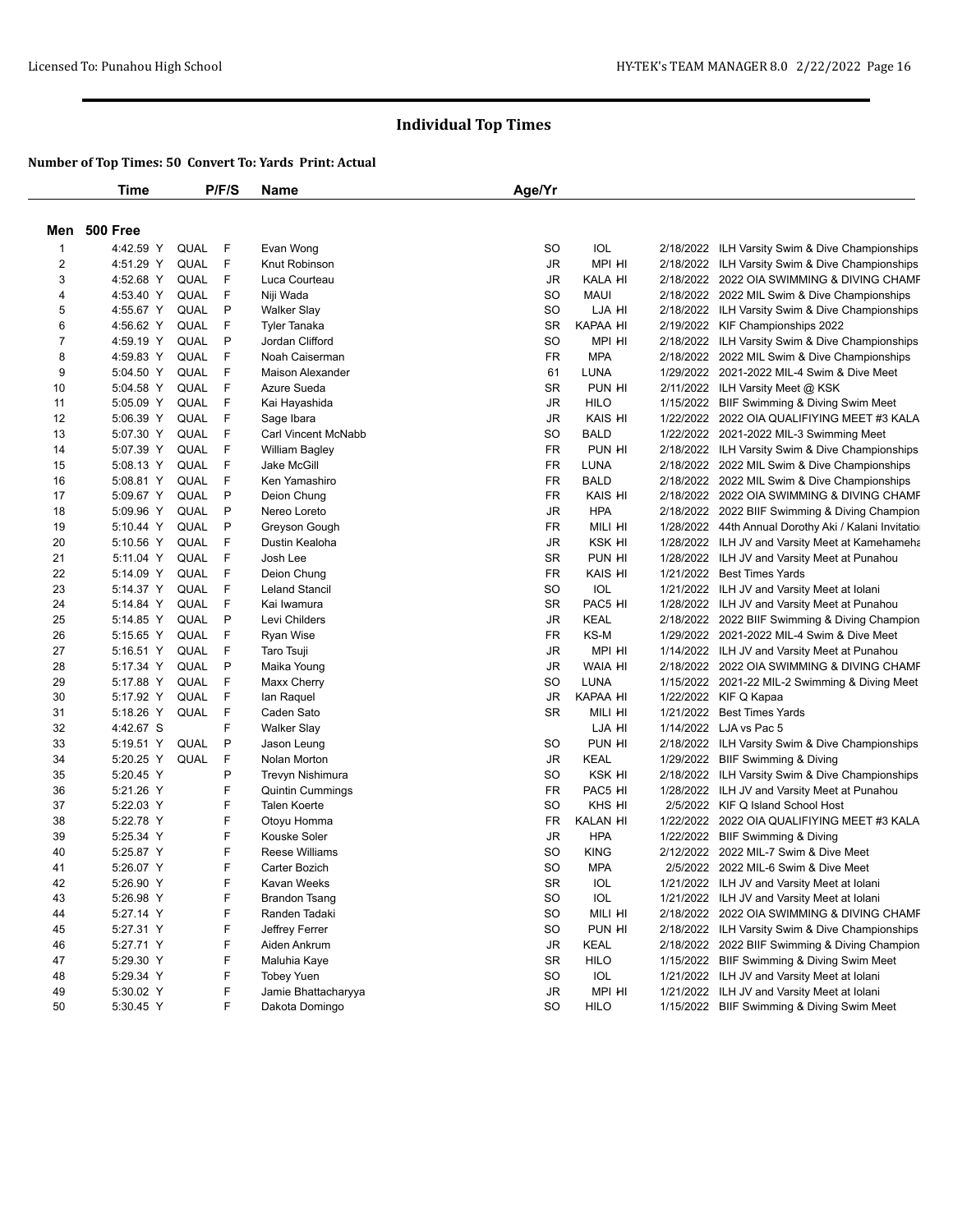# Individual Top Times

**Number of Top Times: 50 Convert To: Yards Print: Actual**

## Men 500 Free

| | Time | | P/F/S | Name | Age/Yr | | | |
|---|---|---|---|---|---|---|---|---|
| 1 | 4:42.59 Y | QUAL | F | Evan Wong | SO | IOL | 2/18/2022 | ILH Varsity Swim & Dive Championships |
| 2 | 4:51.29 Y | QUAL | F | Knut Robinson | JR | MPI HI | 2/18/2022 | ILH Varsity Swim & Dive Championships |
| 3 | 4:52.68 Y | QUAL | F | Luca Courteau | JR | KALA HI | 2/18/2022 | 2022 OIA SWIMMING & DIVING CHAMF |
| 4 | 4:53.40 Y | QUAL | F | Niji Wada | SO | MAUI | 2/18/2022 | 2022 MIL Swim & Dive Championships |
| 5 | 4:55.67 Y | QUAL | P | Walker Slay | SO | LJA HI | 2/18/2022 | ILH Varsity Swim & Dive Championships |
| 6 | 4:56.62 Y | QUAL | F | Tyler Tanaka | SR | KAPAA HI | 2/19/2022 | KIF Championships 2022 |
| 7 | 4:59.19 Y | QUAL | P | Jordan Clifford | SO | MPI HI | 2/18/2022 | ILH Varsity Swim & Dive Championships |
| 8 | 4:59.83 Y | QUAL | F | Noah Caiserman | FR | MPA | 2/18/2022 | 2022 MIL Swim & Dive Championships |
| 9 | 5:04.50 Y | QUAL | F | Maison Alexander | 61 | LUNA | 1/29/2022 | 2021-2022 MIL-4 Swim & Dive Meet |
| 10 | 5:04.58 Y | QUAL | F | Azure Sueda | SR | PUN HI | 2/11/2022 | ILH Varsity Meet @ KSK |
| 11 | 5:05.09 Y | QUAL | F | Kai Hayashida | JR | HILO | 1/15/2022 | BIIF Swimming & Diving Swim Meet |
| 12 | 5:06.39 Y | QUAL | F | Sage Ibara | JR | KAIS HI | 1/22/2022 | 2022 OIA QUALIFIYING MEET #3 KALA |
| 13 | 5:07.30 Y | QUAL | F | Carl Vincent McNabb | SO | BALD | 1/22/2022 | 2021-2022 MIL-3 Swimming Meet |
| 14 | 5:07.39 Y | QUAL | F | William Bagley | FR | PUN HI | 2/18/2022 | ILH Varsity Swim & Dive Championships |
| 15 | 5:08.13 Y | QUAL | F | Jake McGill | FR | LUNA | 2/18/2022 | 2022 MIL Swim & Dive Championships |
| 16 | 5:08.81 Y | QUAL | F | Ken Yamashiro | FR | BALD | 2/18/2022 | 2022 MIL Swim & Dive Championships |
| 17 | 5:09.67 Y | QUAL | P | Deion Chung | FR | KAIS HI | 2/18/2022 | 2022 OIA SWIMMING & DIVING CHAMF |
| 18 | 5:09.96 Y | QUAL | P | Nereo Loreto | JR | HPA | 2/18/2022 | 2022 BIIF Swimming & Diving Champion |
| 19 | 5:10.44 Y | QUAL | P | Greyson Gough | FR | MILI HI | 1/28/2022 | 44th Annual Dorothy Aki / Kalani Invitatio |
| 20 | 5:10.56 Y | QUAL | F | Dustin Kealoha | JR | KSK HI | 1/28/2022 | ILH JV and Varsity Meet at Kamehameha |
| 21 | 5:11.04 Y | QUAL | F | Josh Lee | SR | PUN HI | 1/28/2022 | ILH JV and Varsity Meet at Punahou |
| 22 | 5:14.09 Y | QUAL | F | Deion Chung | FR | KAIS HI | 1/21/2022 | Best Times Yards |
| 23 | 5:14.37 Y | QUAL | F | Leland Stancil | SO | IOL | 1/21/2022 | ILH JV and Varsity Meet at Iolani |
| 24 | 5:14.84 Y | QUAL | F | Kai Iwamura | SR | PAC5 HI | 1/28/2022 | ILH JV and Varsity Meet at Punahou |
| 25 | 5:14.85 Y | QUAL | P | Levi Childers | JR | KEAL | 2/18/2022 | 2022 BIIF Swimming & Diving Champion |
| 26 | 5:15.65 Y | QUAL | F | Ryan Wise | FR | KS-M | 1/29/2022 | 2021-2022 MIL-4 Swim & Dive Meet |
| 27 | 5:16.51 Y | QUAL | F | Taro Tsuji | JR | MPI HI | 1/14/2022 | ILH JV and Varsity Meet at Punahou |
| 28 | 5:17.34 Y | QUAL | P | Maika Young | JR | WAIA HI | 2/18/2022 | 2022 OIA SWIMMING & DIVING CHAMF |
| 29 | 5:17.88 Y | QUAL | F | Maxx Cherry | SO | LUNA | 1/15/2022 | 2021-22 MIL-2 Swimming & Diving Meet |
| 30 | 5:17.92 Y | QUAL | F | Ian Raquel | JR | KAPAA HI | 1/22/2022 | KIF Q Kapaa |
| 31 | 5:18.26 Y | QUAL | F | Caden Sato | SR | MILI HI | 1/21/2022 | Best Times Yards |
| 32 | 4:42.67 S | | F | Walker Slay | | LJA HI | 1/14/2022 | LJA vs Pac 5 |
| 33 | 5:19.51 Y | QUAL | P | Jason Leung | SO | PUN HI | 2/18/2022 | ILH Varsity Swim & Dive Championships |
| 34 | 5:20.25 Y | QUAL | F | Nolan Morton | JR | KEAL | 1/29/2022 | BIIF Swimming & Diving |
| 35 | 5:20.45 Y | | P | Trevyn Nishimura | SO | KSK HI | 2/18/2022 | ILH Varsity Swim & Dive Championships |
| 36 | 5:21.26 Y | | F | Quintin Cummings | FR | PAC5 HI | 1/28/2022 | ILH JV and Varsity Meet at Punahou |
| 37 | 5:22.03 Y | | F | Talen Koerte | SO | KHS HI | 2/5/2022 | KIF Q Island School Host |
| 38 | 5:22.78 Y | | F | Otoyu Homma | FR | KALAN HI | 1/22/2022 | 2022 OIA QUALIFIYING MEET #3 KALA |
| 39 | 5:25.34 Y | | F | Kouske Soler | JR | HPA | 1/22/2022 | BIIF Swimming & Diving |
| 40 | 5:25.87 Y | | F | Reese Williams | SO | KING | 2/12/2022 | 2022 MIL-7 Swim & Dive Meet |
| 41 | 5:26.07 Y | | F | Carter Bozich | SO | MPA | 2/5/2022 | 2022 MIL-6 Swim & Dive Meet |
| 42 | 5:26.90 Y | | F | Kavan Weeks | SR | IOL | 1/21/2022 | ILH JV and Varsity Meet at Iolani |
| 43 | 5:26.98 Y | | F | Brandon Tsang | SO | IOL | 1/21/2022 | ILH JV and Varsity Meet at Iolani |
| 44 | 5:27.14 Y | | F | Randen Tadaki | SO | MILI HI | 2/18/2022 | 2022 OIA SWIMMING & DIVING CHAMF |
| 45 | 5:27.31 Y | | F | Jeffrey Ferrer | SO | PUN HI | 2/18/2022 | ILH Varsity Swim & Dive Championships |
| 46 | 5:27.71 Y | | F | Aiden Ankrum | JR | KEAL | 2/18/2022 | 2022 BIIF Swimming & Diving Champion |
| 47 | 5:29.30 Y | | F | Maluhia Kaye | SR | HILO | 1/15/2022 | BIIF Swimming & Diving Swim Meet |
| 48 | 5:29.34 Y | | F | Tobey Yuen | SO | IOL | 1/21/2022 | ILH JV and Varsity Meet at Iolani |
| 49 | 5:30.02 Y | | F | Jamie Bhattacharyya | JR | MPI HI | 1/21/2022 | ILH JV and Varsity Meet at Iolani |
| 50 | 5:30.45 Y | | F | Dakota Domingo | SO | HILO | 1/15/2022 | BIIF Swimming & Diving Swim Meet |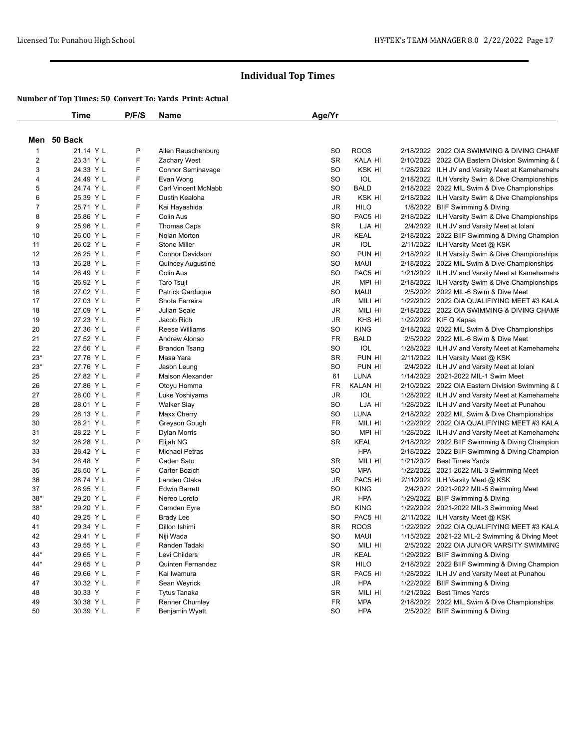# Individual Top Times

### Number of Top Times: 50 Convert To: Yards Print: Actual

**Men 50 Back**

| | Time | P/F/S | Name | Age/Yr | | | |
|---|---|---|---|---|---|---|---|
| 1 | 21.14 Y L | P | Allen Rauschenburg | SO | ROOS | 2/18/2022 | 2022 OIA SWIMMING & DIVING CHAMF |
| 2 | 23.31 Y L | F | Zachary West | SR | KALA HI | 2/10/2022 | 2022 OIA Eastern Division Swimming & I |
| 3 | 24.33 Y L | F | Connor Seminavage | SO | KSK HI | 1/28/2022 | ILH JV and Varsity Meet at Kamehameha |
| 4 | 24.49 Y L | F | Evan Wong | SO | IOL | 2/18/2022 | ILH Varsity Swim & Dive Championships |
| 5 | 24.74 Y L | F | Carl Vincent McNabb | SO | BALD | 2/18/2022 | 2022 MIL Swim & Dive Championships |
| 6 | 25.39 Y L | F | Dustin Kealoha | JR | KSK HI | 2/18/2022 | ILH Varsity Swim & Dive Championships |
| 7 | 25.71 Y L | F | Kai Hayashida | JR | HILO | 1/8/2022 | BIIF Swimming & Diving |
| 8 | 25.86 Y L | F | Colin Aus | SO | PAC5 HI | 2/18/2022 | ILH Varsity Swim & Dive Championships |
| 9 | 25.96 Y L | F | Thomas Caps | SR | LJA HI | 2/4/2022 | ILH JV and Varsity Meet at Iolani |
| 10 | 26.00 Y L | F | Nolan Morton | JR | KEAL | 2/18/2022 | 2022 BIIF Swimming & Diving Champion |
| 11 | 26.02 Y L | F | Stone Miller | JR | IOL | 2/11/2022 | ILH Varsity Meet @ KSK |
| 12 | 26.25 Y L | F | Connor Davidson | SO | PUN HI | 2/18/2022 | ILH Varsity Swim & Dive Championships |
| 13 | 26.28 Y L | F | Quincey Augustine | SO | MAUI | 2/18/2022 | 2022 MIL Swim & Dive Championships |
| 14 | 26.49 Y L | F | Colin Aus | SO | PAC5 HI | 1/21/2022 | ILH JV and Varsity Meet at Kamehameha |
| 15 | 26.92 Y L | F | Taro Tsuji | JR | MPI HI | 2/18/2022 | ILH Varsity Swim & Dive Championships |
| 16 | 27.02 Y L | F | Patrick Garduque | SO | MAUI | 2/5/2022 | 2022 MIL-6 Swim & Dive Meet |
| 17 | 27.03 Y L | F | Shota Ferreira | JR | MILI HI | 1/22/2022 | 2022 OIA QUALIFIYING MEET #3 KALA |
| 18 | 27.09 Y L | P | Julian Seale | JR | MILI HI | 2/18/2022 | 2022 OIA SWIMMING & DIVING CHAMF |
| 19 | 27.23 Y L | F | Jacob Rich | JR | KHS HI | 1/22/2022 | KIF Q Kapaa |
| 20 | 27.36 Y L | F | Reese Williams | SO | KING | 2/18/2022 | 2022 MIL Swim & Dive Championships |
| 21 | 27.52 Y L | F | Andrew Alonso | FR | BALD | 2/5/2022 | 2022 MIL-6 Swim & Dive Meet |
| 22 | 27.56 Y L | F | Brandon Tsang | SO | IOL | 1/28/2022 | ILH JV and Varsity Meet at Kamehameha |
| 23* | 27.76 Y L | F | Masa Yara | SR | PUN HI | 2/11/2022 | ILH Varsity Meet @ KSK |
| 23* | 27.76 Y L | F | Jason Leung | SO | PUN HI | 2/4/2022 | ILH JV and Varsity Meet at Iolani |
| 25 | 27.82 Y L | F | Maison Alexander | 61 | LUNA | 1/14/2022 | 2021-2022 MIL-1 Swim Meet |
| 26 | 27.86 Y L | F | Otoyu Homma | FR | KALAN HI | 2/10/2022 | 2022 OIA Eastern Division Swimming & I |
| 27 | 28.00 Y L | F | Luke Yoshiyama | JR | IOL | 1/28/2022 | ILH JV and Varsity Meet at Kamehameha |
| 28 | 28.01 Y L | F | Walker Slay | SO | LJA HI | 1/28/2022 | ILH JV and Varsity Meet at Punahou |
| 29 | 28.13 Y L | F | Maxx Cherry | SO | LUNA | 2/18/2022 | 2022 MIL Swim & Dive Championships |
| 30 | 28.21 Y L | F | Greyson Gough | FR | MILI HI | 1/22/2022 | 2022 OIA QUALIFIYING MEET #3 KALA |
| 31 | 28.22 Y L | F | Dylan Morris | SO | MPI HI | 1/28/2022 | ILH JV and Varsity Meet at Kamehameha |
| 32 | 28.28 Y L | P | Elijah NG | SR | KEAL | 2/18/2022 | 2022 BIIF Swimming & Diving Champion |
| 33 | 28.42 Y L | F | Michael Petras | | HPA | 2/18/2022 | 2022 BIIF Swimming & Diving Champion |
| 34 | 28.48 Y | F | Caden Sato | SR | MILI HI | 1/21/2022 | Best Times Yards |
| 35 | 28.50 Y L | F | Carter Bozich | SO | MPA | 1/22/2022 | 2021-2022 MIL-3 Swimming Meet |
| 36 | 28.74 Y L | F | Landen Otaka | JR | PAC5 HI | 2/11/2022 | ILH Varsity Meet @ KSK |
| 37 | 28.95 Y L | F | Edwin Barrett | SO | KING | 2/4/2022 | 2021-2022 MIL-5 Swimming Meet |
| 38* | 29.20 Y L | F | Nereo Loreto | JR | HPA | 1/29/2022 | BIIF Swimming & Diving |
| 38* | 29.20 Y L | F | Camden Eyre | SO | KING | 1/22/2022 | 2021-2022 MIL-3 Swimming Meet |
| 40 | 29.25 Y L | F | Brady Lee | SO | PAC5 HI | 2/11/2022 | ILH Varsity Meet @ KSK |
| 41 | 29.34 Y L | F | Dillon Ishimi | SR | ROOS | 1/22/2022 | 2022 OIA QUALIFIYING MEET #3 KALA |
| 42 | 29.41 Y L | F | Niji Wada | SO | MAUI | 1/15/2022 | 2021-22 MIL-2 Swimming & Diving Meet |
| 43 | 29.55 Y L | F | Randen Tadaki | SO | MILI HI | 2/5/2022 | 2022 OIA JUNIOR VARSITY SWIMMING |
| 44* | 29.65 Y L | F | Levi Childers | JR | KEAL | 1/29/2022 | BIIF Swimming & Diving |
| 44* | 29.65 Y L | P | Quinten Fernandez | SR | HILO | 2/18/2022 | 2022 BIIF Swimming & Diving Champion |
| 46 | 29.66 Y L | F | Kai Iwamura | SR | PAC5 HI | 1/28/2022 | ILH JV and Varsity Meet at Punahou |
| 47 | 30.32 Y L | F | Sean Weyrick | JR | HPA | 1/22/2022 | BIIF Swimming & Diving |
| 48 | 30.33 Y | F | Tytus Tanaka | SR | MILI HI | 1/21/2022 | Best Times Yards |
| 49 | 30.38 Y L | F | Renner Chumley | FR | MPA | 2/18/2022 | 2022 MIL Swim & Dive Championships |
| 50 | 30.39 Y L | F | Benjamin Wyatt | SO | HPA | 2/5/2022 | BIIF Swimming & Diving |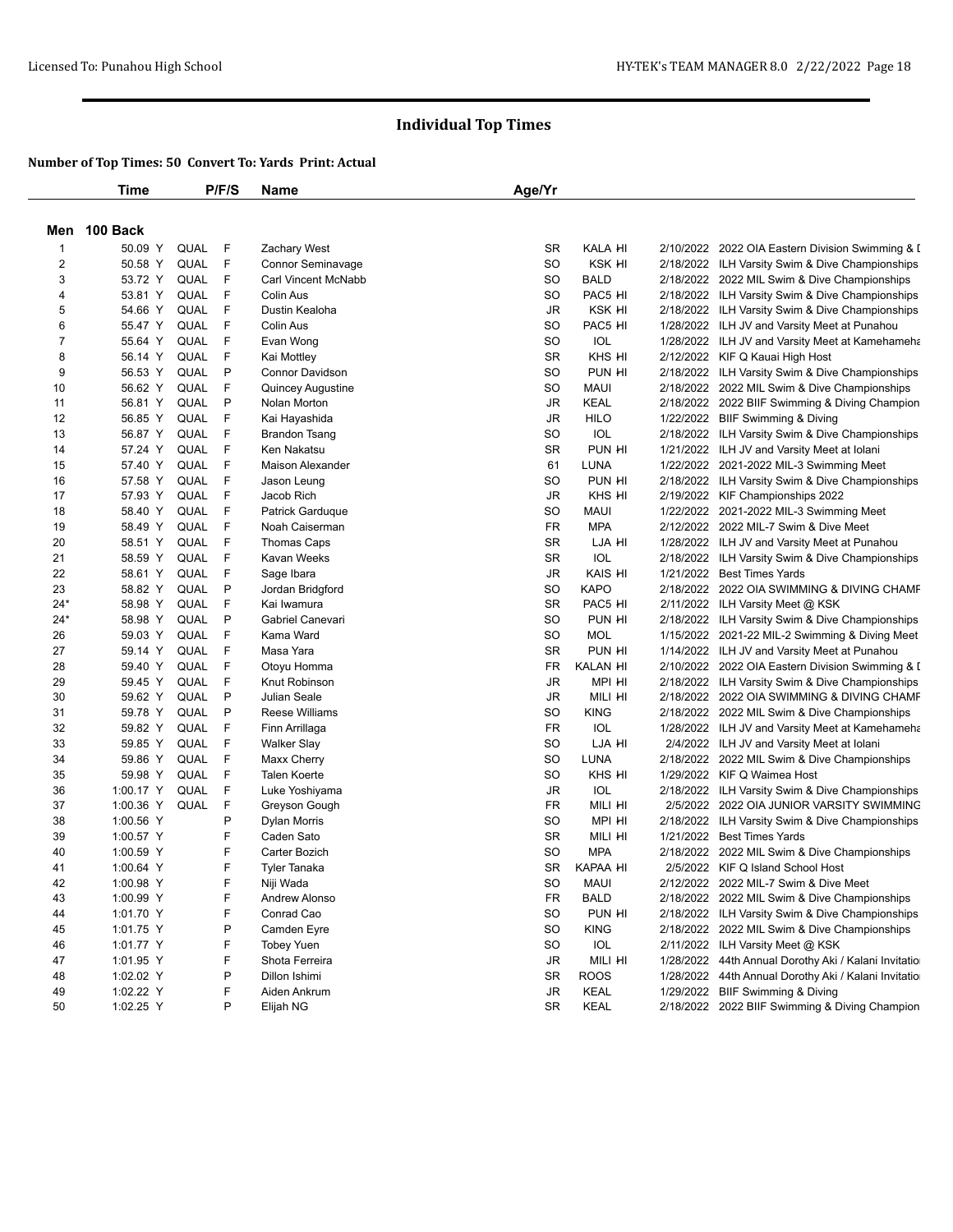# Individual Top Times

**Number of Top Times: 50 Convert To: Yards Print: Actual**

## Men 100 Back

| | Time | | P/F/S | Name | Age/Yr | | | |
|---|---|---|---|---|---|---|---|---|
| 1 | 50.09 Y | QUAL | F | Zachary West | SR | KALA HI | 2/10/2022 | 2022 OIA Eastern Division Swimming & I |
| 2 | 50.58 Y | QUAL | F | Connor Seminavage | SO | KSK HI | 2/18/2022 | ILH Varsity Swim & Dive Championships |
| 3 | 53.72 Y | QUAL | F | Carl Vincent McNabb | SO | BALD | 2/18/2022 | 2022 MIL Swim & Dive Championships |
| 4 | 53.81 Y | QUAL | F | Colin Aus | SO | PAC5 HI | 2/18/2022 | ILH Varsity Swim & Dive Championships |
| 5 | 54.66 Y | QUAL | F | Dustin Kealoha | JR | KSK HI | 2/18/2022 | ILH Varsity Swim & Dive Championships |
| 6 | 55.47 Y | QUAL | F | Colin Aus | SO | PAC5 HI | 1/28/2022 | ILH JV and Varsity Meet at Punahou |
| 7 | 55.64 Y | QUAL | F | Evan Wong | SO | IOL | 1/28/2022 | ILH JV and Varsity Meet at Kamehameha |
| 8 | 56.14 Y | QUAL | F | Kai Mottley | SR | KHS HI | 2/12/2022 | KIF Q Kauai High Host |
| 9 | 56.53 Y | QUAL | P | Connor Davidson | SO | PUN HI | 2/18/2022 | ILH Varsity Swim & Dive Championships |
| 10 | 56.62 Y | QUAL | F | Quincey Augustine | SO | MAUI | 2/18/2022 | 2022 MIL Swim & Dive Championships |
| 11 | 56.81 Y | QUAL | P | Nolan Morton | JR | KEAL | 2/18/2022 | 2022 BIIF Swimming & Diving Champion |
| 12 | 56.85 Y | QUAL | F | Kai Hayashida | JR | HILO | 1/22/2022 | BIIF Swimming & Diving |
| 13 | 56.87 Y | QUAL | F | Brandon Tsang | SO | IOL | 2/18/2022 | ILH Varsity Swim & Dive Championships |
| 14 | 57.24 Y | QUAL | F | Ken Nakatsu | SR | PUN HI | 1/21/2022 | ILH JV and Varsity Meet at Iolani |
| 15 | 57.40 Y | QUAL | F | Maison Alexander | 61 | LUNA | 1/22/2022 | 2021-2022 MIL-3 Swimming Meet |
| 16 | 57.58 Y | QUAL | F | Jason Leung | SO | PUN HI | 2/18/2022 | ILH Varsity Swim & Dive Championships |
| 17 | 57.93 Y | QUAL | F | Jacob Rich | JR | KHS HI | 2/19/2022 | KIF Championships 2022 |
| 18 | 58.40 Y | QUAL | F | Patrick Garduque | SO | MAUI | 1/22/2022 | 2021-2022 MIL-3 Swimming Meet |
| 19 | 58.49 Y | QUAL | F | Noah Caiserman | FR | MPA | 2/12/2022 | 2022 MIL-7 Swim & Dive Meet |
| 20 | 58.51 Y | QUAL | F | Thomas Caps | SR | LJA HI | 1/28/2022 | ILH JV and Varsity Meet at Punahou |
| 21 | 58.59 Y | QUAL | F | Kavan Weeks | SR | IOL | 2/18/2022 | ILH Varsity Swim & Dive Championships |
| 22 | 58.61 Y | QUAL | F | Sage Ibara | JR | KAIS HI | 1/21/2022 | Best Times Yards |
| 23 | 58.82 Y | QUAL | P | Jordan Bridgford | SO | KAPO | 2/18/2022 | 2022 OIA SWIMMING & DIVING CHAMF |
| 24* | 58.98 Y | QUAL | F | Kai Iwamura | SR | PAC5 HI | 2/11/2022 | ILH Varsity Meet @ KSK |
| 24* | 58.98 Y | QUAL | P | Gabriel Canevari | SO | PUN HI | 2/18/2022 | ILH Varsity Swim & Dive Championships |
| 26 | 59.03 Y | QUAL | F | Kama Ward | SO | MOL | 1/15/2022 | 2021-22 MIL-2 Swimming & Diving Meet |
| 27 | 59.14 Y | QUAL | F | Masa Yara | SR | PUN HI | 1/14/2022 | ILH JV and Varsity Meet at Punahou |
| 28 | 59.40 Y | QUAL | F | Otoyu Homma | FR | KALAN HI | 2/10/2022 | 2022 OIA Eastern Division Swimming & I |
| 29 | 59.45 Y | QUAL | F | Knut Robinson | JR | MPI HI | 2/18/2022 | ILH Varsity Swim & Dive Championships |
| 30 | 59.62 Y | QUAL | P | Julian Seale | JR | MILI HI | 2/18/2022 | 2022 OIA SWIMMING & DIVING CHAMF |
| 31 | 59.78 Y | QUAL | P | Reese Williams | SO | KING | 2/18/2022 | 2022 MIL Swim & Dive Championships |
| 32 | 59.82 Y | QUAL | F | Finn Arrillaga | FR | IOL | 1/28/2022 | ILH JV and Varsity Meet at Kamehameha |
| 33 | 59.85 Y | QUAL | F | Walker Slay | SO | LJA HI | 2/4/2022 | ILH JV and Varsity Meet at Iolani |
| 34 | 59.86 Y | QUAL | F | Maxx Cherry | SO | LUNA | 2/18/2022 | 2022 MIL Swim & Dive Championships |
| 35 | 59.98 Y | QUAL | F | Talen Koerte | SO | KHS HI | 1/29/2022 | KIF Q Waimea Host |
| 36 | 1:00.17 Y | QUAL | F | Luke Yoshiyama | JR | IOL | 2/18/2022 | ILH Varsity Swim & Dive Championships |
| 37 | 1:00.36 Y | QUAL | F | Greyson Gough | FR | MILI HI | 2/5/2022 | 2022 OIA JUNIOR VARSITY SWIMMING |
| 38 | 1:00.56 Y | | P | Dylan Morris | SO | MPI HI | 2/18/2022 | ILH Varsity Swim & Dive Championships |
| 39 | 1:00.57 Y | | F | Caden Sato | SR | MILI HI | 1/21/2022 | Best Times Yards |
| 40 | 1:00.59 Y | | F | Carter Bozich | SO | MPA | 2/18/2022 | 2022 MIL Swim & Dive Championships |
| 41 | 1:00.64 Y | | F | Tyler Tanaka | SR | KAPAA HI | 2/5/2022 | KIF Q Island School Host |
| 42 | 1:00.98 Y | | F | Niji Wada | SO | MAUI | 2/12/2022 | 2022 MIL-7 Swim & Dive Meet |
| 43 | 1:00.99 Y | | F | Andrew Alonso | FR | BALD | 2/18/2022 | 2022 MIL Swim & Dive Championships |
| 44 | 1:01.70 Y | | F | Conrad Cao | SO | PUN HI | 2/18/2022 | ILH Varsity Swim & Dive Championships |
| 45 | 1:01.75 Y | | P | Camden Eyre | SO | KING | 2/18/2022 | 2022 MIL Swim & Dive Championships |
| 46 | 1:01.77 Y | | F | Tobey Yuen | SO | IOL | 2/11/2022 | ILH Varsity Meet @ KSK |
| 47 | 1:01.95 Y | | F | Shota Ferreira | JR | MILI HI | 1/28/2022 | 44th Annual Dorothy Aki / Kalani Invitatio |
| 48 | 1:02.02 Y | | P | Dillon Ishimi | SR | ROOS | 1/28/2022 | 44th Annual Dorothy Aki / Kalani Invitatio |
| 49 | 1:02.22 Y | | F | Aiden Ankrum | JR | KEAL | 1/29/2022 | BIIF Swimming & Diving |
| 50 | 1:02.25 Y | | P | Elijah NG | SR | KEAL | 2/18/2022 | 2022 BIIF Swimming & Diving Champion |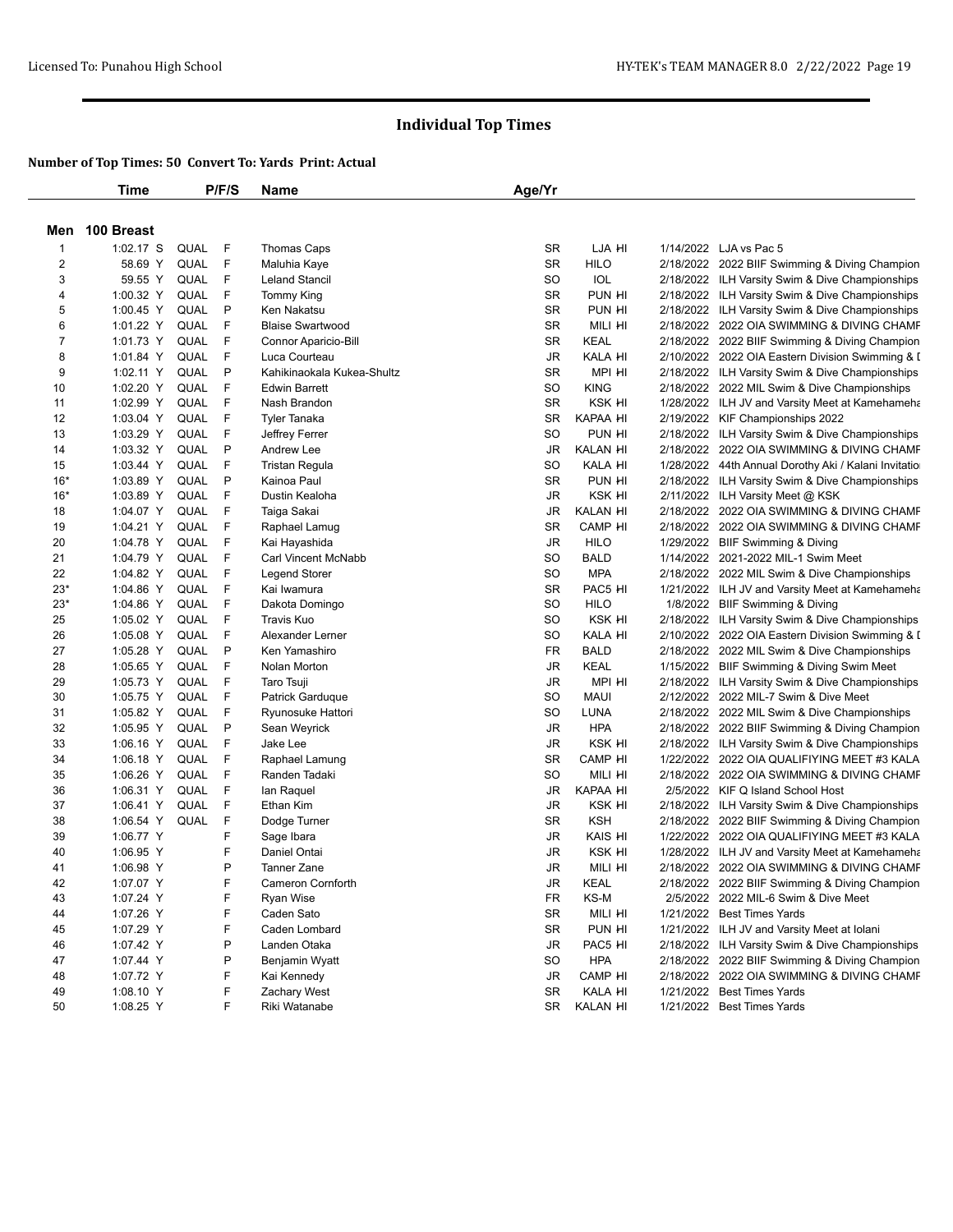# Individual Top Times

### Number of Top Times: 50 Convert To: Yards Print: Actual

**Men 100 Breast**

| | Time | | P/F/S | Name | Age/Yr | | | |
|---|---|---|---|---|---|---|---|---|
| 1 | 1:02.17 S | QUAL | F | Thomas Caps | SR | LJA HI | 1/14/2022 | LJA vs Pac 5 |
| 2 | 58.69 Y | QUAL | F | Maluhia Kaye | SR | HILO | 2/18/2022 | 2022 BIIF Swimming & Diving Champion |
| 3 | 59.55 Y | QUAL | F | Leland Stancil | SO | IOL | 2/18/2022 | ILH Varsity Swim & Dive Championships |
| 4 | 1:00.32 Y | QUAL | F | Tommy King | SR | PUN HI | 2/18/2022 | ILH Varsity Swim & Dive Championships |
| 5 | 1:00.45 Y | QUAL | P | Ken Nakatsu | SR | PUN HI | 2/18/2022 | ILH Varsity Swim & Dive Championships |
| 6 | 1:01.22 Y | QUAL | F | Blaise Swartwood | SR | MILI HI | 2/18/2022 | 2022 OIA SWIMMING & DIVING CHAMF |
| 7 | 1:01.73 Y | QUAL | F | Connor Aparicio-Bill | SR | KEAL | 2/18/2022 | 2022 BIIF Swimming & Diving Champion |
| 8 | 1:01.84 Y | QUAL | F | Luca Courteau | JR | KALA HI | 2/10/2022 | 2022 OIA Eastern Division Swimming & I |
| 9 | 1:02.11 Y | QUAL | P | Kahikinaokala Kukea-Shultz | SR | MPI HI | 2/18/2022 | ILH Varsity Swim & Dive Championships |
| 10 | 1:02.20 Y | QUAL | F | Edwin Barrett | SO | KING | 2/18/2022 | 2022 MIL Swim & Dive Championships |
| 11 | 1:02.99 Y | QUAL | F | Nash Brandon | SR | KSK HI | 1/28/2022 | ILH JV and Varsity Meet at Kamehameha |
| 12 | 1:03.04 Y | QUAL | F | Tyler Tanaka | SR | KAPAA HI | 2/19/2022 | KIF Championships 2022 |
| 13 | 1:03.29 Y | QUAL | F | Jeffrey Ferrer | SO | PUN HI | 2/18/2022 | ILH Varsity Swim & Dive Championships |
| 14 | 1:03.32 Y | QUAL | P | Andrew Lee | JR | KALAN HI | 2/18/2022 | 2022 OIA SWIMMING & DIVING CHAMF |
| 15 | 1:03.44 Y | QUAL | F | Tristan Regula | SO | KALA HI | 1/28/2022 | 44th Annual Dorothy Aki / Kalani Invitatio |
| 16* | 1:03.89 Y | QUAL | P | Kainoa Paul | SR | PUN HI | 2/18/2022 | ILH Varsity Swim & Dive Championships |
| 16* | 1:03.89 Y | QUAL | F | Dustin Kealoha | JR | KSK HI | 2/11/2022 | ILH Varsity Meet @ KSK |
| 18 | 1:04.07 Y | QUAL | F | Taiga Sakai | JR | KALAN HI | 2/18/2022 | 2022 OIA SWIMMING & DIVING CHAMF |
| 19 | 1:04.21 Y | QUAL | F | Raphael Lamug | SR | CAMP HI | 2/18/2022 | 2022 OIA SWIMMING & DIVING CHAMF |
| 20 | 1:04.78 Y | QUAL | F | Kai Hayashida | JR | HILO | 1/29/2022 | BIIF Swimming & Diving |
| 21 | 1:04.79 Y | QUAL | F | Carl Vincent McNabb | SO | BALD | 1/14/2022 | 2021-2022 MIL-1 Swim Meet |
| 22 | 1:04.82 Y | QUAL | F | Legend Storer | SO | MPA | 2/18/2022 | 2022 MIL Swim & Dive Championships |
| 23* | 1:04.86 Y | QUAL | F | Kai Iwamura | SR | PAC5 HI | 1/21/2022 | ILH JV and Varsity Meet at Kamehameha |
| 23* | 1:04.86 Y | QUAL | F | Dakota Domingo | SO | HILO | 1/8/2022 | BIIF Swimming & Diving |
| 25 | 1:05.02 Y | QUAL | F | Travis Kuo | SO | KSK HI | 2/18/2022 | ILH Varsity Swim & Dive Championships |
| 26 | 1:05.08 Y | QUAL | F | Alexander Lerner | SO | KALA HI | 2/10/2022 | 2022 OIA Eastern Division Swimming & I |
| 27 | 1:05.28 Y | QUAL | P | Ken Yamashiro | FR | BALD | 2/18/2022 | 2022 MIL Swim & Dive Championships |
| 28 | 1:05.65 Y | QUAL | F | Nolan Morton | JR | KEAL | 1/15/2022 | BIIF Swimming & Diving Swim Meet |
| 29 | 1:05.73 Y | QUAL | F | Taro Tsuji | JR | MPI HI | 2/18/2022 | ILH Varsity Swim & Dive Championships |
| 30 | 1:05.75 Y | QUAL | F | Patrick Garduque | SO | MAUI | 2/12/2022 | 2022 MIL-7 Swim & Dive Meet |
| 31 | 1:05.82 Y | QUAL | F | Ryunosuke Hattori | SO | LUNA | 2/18/2022 | 2022 MIL Swim & Dive Championships |
| 32 | 1:05.95 Y | QUAL | P | Sean Weyrick | JR | HPA | 2/18/2022 | 2022 BIIF Swimming & Diving Champion |
| 33 | 1:06.16 Y | QUAL | F | Jake Lee | JR | KSK HI | 2/18/2022 | ILH Varsity Swim & Dive Championships |
| 34 | 1:06.18 Y | QUAL | F | Raphael Lamung | SR | CAMP HI | 1/22/2022 | 2022 OIA QUALIFIYING MEET #3 KALA |
| 35 | 1:06.26 Y | QUAL | F | Randen Tadaki | SO | MILI HI | 2/18/2022 | 2022 OIA SWIMMING & DIVING CHAMF |
| 36 | 1:06.31 Y | QUAL | F | Ian Raquel | JR | KAPAA HI | 2/5/2022 | KIF Q Island School Host |
| 37 | 1:06.41 Y | QUAL | F | Ethan Kim | JR | KSK HI | 2/18/2022 | ILH Varsity Swim & Dive Championships |
| 38 | 1:06.54 Y | QUAL | F | Dodge Turner | SR | KSH | 2/18/2022 | 2022 BIIF Swimming & Diving Champion |
| 39 | 1:06.77 Y | | F | Sage Ibara | JR | KAIS HI | 1/22/2022 | 2022 OIA QUALIFIYING MEET #3 KALA |
| 40 | 1:06.95 Y | | F | Daniel Ontai | JR | KSK HI | 1/28/2022 | ILH JV and Varsity Meet at Kamehameha |
| 41 | 1:06.98 Y | | P | Tanner Zane | JR | MILI HI | 2/18/2022 | 2022 OIA SWIMMING & DIVING CHAMF |
| 42 | 1:07.07 Y | | F | Cameron Cornforth | JR | KEAL | 2/18/2022 | 2022 BIIF Swimming & Diving Champion |
| 43 | 1:07.24 Y | | F | Ryan Wise | FR | KS-M | 2/5/2022 | 2022 MIL-6 Swim & Dive Meet |
| 44 | 1:07.26 Y | | F | Caden Sato | SR | MILI HI | 1/21/2022 | Best Times Yards |
| 45 | 1:07.29 Y | | F | Caden Lombard | SR | PUN HI | 1/21/2022 | ILH JV and Varsity Meet at Iolani |
| 46 | 1:07.42 Y | | P | Landen Otaka | JR | PAC5 HI | 2/18/2022 | ILH Varsity Swim & Dive Championships |
| 47 | 1:07.44 Y | | P | Benjamin Wyatt | SO | HPA | 2/18/2022 | 2022 BIIF Swimming & Diving Champion |
| 48 | 1:07.72 Y | | F | Kai Kennedy | JR | CAMP HI | 2/18/2022 | 2022 OIA SWIMMING & DIVING CHAMF |
| 49 | 1:08.10 Y | | F | Zachary West | SR | KALA HI | 1/21/2022 | Best Times Yards |
| 50 | 1:08.25 Y | | F | Riki Watanabe | SR | KALAN HI | 1/21/2022 | Best Times Yards |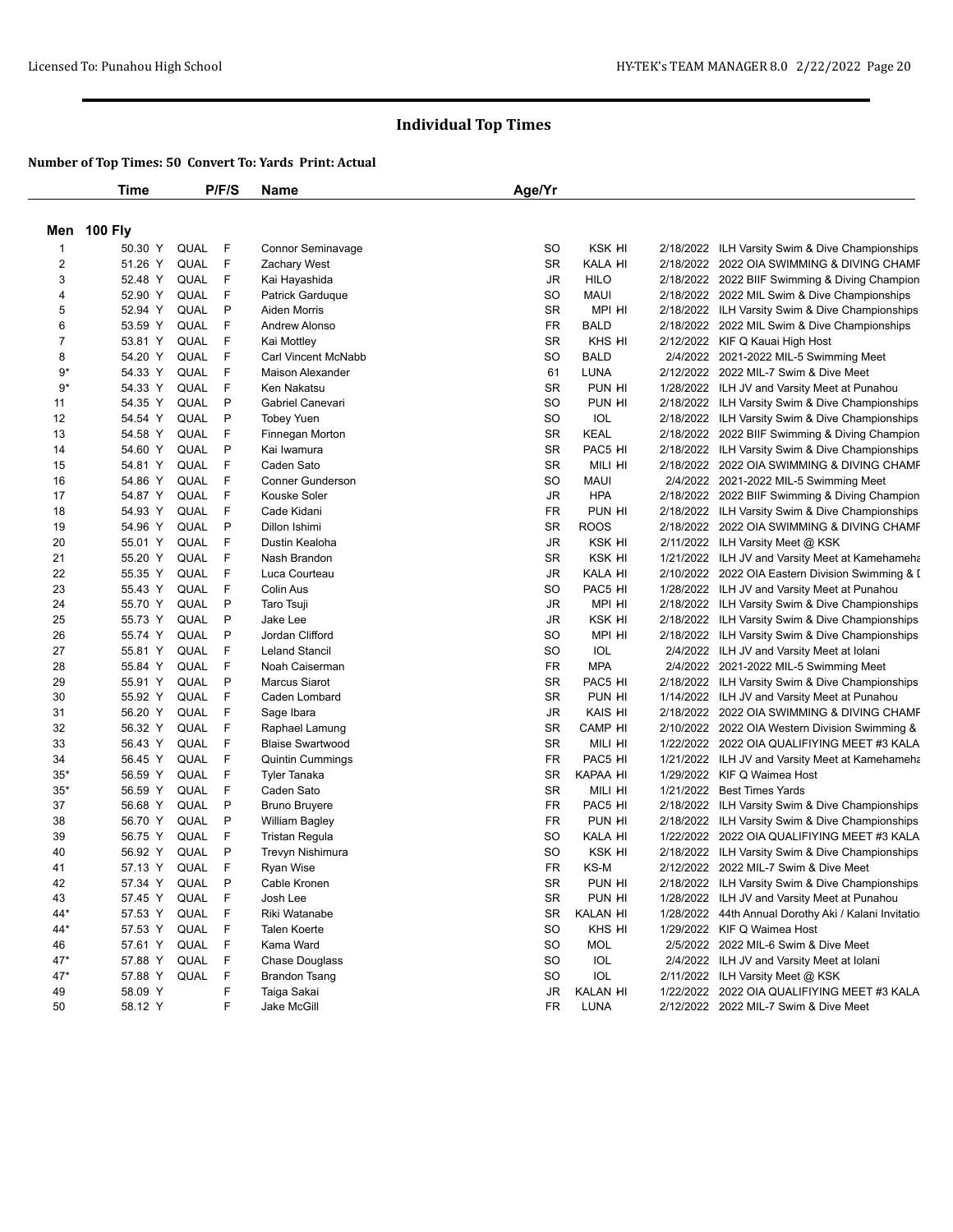## Individual Top Times

**Number of Top Times: 50 Convert To: Yards Print: Actual**

**Men 100 Fly**

| | Time | | P/F/S | Name | Age/Yr | | | |
|---|---|---|---|---|---|---|---|---|
| 1 | 50.30 Y | QUAL | F | Connor Seminavage | SO | KSK HI | 2/18/2022 | ILH Varsity Swim & Dive Championships |
| 2 | 51.26 Y | QUAL | F | Zachary West | SR | KALA HI | 2/18/2022 | 2022 OIA SWIMMING & DIVING CHAMF |
| 3 | 52.48 Y | QUAL | F | Kai Hayashida | JR | HILO | 2/18/2022 | 2022 BIIF Swimming & Diving Champion |
| 4 | 52.90 Y | QUAL | F | Patrick Garduque | SO | MAUI | 2/18/2022 | 2022 MIL Swim & Dive Championships |
| 5 | 52.94 Y | QUAL | P | Aiden Morris | SR | MPI HI | 2/18/2022 | ILH Varsity Swim & Dive Championships |
| 6 | 53.59 Y | QUAL | F | Andrew Alonso | FR | BALD | 2/18/2022 | 2022 MIL Swim & Dive Championships |
| 7 | 53.81 Y | QUAL | F | Kai Mottley | SR | KHS HI | 2/12/2022 | KIF Q Kauai High Host |
| 8 | 54.20 Y | QUAL | F | Carl Vincent McNabb | SO | BALD | 2/4/2022 | 2021-2022 MIL-5 Swimming Meet |
| 9* | 54.33 Y | QUAL | F | Maison Alexander | 61 | LUNA | 2/12/2022 | 2022 MIL-7 Swim & Dive Meet |
| 9* | 54.33 Y | QUAL | F | Ken Nakatsu | SR | PUN HI | 1/28/2022 | ILH JV and Varsity Meet at Punahou |
| 11 | 54.35 Y | QUAL | P | Gabriel Canevari | SO | PUN HI | 2/18/2022 | ILH Varsity Swim & Dive Championships |
| 12 | 54.54 Y | QUAL | P | Tobey Yuen | SO | IOL | 2/18/2022 | ILH Varsity Swim & Dive Championships |
| 13 | 54.58 Y | QUAL | F | Finnegan Morton | SR | KEAL | 2/18/2022 | 2022 BIIF Swimming & Diving Champion |
| 14 | 54.60 Y | QUAL | P | Kai Iwamura | SR | PAC5 HI | 2/18/2022 | ILH Varsity Swim & Dive Championships |
| 15 | 54.81 Y | QUAL | F | Caden Sato | SR | MILI HI | 2/18/2022 | 2022 OIA SWIMMING & DIVING CHAMF |
| 16 | 54.86 Y | QUAL | F | Conner Gunderson | SO | MAUI | 2/4/2022 | 2021-2022 MIL-5 Swimming Meet |
| 17 | 54.87 Y | QUAL | F | Kouske Soler | JR | HPA | 2/18/2022 | 2022 BIIF Swimming & Diving Champion |
| 18 | 54.93 Y | QUAL | F | Cade Kidani | FR | PUN HI | 2/18/2022 | ILH Varsity Swim & Dive Championships |
| 19 | 54.96 Y | QUAL | P | Dillon Ishimi | SR | ROOS | 2/18/2022 | 2022 OIA SWIMMING & DIVING CHAMF |
| 20 | 55.01 Y | QUAL | F | Dustin Kealoha | JR | KSK HI | 2/11/2022 | ILH Varsity Meet @ KSK |
| 21 | 55.20 Y | QUAL | F | Nash Brandon | SR | KSK HI | 1/21/2022 | ILH JV and Varsity Meet at Kamehameha |
| 22 | 55.35 Y | QUAL | F | Luca Courteau | JR | KALA HI | 2/10/2022 | 2022 OIA Eastern Division Swimming & I |
| 23 | 55.43 Y | QUAL | F | Colin Aus | SO | PAC5 HI | 1/28/2022 | ILH JV and Varsity Meet at Punahou |
| 24 | 55.70 Y | QUAL | P | Taro Tsuji | JR | MPI HI | 2/18/2022 | ILH Varsity Swim & Dive Championships |
| 25 | 55.73 Y | QUAL | P | Jake Lee | JR | KSK HI | 2/18/2022 | ILH Varsity Swim & Dive Championships |
| 26 | 55.74 Y | QUAL | P | Jordan Clifford | SO | MPI HI | 2/18/2022 | ILH Varsity Swim & Dive Championships |
| 27 | 55.81 Y | QUAL | F | Leland Stancil | SO | IOL | 2/4/2022 | ILH JV and Varsity Meet at Iolani |
| 28 | 55.84 Y | QUAL | F | Noah Caiserman | FR | MPA | 2/4/2022 | 2021-2022 MIL-5 Swimming Meet |
| 29 | 55.91 Y | QUAL | P | Marcus Siarot | SR | PAC5 HI | 2/18/2022 | ILH Varsity Swim & Dive Championships |
| 30 | 55.92 Y | QUAL | F | Caden Lombard | SR | PUN HI | 1/14/2022 | ILH JV and Varsity Meet at Punahou |
| 31 | 56.20 Y | QUAL | F | Sage Ibara | JR | KAIS HI | 2/18/2022 | 2022 OIA SWIMMING & DIVING CHAMF |
| 32 | 56.32 Y | QUAL | F | Raphael Lamung | SR | CAMP HI | 2/10/2022 | 2022 OIA Western Division Swimming & |
| 33 | 56.43 Y | QUAL | F | Blaise Swartwood | SR | MILI HI | 1/22/2022 | 2022 OIA QUALIFIYING MEET #3 KALA |
| 34 | 56.45 Y | QUAL | F | Quintin Cummings | FR | PAC5 HI | 1/21/2022 | ILH JV and Varsity Meet at Kamehameha |
| 35* | 56.59 Y | QUAL | F | Tyler Tanaka | SR | KAPAA HI | 1/29/2022 | KIF Q Waimea Host |
| 35* | 56.59 Y | QUAL | F | Caden Sato | SR | MILI HI | 1/21/2022 | Best Times Yards |
| 37 | 56.68 Y | QUAL | P | Bruno Bruyere | FR | PAC5 HI | 2/18/2022 | ILH Varsity Swim & Dive Championships |
| 38 | 56.70 Y | QUAL | P | William Bagley | FR | PUN HI | 2/18/2022 | ILH Varsity Swim & Dive Championships |
| 39 | 56.75 Y | QUAL | F | Tristan Regula | SO | KALA HI | 1/22/2022 | 2022 OIA QUALIFIYING MEET #3 KALA |
| 40 | 56.92 Y | QUAL | P | Trevyn Nishimura | SO | KSK HI | 2/18/2022 | ILH Varsity Swim & Dive Championships |
| 41 | 57.13 Y | QUAL | F | Ryan Wise | FR | KS-M | 2/12/2022 | 2022 MIL-7 Swim & Dive Meet |
| 42 | 57.34 Y | QUAL | P | Cable Kronen | SR | PUN HI | 2/18/2022 | ILH Varsity Swim & Dive Championships |
| 43 | 57.45 Y | QUAL | F | Josh Lee | SR | PUN HI | 1/28/2022 | ILH JV and Varsity Meet at Punahou |
| 44* | 57.53 Y | QUAL | F | Riki Watanabe | SR | KALAN HI | 1/28/2022 | 44th Annual Dorothy Aki / Kalani Invitatio |
| 44* | 57.53 Y | QUAL | F | Talen Koerte | SO | KHS HI | 1/29/2022 | KIF Q Waimea Host |
| 46 | 57.61 Y | QUAL | F | Kama Ward | SO | MOL | 2/5/2022 | 2022 MIL-6 Swim & Dive Meet |
| 47* | 57.88 Y | QUAL | F | Chase Douglass | SO | IOL | 2/4/2022 | ILH JV and Varsity Meet at Iolani |
| 47* | 57.88 Y | QUAL | F | Brandon Tsang | SO | IOL | 2/11/2022 | ILH Varsity Meet @ KSK |
| 49 | 58.09 Y | | F | Taiga Sakai | JR | KALAN HI | 1/22/2022 | 2022 OIA QUALIFIYING MEET #3 KALA |
| 50 | 58.12 Y | | F | Jake McGill | FR | LUNA | 2/12/2022 | 2022 MIL-7 Swim & Dive Meet |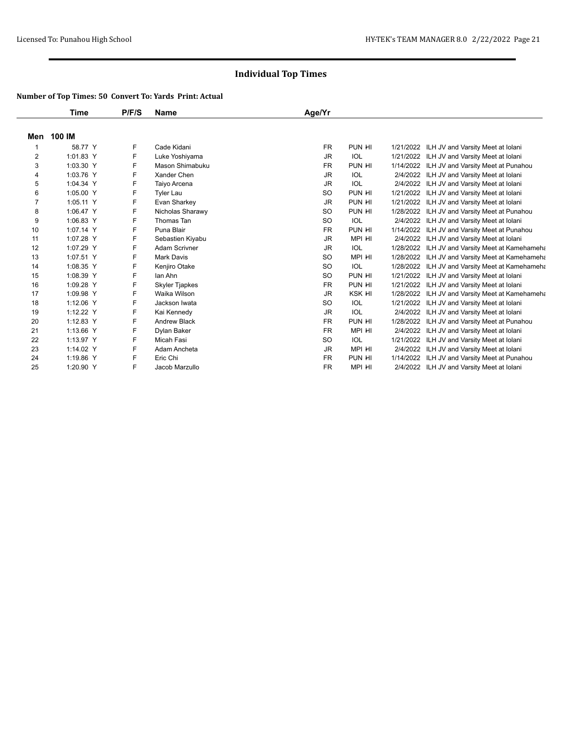# Individual Top Times

**Number of Top Times: 50 Convert To: Yards Print: Actual**

| | Time | P/F/S | Name | Age/Yr | | | |
|---|---|---|---|---|---|---|---|
| **Men 100 IM** | | | | | | | |
| 1 | 58.77 Y | F | Cade Kidani | FR | PUN HI | 1/21/2022 | ILH JV and Varsity Meet at Iolani |
| 2 | 1:01.83 Y | F | Luke Yoshiyama | JR | IOL | 1/21/2022 | ILH JV and Varsity Meet at Iolani |
| 3 | 1:03.30 Y | F | Mason Shimabuku | FR | PUN HI | 1/14/2022 | ILH JV and Varsity Meet at Punahou |
| 4 | 1:03.76 Y | F | Xander Chen | JR | IOL | 2/4/2022 | ILH JV and Varsity Meet at Iolani |
| 5 | 1:04.34 Y | F | Taiyo Arcena | JR | IOL | 2/4/2022 | ILH JV and Varsity Meet at Iolani |
| 6 | 1:05.00 Y | F | Tyler Lau | SO | PUN HI | 1/21/2022 | ILH JV and Varsity Meet at Iolani |
| 7 | 1:05.11 Y | F | Evan Sharkey | JR | PUN HI | 1/21/2022 | ILH JV and Varsity Meet at Iolani |
| 8 | 1:06.47 Y | F | Nicholas Sharawy | SO | PUN HI | 1/28/2022 | ILH JV and Varsity Meet at Punahou |
| 9 | 1:06.83 Y | F | Thomas Tan | SO | IOL | 2/4/2022 | ILH JV and Varsity Meet at Iolani |
| 10 | 1:07.14 Y | F | Puna Blair | FR | PUN HI | 1/14/2022 | ILH JV and Varsity Meet at Punahou |
| 11 | 1:07.28 Y | F | Sebastien Kiyabu | JR | MPI HI | 2/4/2022 | ILH JV and Varsity Meet at Iolani |
| 12 | 1:07.29 Y | F | Adam Scrivner | JR | IOL | 1/28/2022 | ILH JV and Varsity Meet at Kamehameha |
| 13 | 1:07.51 Y | F | Mark Davis | SO | MPI HI | 1/28/2022 | ILH JV and Varsity Meet at Kamehameha |
| 14 | 1:08.35 Y | F | Kenjiro Otake | SO | IOL | 1/28/2022 | ILH JV and Varsity Meet at Kamehameha |
| 15 | 1:08.39 Y | F | Ian Ahn | SO | PUN HI | 1/21/2022 | ILH JV and Varsity Meet at Iolani |
| 16 | 1:09.28 Y | F | Skyler Tjapkes | FR | PUN HI | 1/21/2022 | ILH JV and Varsity Meet at Iolani |
| 17 | 1:09.98 Y | F | Waika Wilson | JR | KSK HI | 1/28/2022 | ILH JV and Varsity Meet at Kamehameha |
| 18 | 1:12.06 Y | F | Jackson Iwata | SO | IOL | 1/21/2022 | ILH JV and Varsity Meet at Iolani |
| 19 | 1:12.22 Y | F | Kai Kennedy | JR | IOL | 2/4/2022 | ILH JV and Varsity Meet at Iolani |
| 20 | 1:12.83 Y | F | Andrew Black | FR | PUN HI | 1/28/2022 | ILH JV and Varsity Meet at Punahou |
| 21 | 1:13.66 Y | F | Dylan Baker | FR | MPI HI | 2/4/2022 | ILH JV and Varsity Meet at Iolani |
| 22 | 1:13.97 Y | F | Micah Fasi | SO | IOL | 1/21/2022 | ILH JV and Varsity Meet at Iolani |
| 23 | 1:14.02 Y | F | Adam Ancheta | JR | MPI HI | 2/4/2022 | ILH JV and Varsity Meet at Iolani |
| 24 | 1:19.86 Y | F | Eric Chi | FR | PUN HI | 1/14/2022 | ILH JV and Varsity Meet at Punahou |
| 25 | 1:20.90 Y | F | Jacob Marzullo | FR | MPI HI | 2/4/2022 | ILH JV and Varsity Meet at Iolani |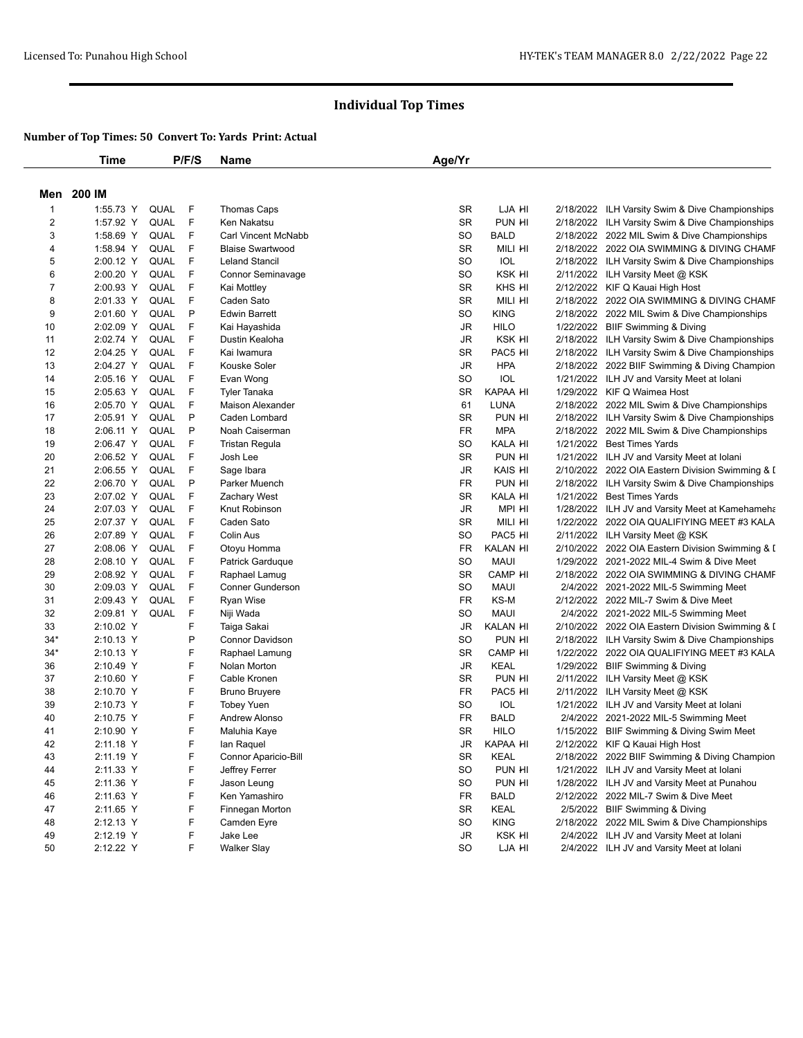# Individual Top Times

**Number of Top Times: 50 Convert To: Yards Print: Actual**

## Men 200 IM

| | Time | | P/F/S | Name | Age/Yr | | | |
|---|---|---|---|---|---|---|---|---|
| 1 | 1:55.73 Y | QUAL | F | Thomas Caps | SR | LJA HI | 2/18/2022 | ILH Varsity Swim & Dive Championships |
| 2 | 1:57.92 Y | QUAL | F | Ken Nakatsu | SR | PUN HI | 2/18/2022 | ILH Varsity Swim & Dive Championships |
| 3 | 1:58.69 Y | QUAL | F | Carl Vincent McNabb | SO | BALD | 2/18/2022 | 2022 MIL Swim & Dive Championships |
| 4 | 1:58.94 Y | QUAL | F | Blaise Swartwood | SR | MILI HI | 2/18/2022 | 2022 OIA SWIMMING & DIVING CHAMF |
| 5 | 2:00.12 Y | QUAL | F | Leland Stancil | SO | IOL | 2/18/2022 | ILH Varsity Swim & Dive Championships |
| 6 | 2:00.20 Y | QUAL | F | Connor Seminavage | SO | KSK HI | 2/11/2022 | ILH Varsity Meet @ KSK |
| 7 | 2:00.93 Y | QUAL | F | Kai Mottley | SR | KHS HI | 2/12/2022 | KIF Q Kauai High Host |
| 8 | 2:01.33 Y | QUAL | F | Caden Sato | SR | MILI HI | 2/18/2022 | 2022 OIA SWIMMING & DIVING CHAMF |
| 9 | 2:01.60 Y | QUAL | P | Edwin Barrett | SO | KING | 2/18/2022 | 2022 MIL Swim & Dive Championships |
| 10 | 2:02.09 Y | QUAL | F | Kai Hayashida | JR | HILO | 1/22/2022 | BIIF Swimming & Diving |
| 11 | 2:02.74 Y | QUAL | F | Dustin Kealoha | JR | KSK HI | 2/18/2022 | ILH Varsity Swim & Dive Championships |
| 12 | 2:04.25 Y | QUAL | F | Kai Iwamura | SR | PAC5 HI | 2/18/2022 | ILH Varsity Swim & Dive Championships |
| 13 | 2:04.27 Y | QUAL | F | Kouske Soler | JR | HPA | 2/18/2022 | 2022 BIIF Swimming & Diving Champion |
| 14 | 2:05.16 Y | QUAL | F | Evan Wong | SO | IOL | 1/21/2022 | ILH JV and Varsity Meet at Iolani |
| 15 | 2:05.63 Y | QUAL | F | Tyler Tanaka | SR | KAPAA HI | 1/29/2022 | KIF Q Waimea Host |
| 16 | 2:05.70 Y | QUAL | F | Maison Alexander | 61 | LUNA | 2/18/2022 | 2022 MIL Swim & Dive Championships |
| 17 | 2:05.91 Y | QUAL | P | Caden Lombard | SR | PUN HI | 2/18/2022 | ILH Varsity Swim & Dive Championships |
| 18 | 2:06.11 Y | QUAL | P | Noah Caiserman | FR | MPA | 2/18/2022 | 2022 MIL Swim & Dive Championships |
| 19 | 2:06.47 Y | QUAL | F | Tristan Regula | SO | KALA HI | 1/21/2022 | Best Times Yards |
| 20 | 2:06.52 Y | QUAL | F | Josh Lee | SR | PUN HI | 1/21/2022 | ILH JV and Varsity Meet at Iolani |
| 21 | 2:06.55 Y | QUAL | F | Sage Ibara | JR | KAIS HI | 2/10/2022 | 2022 OIA Eastern Division Swimming & I |
| 22 | 2:06.70 Y | QUAL | P | Parker Muench | FR | PUN HI | 2/18/2022 | ILH Varsity Swim & Dive Championships |
| 23 | 2:07.02 Y | QUAL | F | Zachary West | SR | KALA HI | 1/21/2022 | Best Times Yards |
| 24 | 2:07.03 Y | QUAL | F | Knut Robinson | JR | MPI HI | 1/28/2022 | ILH JV and Varsity Meet at Kamehameha |
| 25 | 2:07.37 Y | QUAL | F | Caden Sato | SR | MILI HI | 1/22/2022 | 2022 OIA QUALIFIYING MEET #3 KALA |
| 26 | 2:07.89 Y | QUAL | F | Colin Aus | SO | PAC5 HI | 2/11/2022 | ILH Varsity Meet @ KSK |
| 27 | 2:08.06 Y | QUAL | F | Otoyu Homma | FR | KALAN HI | 2/10/2022 | 2022 OIA Eastern Division Swimming & I |
| 28 | 2:08.10 Y | QUAL | F | Patrick Garduque | SO | MAUI | 1/29/2022 | 2021-2022 MIL-4 Swim & Dive Meet |
| 29 | 2:08.92 Y | QUAL | F | Raphael Lamug | SR | CAMP HI | 2/18/2022 | 2022 OIA SWIMMING & DIVING CHAMF |
| 30 | 2:09.03 Y | QUAL | F | Conner Gunderson | SO | MAUI | 2/4/2022 | 2021-2022 MIL-5 Swimming Meet |
| 31 | 2:09.43 Y | QUAL | F | Ryan Wise | FR | KS-M | 2/12/2022 | 2022 MIL-7 Swim & Dive Meet |
| 32 | 2:09.81 Y | QUAL | F | Niji Wada | SO | MAUI | 2/4/2022 | 2021-2022 MIL-5 Swimming Meet |
| 33 | 2:10.02 Y | | F | Taiga Sakai | JR | KALAN HI | 2/10/2022 | 2022 OIA Eastern Division Swimming & I |
| 34* | 2:10.13 Y | | P | Connor Davidson | SO | PUN HI | 2/18/2022 | ILH Varsity Swim & Dive Championships |
| 34* | 2:10.13 Y | | F | Raphael Lamung | SR | CAMP HI | 1/22/2022 | 2022 OIA QUALIFIYING MEET #3 KALA |
| 36 | 2:10.49 Y | | F | Nolan Morton | JR | KEAL | 1/29/2022 | BIIF Swimming & Diving |
| 37 | 2:10.60 Y | | F | Cable Kronen | SR | PUN HI | 2/11/2022 | ILH Varsity Meet @ KSK |
| 38 | 2:10.70 Y | | F | Bruno Bruyere | FR | PAC5 HI | 2/11/2022 | ILH Varsity Meet @ KSK |
| 39 | 2:10.73 Y | | F | Tobey Yuen | SO | IOL | 1/21/2022 | ILH JV and Varsity Meet at Iolani |
| 40 | 2:10.75 Y | | F | Andrew Alonso | FR | BALD | 2/4/2022 | 2021-2022 MIL-5 Swimming Meet |
| 41 | 2:10.90 Y | | F | Maluhia Kaye | SR | HILO | 1/15/2022 | BIIF Swimming & Diving Swim Meet |
| 42 | 2:11.18 Y | | F | Ian Raquel | JR | KAPAA HI | 2/12/2022 | KIF Q Kauai High Host |
| 43 | 2:11.19 Y | | F | Connor Aparicio-Bill | SR | KEAL | 2/18/2022 | 2022 BIIF Swimming & Diving Champion |
| 44 | 2:11.33 Y | | F | Jeffrey Ferrer | SO | PUN HI | 1/21/2022 | ILH JV and Varsity Meet at Iolani |
| 45 | 2:11.36 Y | | F | Jason Leung | SO | PUN HI | 1/28/2022 | ILH JV and Varsity Meet at Punahou |
| 46 | 2:11.63 Y | | F | Ken Yamashiro | FR | BALD | 2/12/2022 | 2022 MIL-7 Swim & Dive Meet |
| 47 | 2:11.65 Y | | F | Finnegan Morton | SR | KEAL | 2/5/2022 | BIIF Swimming & Diving |
| 48 | 2:12.13 Y | | F | Camden Eyre | SO | KING | 2/18/2022 | 2022 MIL Swim & Dive Championships |
| 49 | 2:12.19 Y | | F | Jake Lee | JR | KSK HI | 2/4/2022 | ILH JV and Varsity Meet at Iolani |
| 50 | 2:12.22 Y | | F | Walker Slay | SO | LJA HI | 2/4/2022 | ILH JV and Varsity Meet at Iolani |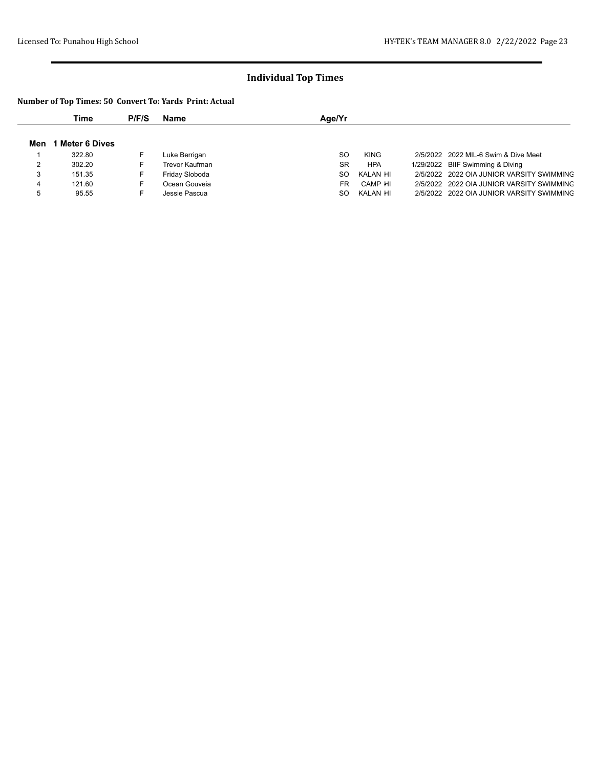## Individual Top Times

**Number of Top Times: 50 Convert To: Yards Print: Actual**

| | Time | P/F/S | Name | Age/Yr | | | |
|---|---|---|---|---|---|---|---|
| **Men 1 Meter 6 Dives** | | | | | | | |
| 1 | 322.80 | F | Luke Berrigan | SO | KING | 2/5/2022 | 2022 MIL-6 Swim & Dive Meet |
| 2 | 302.20 | F | Trevor Kaufman | SR | HPA | 1/29/2022 | BIIF Swimming & Diving |
| 3 | 151.35 | F | Friday Sloboda | SO | KALAN HI | 2/5/2022 | 2022 OIA JUNIOR VARSITY SWIMMING |
| 4 | 121.60 | F | Ocean Gouveia | FR | CAMP HI | 2/5/2022 | 2022 OIA JUNIOR VARSITY SWIMMING |
| 5 | 95.55 | F | Jessie Pascua | SO | KALAN HI | 2/5/2022 | 2022 OIA JUNIOR VARSITY SWIMMING |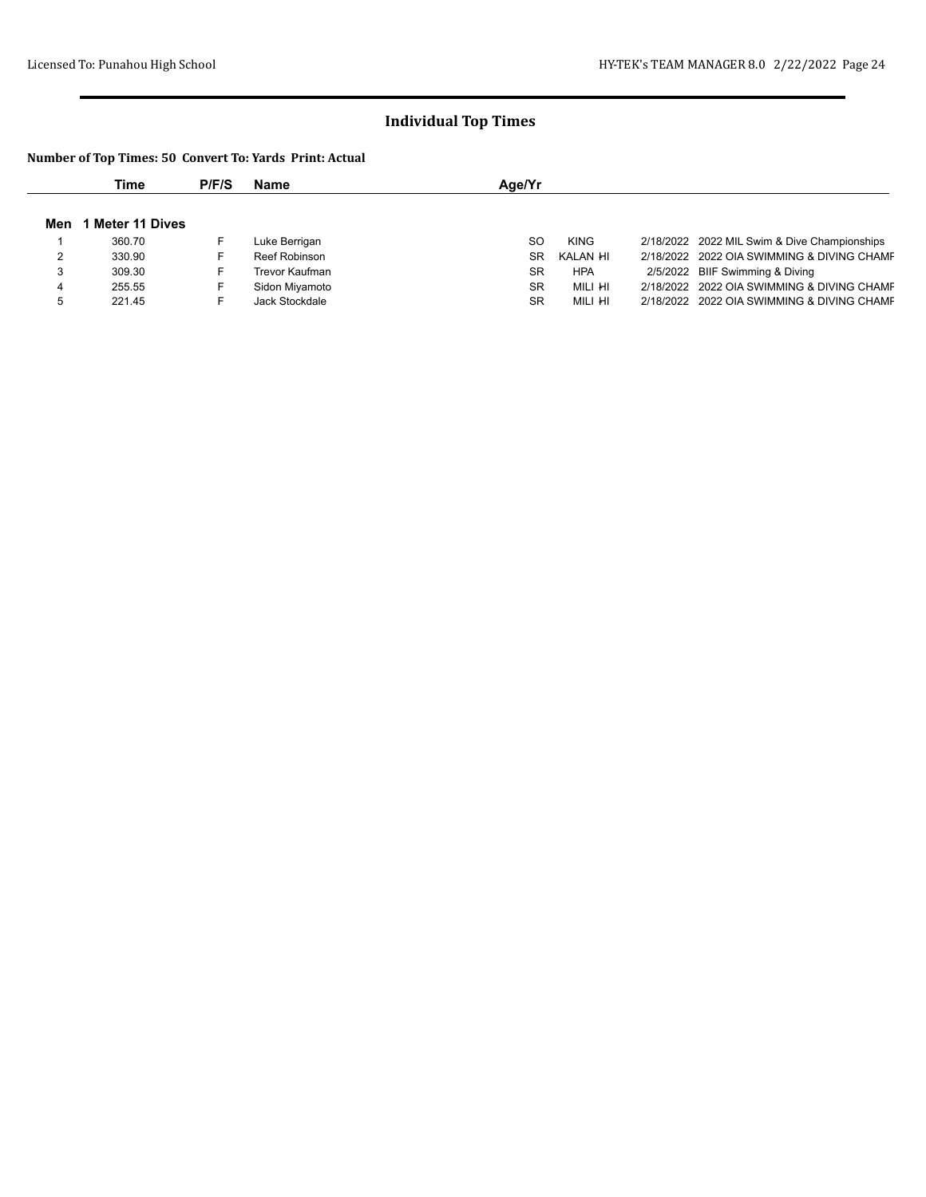## Individual Top Times

**Number of Top Times: 50 Convert To: Yards Print: Actual**

| | Time | P/F/S | Name | Age/Yr | | | |
|---|---|---|---|---|---|---|---|
| **Men 1 Meter 11 Dives** | | | | | | | |
| 1 | 360.70 | F | Luke Berrigan | SO | KING | 2/18/2022 | 2022 MIL Swim & Dive Championships |
| 2 | 330.90 | F | Reef Robinson | SR | KALAN HI | 2/18/2022 | 2022 OIA SWIMMING & DIVING CHAMF |
| 3 | 309.30 | F | Trevor Kaufman | SR | HPA | 2/5/2022 | BIIF Swimming & Diving |
| 4 | 255.55 | F | Sidon Miyamoto | SR | MILI HI | 2/18/2022 | 2022 OIA SWIMMING & DIVING CHAMF |
| 5 | 221.45 | F | Jack Stockdale | SR | MILI HI | 2/18/2022 | 2022 OIA SWIMMING & DIVING CHAMF |